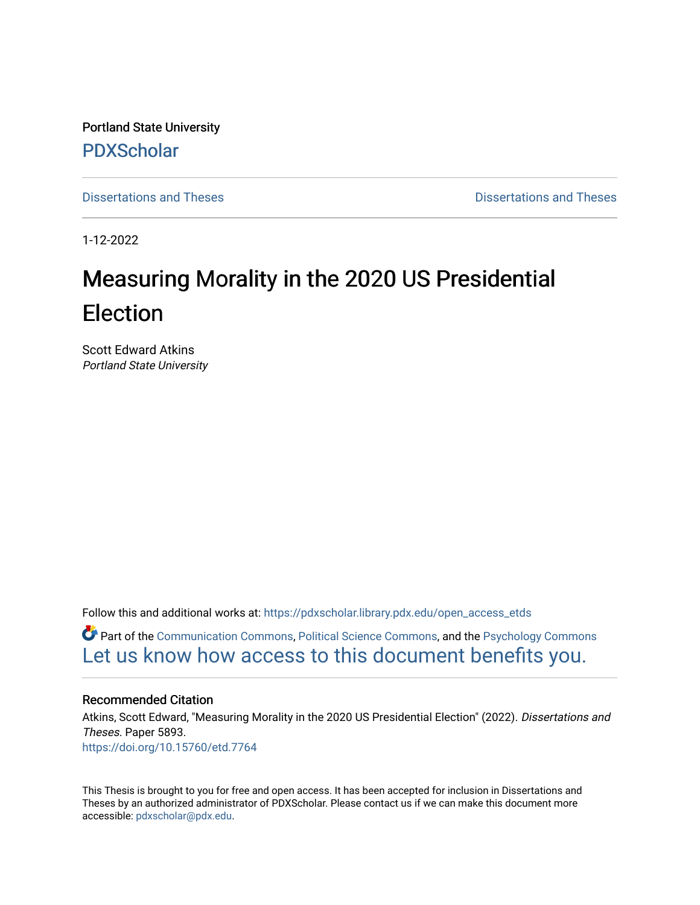Portland State University

PDXScholar

Dissertations and Theses | Dissertations and Theses

1-12-2022

# Measuring Morality in the 2020 US Presidential Election

Scott Edward Atkins
*Portland State University*

Follow this and additional works at: https://pdxscholar.library.pdx.edu/open_access_etds

Part of the Communication Commons, Political Science Commons, and the Psychology Commons

Let us know how access to this document benefits you.

## Recommended Citation

Atkins, Scott Edward, "Measuring Morality in the 2020 US Presidential Election" (2022). *Dissertations and Theses.* Paper 5893.
https://doi.org/10.15760/etd.7764

This Thesis is brought to you for free and open access. It has been accepted for inclusion in Dissertations and Theses by an authorized administrator of PDXScholar. Please contact us if we can make this document more accessible: pdxscholar@pdx.edu.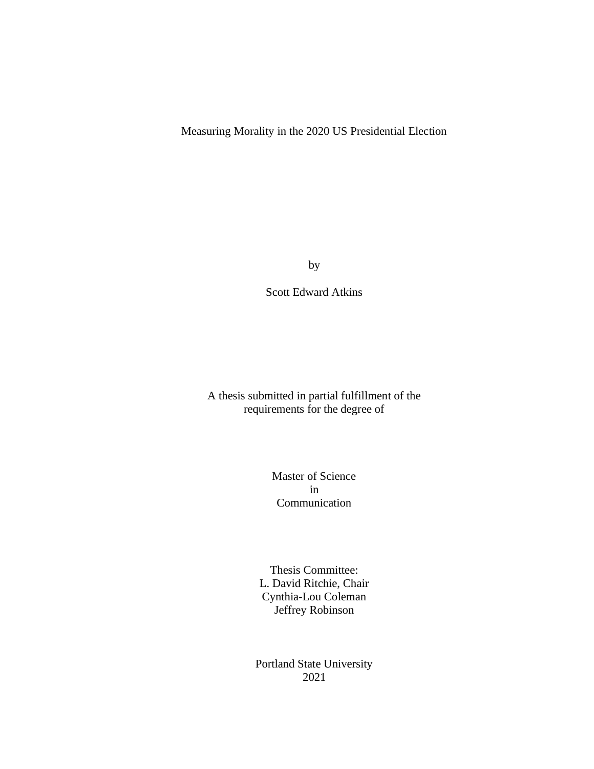# Measuring Morality in the 2020 US Presidential Election

by

Scott Edward Atkins

A thesis submitted in partial fulfillment of the requirements for the degree of

Master of Science
in
Communication

Thesis Committee:
L. David Ritchie, Chair
Cynthia-Lou Coleman
Jeffrey Robinson

Portland State University
2021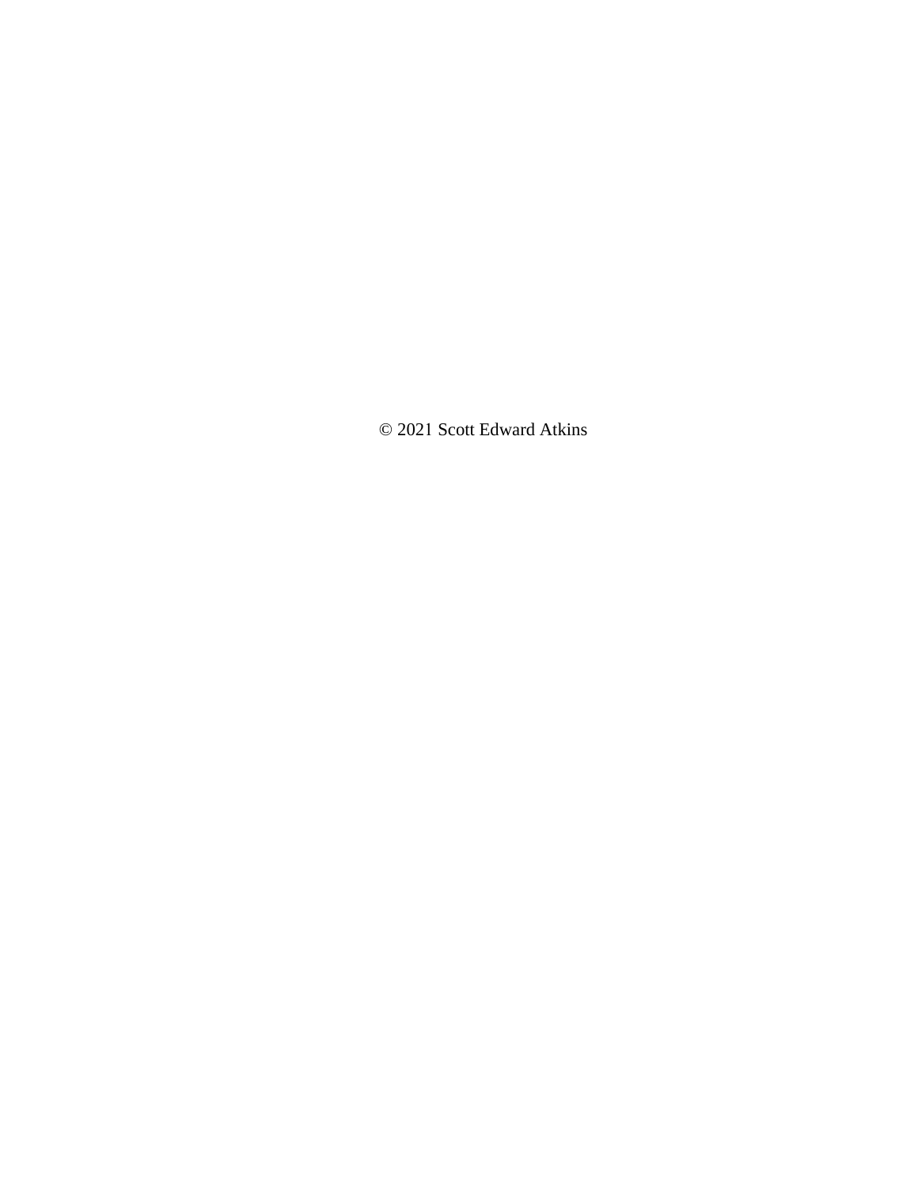© 2021 Scott Edward Atkins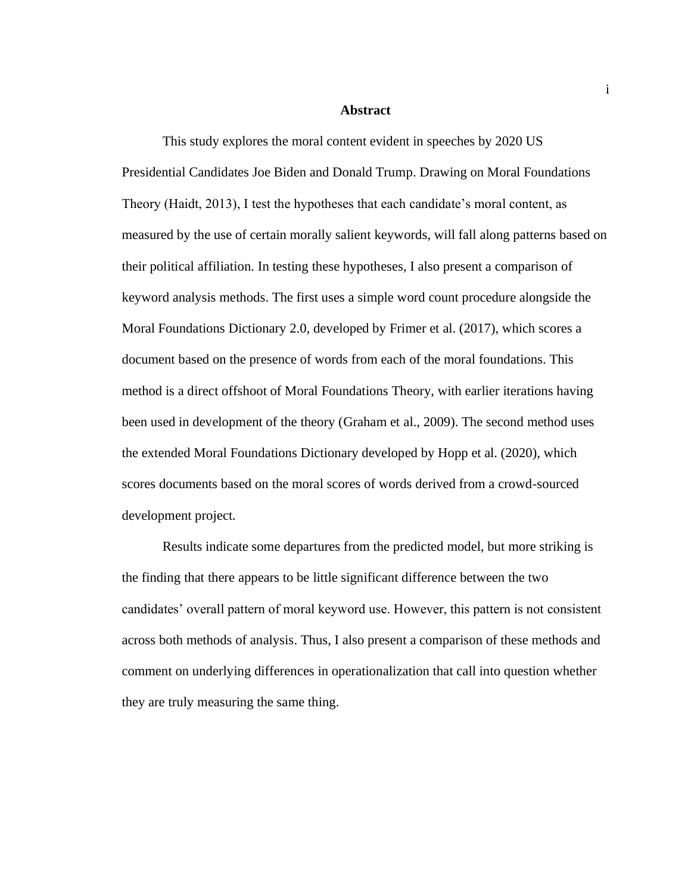# Abstract

This study explores the moral content evident in speeches by 2020 US Presidential Candidates Joe Biden and Donald Trump. Drawing on Moral Foundations Theory (Haidt, 2013), I test the hypotheses that each candidate's moral content, as measured by the use of certain morally salient keywords, will fall along patterns based on their political affiliation. In testing these hypotheses, I also present a comparison of keyword analysis methods. The first uses a simple word count procedure alongside the Moral Foundations Dictionary 2.0, developed by Frimer et al. (2017), which scores a document based on the presence of words from each of the moral foundations. This method is a direct offshoot of Moral Foundations Theory, with earlier iterations having been used in development of the theory (Graham et al., 2009). The second method uses the extended Moral Foundations Dictionary developed by Hopp et al. (2020), which scores documents based on the moral scores of words derived from a crowd-sourced development project.

Results indicate some departures from the predicted model, but more striking is the finding that there appears to be little significant difference between the two candidates' overall pattern of moral keyword use. However, this pattern is not consistent across both methods of analysis. Thus, I also present a comparison of these methods and comment on underlying differences in operationalization that call into question whether they are truly measuring the same thing.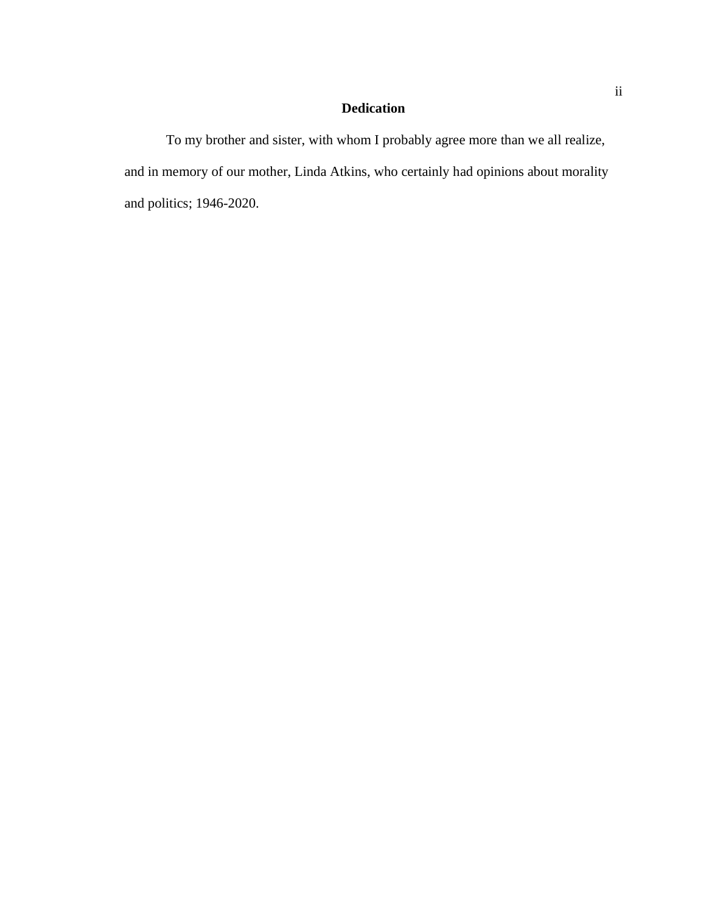# Dedication

To my brother and sister, with whom I probably agree more than we all realize, and in memory of our mother, Linda Atkins, who certainly had opinions about morality and politics; 1946-2020.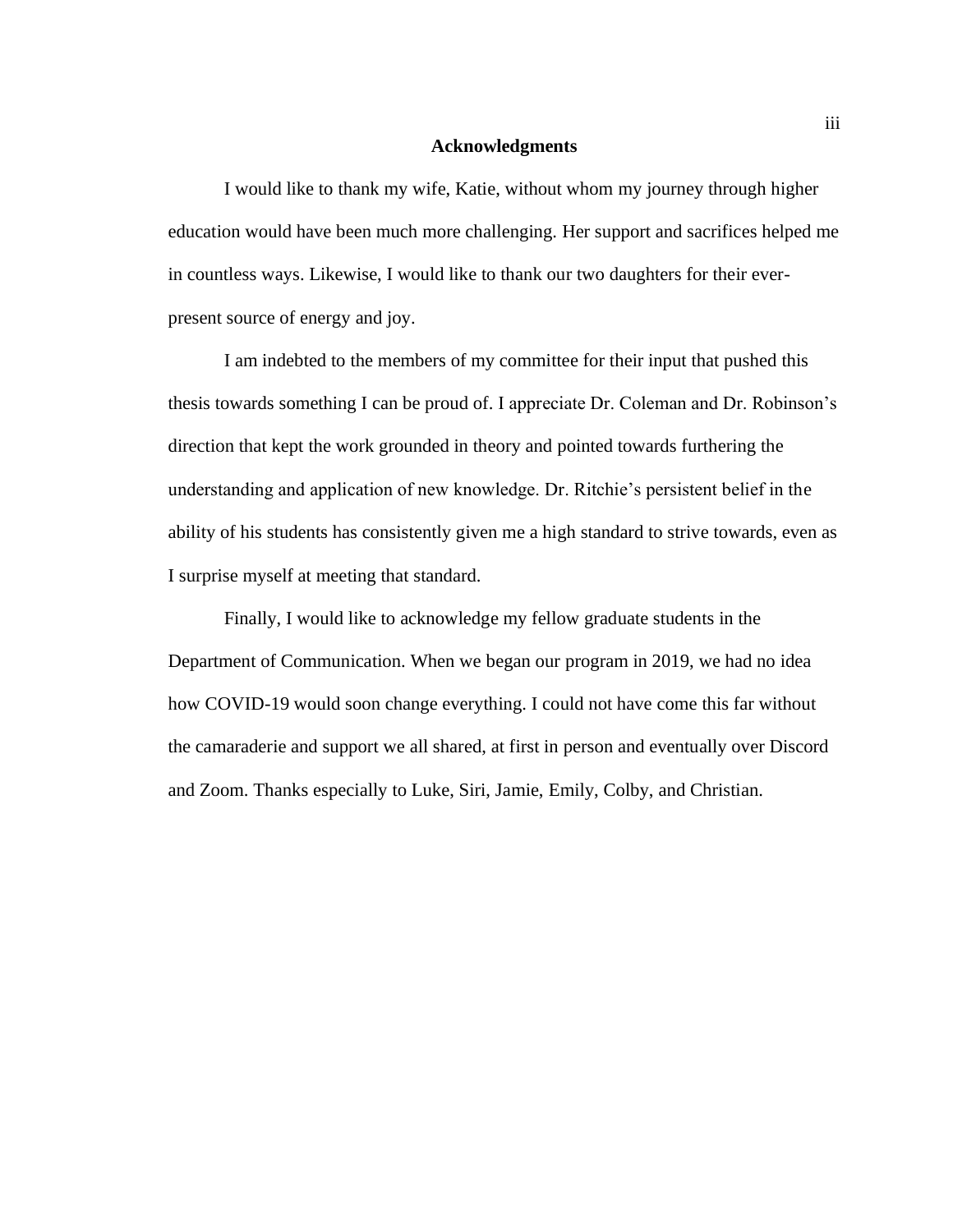## Acknowledgments

I would like to thank my wife, Katie, without whom my journey through higher education would have been much more challenging. Her support and sacrifices helped me in countless ways. Likewise, I would like to thank our two daughters for their ever-present source of energy and joy.

I am indebted to the members of my committee for their input that pushed this thesis towards something I can be proud of. I appreciate Dr. Coleman and Dr. Robinson's direction that kept the work grounded in theory and pointed towards furthering the understanding and application of new knowledge. Dr. Ritchie's persistent belief in the ability of his students has consistently given me a high standard to strive towards, even as I surprise myself at meeting that standard.

Finally, I would like to acknowledge my fellow graduate students in the Department of Communication. When we began our program in 2019, we had no idea how COVID-19 would soon change everything. I could not have come this far without the camaraderie and support we all shared, at first in person and eventually over Discord and Zoom. Thanks especially to Luke, Siri, Jamie, Emily, Colby, and Christian.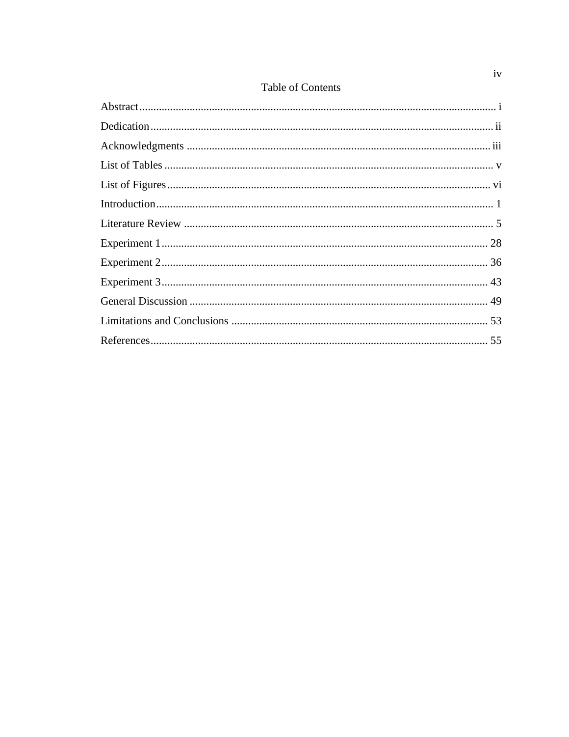# Table of Contents

Abstract ............................................................................................................................... i

Dedication .......................................................................................................................... ii

Acknowledgments ............................................................................................................ iii

List of Tables ...................................................................................................................... v

List of Figures ................................................................................................................... vi

Introduction ........................................................................................................................ 1

Literature Review ............................................................................................................... 5

Experiment 1 .................................................................................................................... 28

Experiment 2 .................................................................................................................... 36

Experiment 3 .................................................................................................................... 43

General Discussion .......................................................................................................... 49

Limitations and Conclusions ........................................................................................... 53

References ........................................................................................................................ 55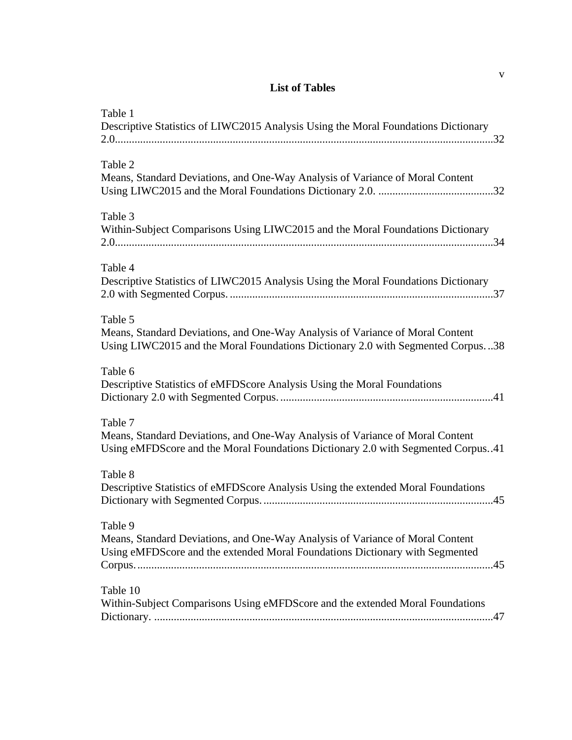## List of Tables

Table 1
Descriptive Statistics of LIWC2015 Analysis Using the Moral Foundations Dictionary 2.0.......................................................................................................................32

Table 2
Means, Standard Deviations, and One-Way Analysis of Variance of Moral Content Using LIWC2015 and the Moral Foundations Dictionary 2.0. .........................................32

Table 3
Within-Subject Comparisons Using LIWC2015 and the Moral Foundations Dictionary 2.0.......................................................................................................................34

Table 4
Descriptive Statistics of LIWC2015 Analysis Using the Moral Foundations Dictionary 2.0 with Segmented Corpus. .............................................................................................37

Table 5
Means, Standard Deviations, and One-Way Analysis of Variance of Moral Content Using LIWC2015 and the Moral Foundations Dictionary 2.0 with Segmented Corpus. ..38

Table 6
Descriptive Statistics of eMFDScore Analysis Using the Moral Foundations Dictionary 2.0 with Segmented Corpus. ...........................................................................41

Table 7
Means, Standard Deviations, and One-Way Analysis of Variance of Moral Content Using eMFDScore and the Moral Foundations Dictionary 2.0 with Segmented Corpus..41

Table 8
Descriptive Statistics of eMFDScore Analysis Using the extended Moral Foundations Dictionary with Segmented Corpus. .................................................................................45

Table 9
Means, Standard Deviations, and One-Way Analysis of Variance of Moral Content Using eMFDScore and the extended Moral Foundations Dictionary with Segmented Corpus. ..............................................................................................................................45

Table 10
Within-Subject Comparisons Using eMFDScore and the extended Moral Foundations Dictionary. ........................................................................................................................47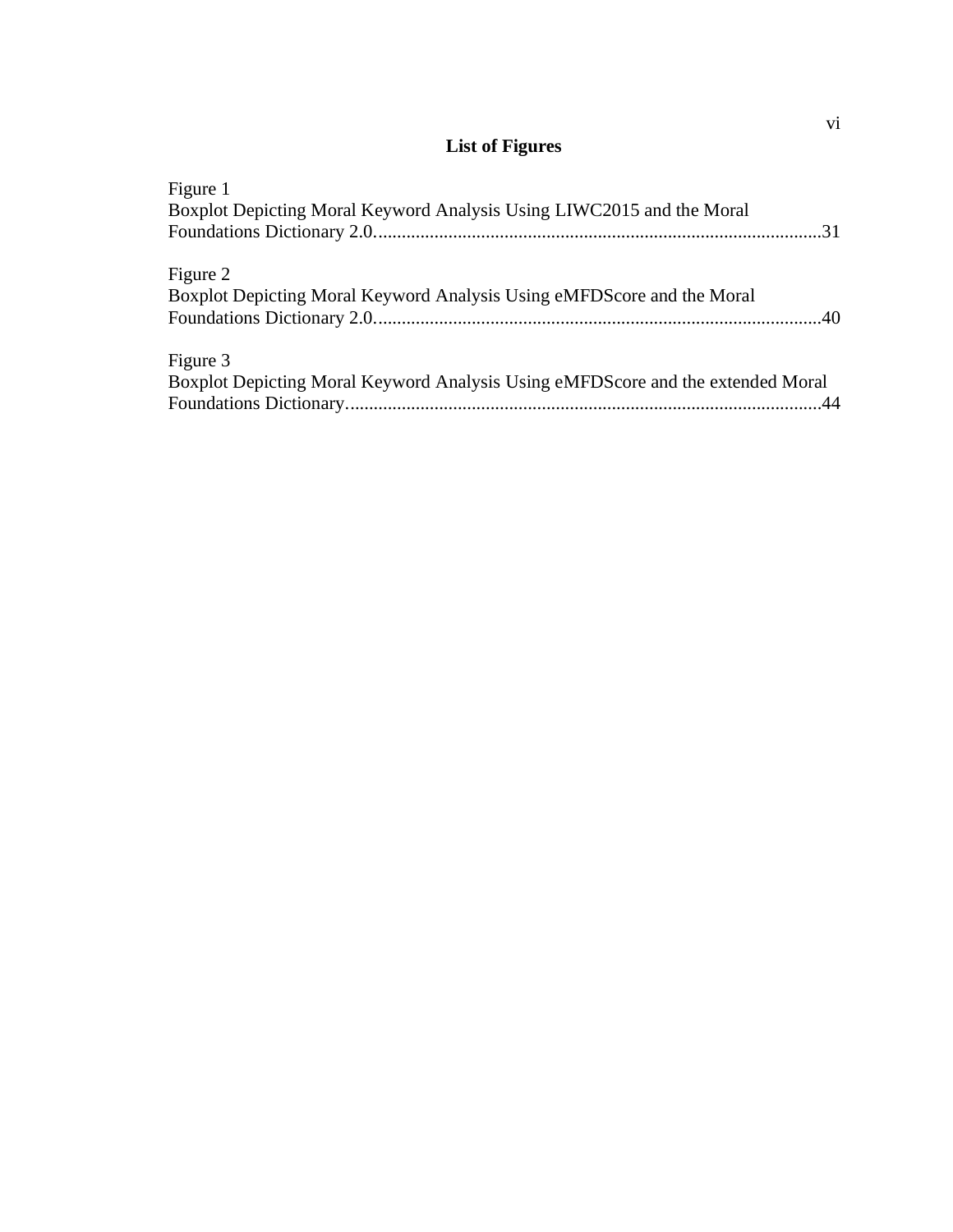# List of Figures

Figure 1
Boxplot Depicting Moral Keyword Analysis Using LIWC2015 and the Moral Foundations Dictionary 2.0...............................................................................................31

Figure 2
Boxplot Depicting Moral Keyword Analysis Using eMFDScore and the Moral Foundations Dictionary 2.0...............................................................................................40

Figure 3
Boxplot Depicting Moral Keyword Analysis Using eMFDScore and the extended Moral Foundations Dictionary.....................................................................................................44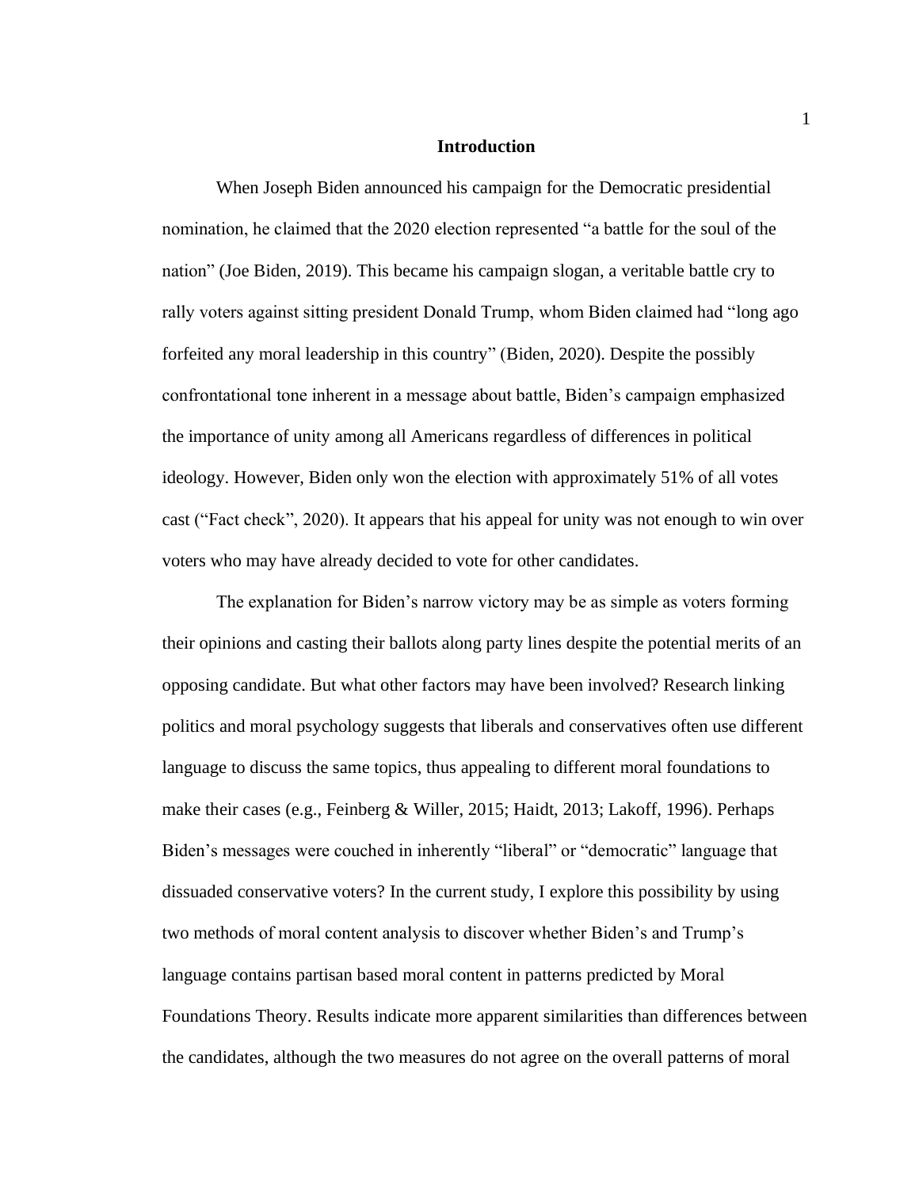# Introduction

When Joseph Biden announced his campaign for the Democratic presidential nomination, he claimed that the 2020 election represented "a battle for the soul of the nation" (Joe Biden, 2019). This became his campaign slogan, a veritable battle cry to rally voters against sitting president Donald Trump, whom Biden claimed had "long ago forfeited any moral leadership in this country" (Biden, 2020). Despite the possibly confrontational tone inherent in a message about battle, Biden's campaign emphasized the importance of unity among all Americans regardless of differences in political ideology. However, Biden only won the election with approximately 51% of all votes cast ("Fact check", 2020). It appears that his appeal for unity was not enough to win over voters who may have already decided to vote for other candidates.

The explanation for Biden's narrow victory may be as simple as voters forming their opinions and casting their ballots along party lines despite the potential merits of an opposing candidate. But what other factors may have been involved? Research linking politics and moral psychology suggests that liberals and conservatives often use different language to discuss the same topics, thus appealing to different moral foundations to make their cases (e.g., Feinberg & Willer, 2015; Haidt, 2013; Lakoff, 1996). Perhaps Biden's messages were couched in inherently "liberal" or "democratic" language that dissuaded conservative voters? In the current study, I explore this possibility by using two methods of moral content analysis to discover whether Biden's and Trump's language contains partisan based moral content in patterns predicted by Moral Foundations Theory. Results indicate more apparent similarities than differences between the candidates, although the two measures do not agree on the overall patterns of moral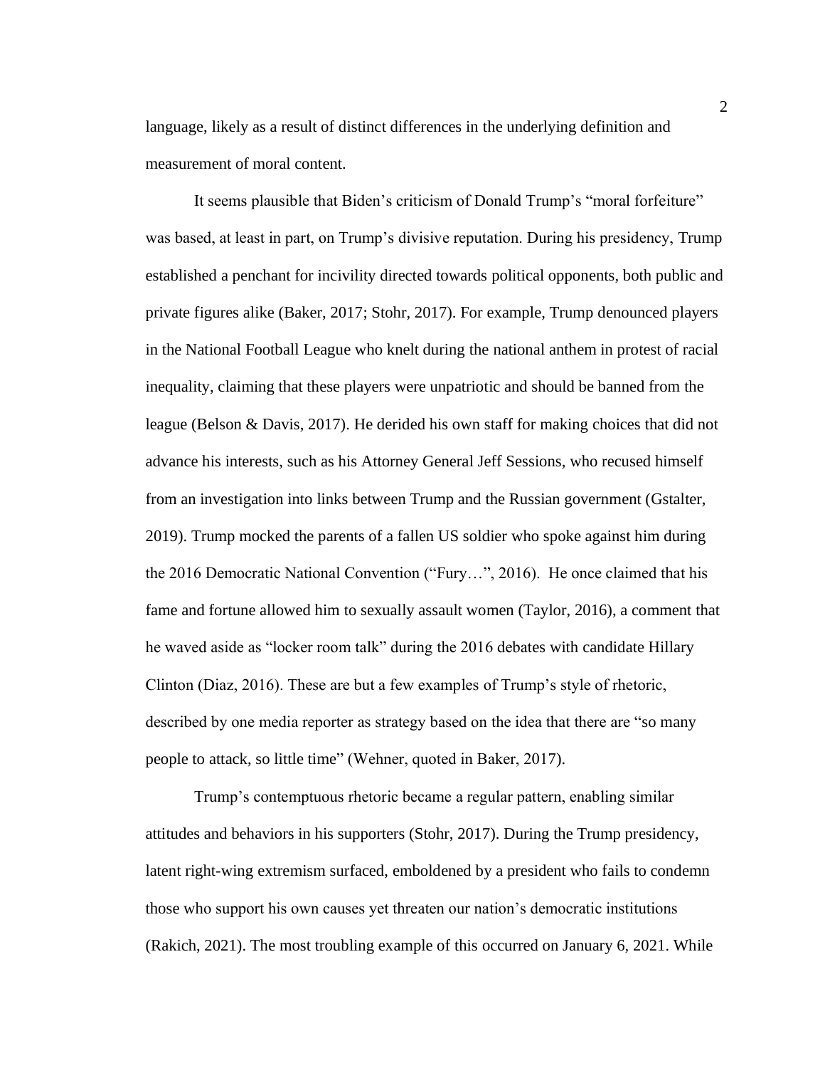language, likely as a result of distinct differences in the underlying definition and measurement of moral content.

It seems plausible that Biden's criticism of Donald Trump's "moral forfeiture" was based, at least in part, on Trump's divisive reputation. During his presidency, Trump established a penchant for incivility directed towards political opponents, both public and private figures alike (Baker, 2017; Stohr, 2017). For example, Trump denounced players in the National Football League who knelt during the national anthem in protest of racial inequality, claiming that these players were unpatriotic and should be banned from the league (Belson & Davis, 2017). He derided his own staff for making choices that did not advance his interests, such as his Attorney General Jeff Sessions, who recused himself from an investigation into links between Trump and the Russian government (Gstalter, 2019). Trump mocked the parents of a fallen US soldier who spoke against him during the 2016 Democratic National Convention ("Fury…", 2016). He once claimed that his fame and fortune allowed him to sexually assault women (Taylor, 2016), a comment that he waved aside as "locker room talk" during the 2016 debates with candidate Hillary Clinton (Diaz, 2016). These are but a few examples of Trump's style of rhetoric, described by one media reporter as strategy based on the idea that there are "so many people to attack, so little time" (Wehner, quoted in Baker, 2017).

Trump's contemptuous rhetoric became a regular pattern, enabling similar attitudes and behaviors in his supporters (Stohr, 2017). During the Trump presidency, latent right-wing extremism surfaced, emboldened by a president who fails to condemn those who support his own causes yet threaten our nation's democratic institutions (Rakich, 2021). The most troubling example of this occurred on January 6, 2021. While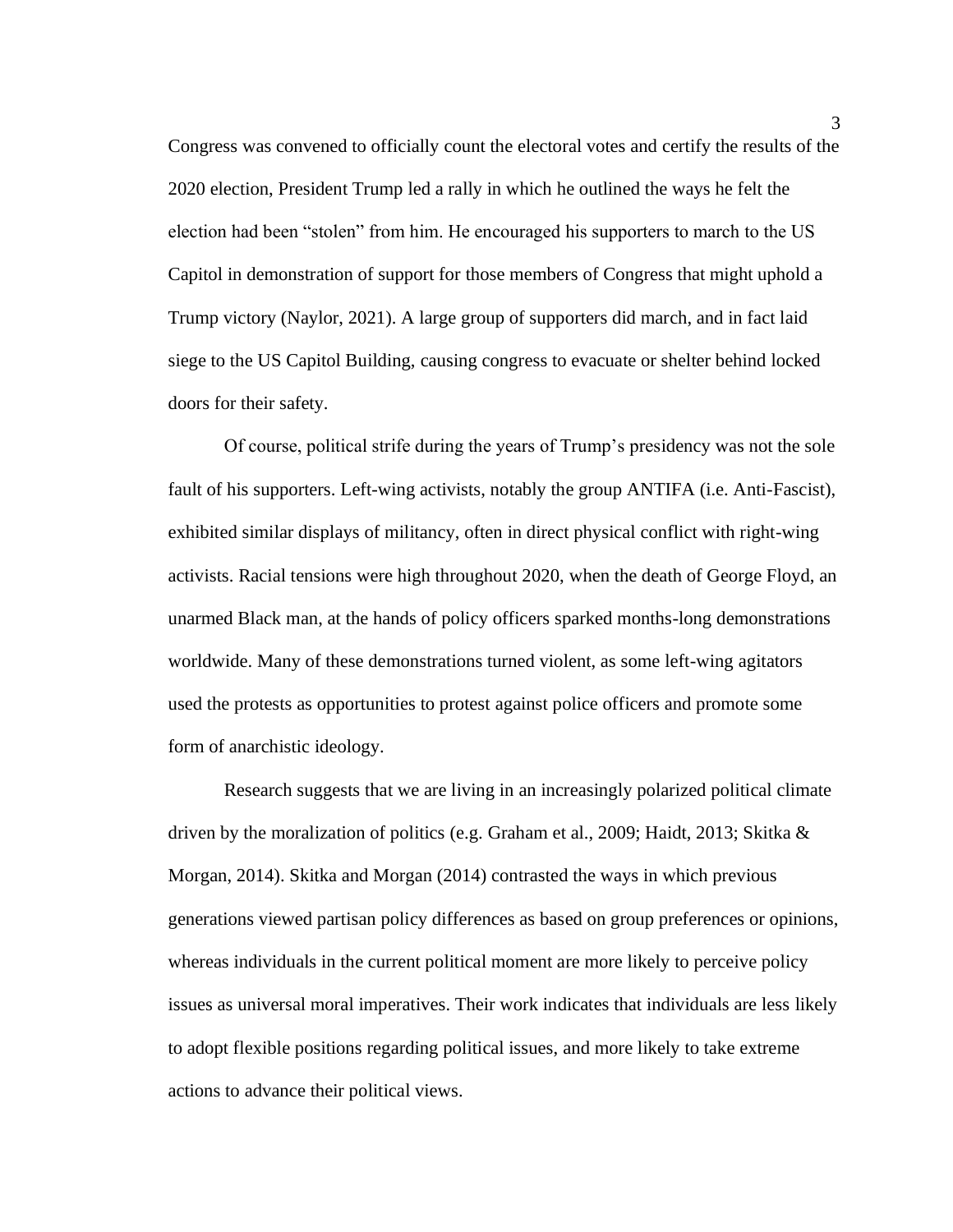Congress was convened to officially count the electoral votes and certify the results of the 2020 election, President Trump led a rally in which he outlined the ways he felt the election had been "stolen" from him. He encouraged his supporters to march to the US Capitol in demonstration of support for those members of Congress that might uphold a Trump victory (Naylor, 2021). A large group of supporters did march, and in fact laid siege to the US Capitol Building, causing congress to evacuate or shelter behind locked doors for their safety.

Of course, political strife during the years of Trump's presidency was not the sole fault of his supporters. Left-wing activists, notably the group ANTIFA (i.e. Anti-Fascist), exhibited similar displays of militancy, often in direct physical conflict with right-wing activists. Racial tensions were high throughout 2020, when the death of George Floyd, an unarmed Black man, at the hands of policy officers sparked months-long demonstrations worldwide. Many of these demonstrations turned violent, as some left-wing agitators used the protests as opportunities to protest against police officers and promote some form of anarchistic ideology.

Research suggests that we are living in an increasingly polarized political climate driven by the moralization of politics (e.g. Graham et al., 2009; Haidt, 2013; Skitka & Morgan, 2014). Skitka and Morgan (2014) contrasted the ways in which previous generations viewed partisan policy differences as based on group preferences or opinions, whereas individuals in the current political moment are more likely to perceive policy issues as universal moral imperatives. Their work indicates that individuals are less likely to adopt flexible positions regarding political issues, and more likely to take extreme actions to advance their political views.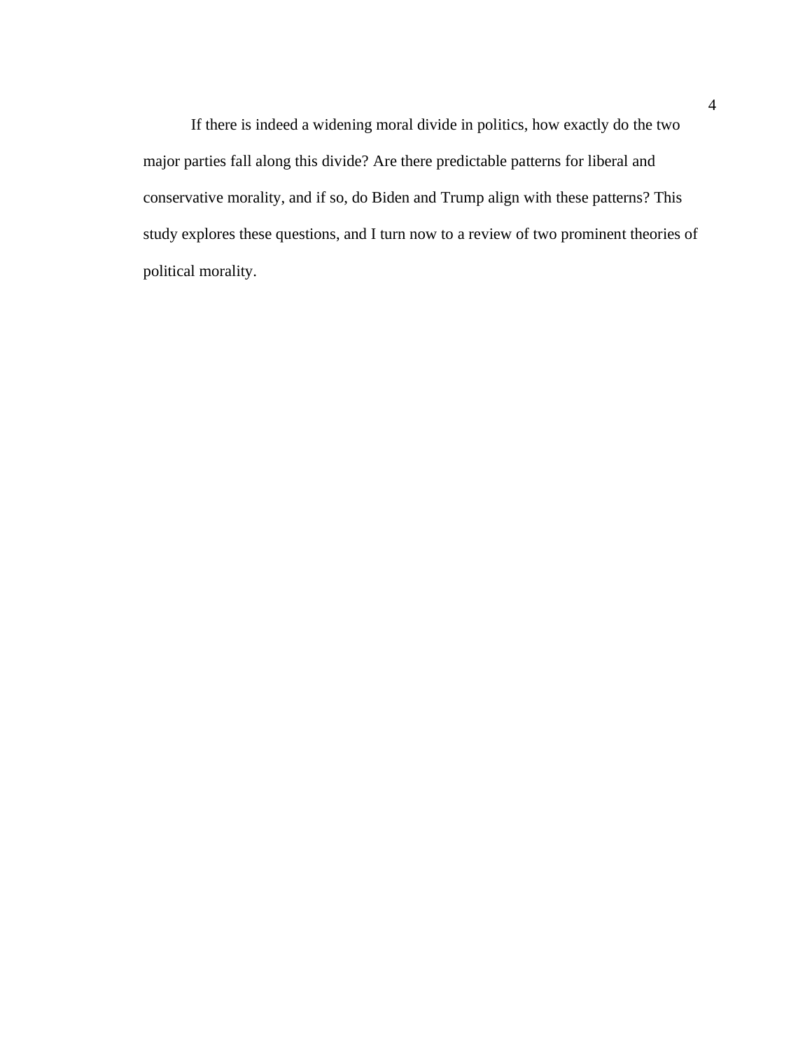If there is indeed a widening moral divide in politics, how exactly do the two major parties fall along this divide? Are there predictable patterns for liberal and conservative morality, and if so, do Biden and Trump align with these patterns? This study explores these questions, and I turn now to a review of two prominent theories of political morality.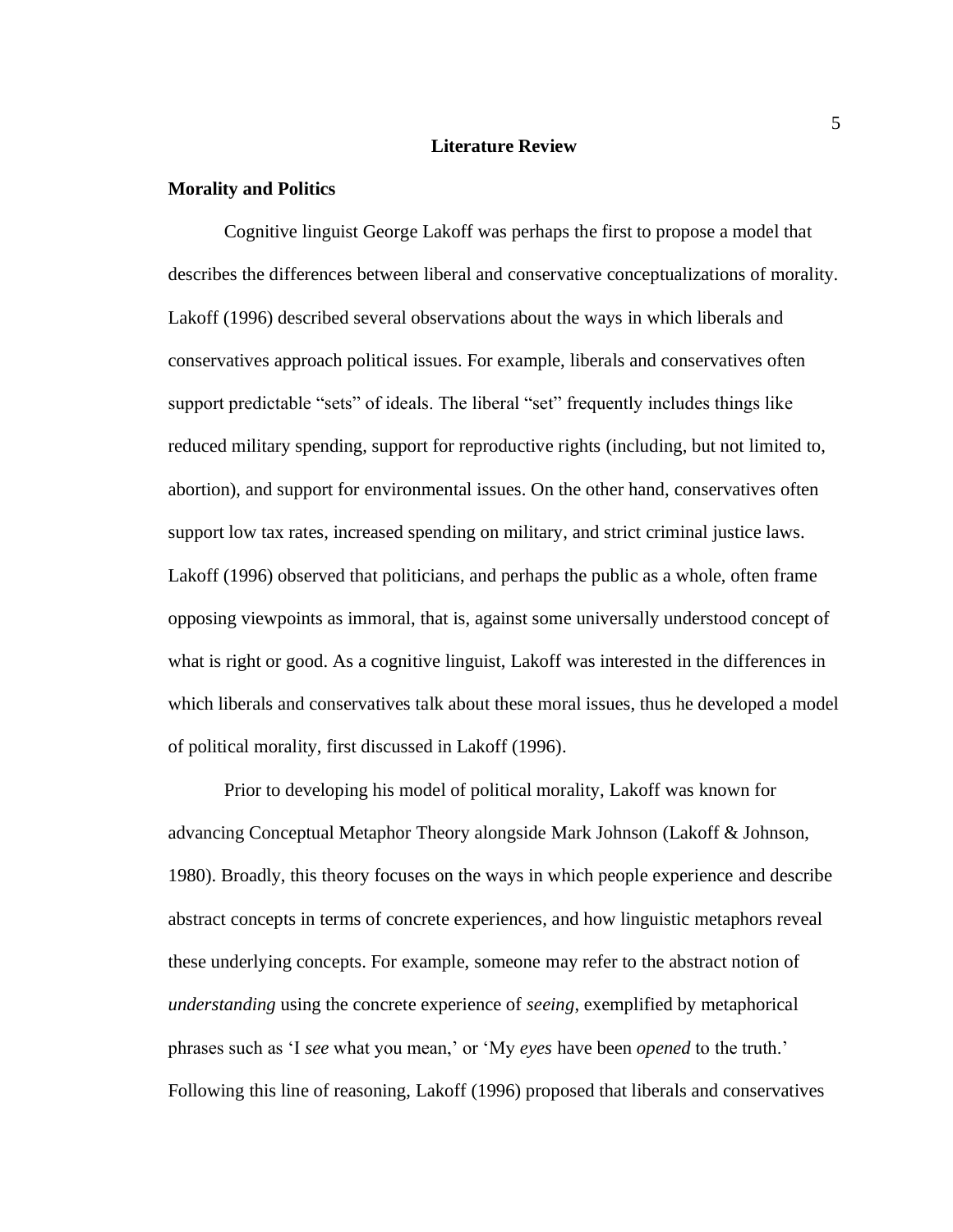# Literature Review

## Morality and Politics

Cognitive linguist George Lakoff was perhaps the first to propose a model that describes the differences between liberal and conservative conceptualizations of morality. Lakoff (1996) described several observations about the ways in which liberals and conservatives approach political issues. For example, liberals and conservatives often support predictable "sets" of ideals. The liberal "set" frequently includes things like reduced military spending, support for reproductive rights (including, but not limited to, abortion), and support for environmental issues. On the other hand, conservatives often support low tax rates, increased spending on military, and strict criminal justice laws. Lakoff (1996) observed that politicians, and perhaps the public as a whole, often frame opposing viewpoints as immoral, that is, against some universally understood concept of what is right or good. As a cognitive linguist, Lakoff was interested in the differences in which liberals and conservatives talk about these moral issues, thus he developed a model of political morality, first discussed in Lakoff (1996).

Prior to developing his model of political morality, Lakoff was known for advancing Conceptual Metaphor Theory alongside Mark Johnson (Lakoff & Johnson, 1980). Broadly, this theory focuses on the ways in which people experience and describe abstract concepts in terms of concrete experiences, and how linguistic metaphors reveal these underlying concepts. For example, someone may refer to the abstract notion of *understanding* using the concrete experience of *seeing*, exemplified by metaphorical phrases such as 'I *see* what you mean,' or 'My *eyes* have been *opened* to the truth.' Following this line of reasoning, Lakoff (1996) proposed that liberals and conservatives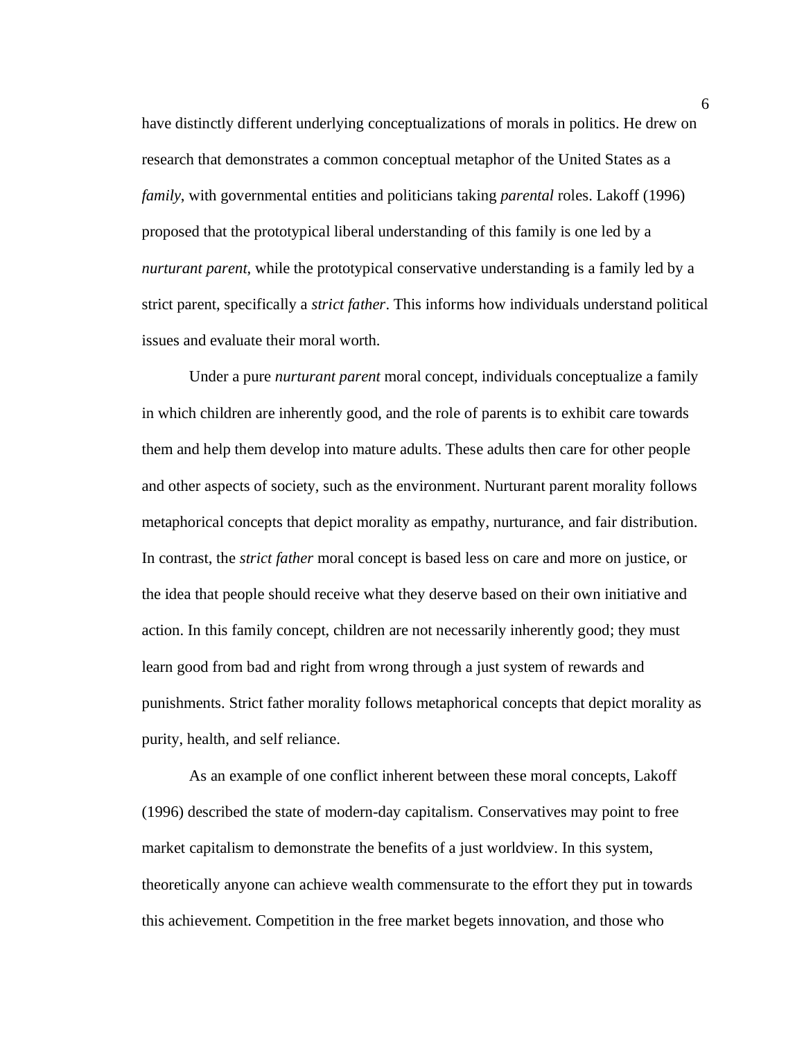have distinctly different underlying conceptualizations of morals in politics. He drew on research that demonstrates a common conceptual metaphor of the United States as a *family*, with governmental entities and politicians taking *parental* roles. Lakoff (1996) proposed that the prototypical liberal understanding of this family is one led by a *nurturant parent*, while the prototypical conservative understanding is a family led by a strict parent, specifically a *strict father*. This informs how individuals understand political issues and evaluate their moral worth.

Under a pure *nurturant parent* moral concept, individuals conceptualize a family in which children are inherently good, and the role of parents is to exhibit care towards them and help them develop into mature adults. These adults then care for other people and other aspects of society, such as the environment. Nurturant parent morality follows metaphorical concepts that depict morality as empathy, nurturance, and fair distribution. In contrast, the *strict father* moral concept is based less on care and more on justice, or the idea that people should receive what they deserve based on their own initiative and action. In this family concept, children are not necessarily inherently good; they must learn good from bad and right from wrong through a just system of rewards and punishments. Strict father morality follows metaphorical concepts that depict morality as purity, health, and self reliance.

As an example of one conflict inherent between these moral concepts, Lakoff (1996) described the state of modern-day capitalism. Conservatives may point to free market capitalism to demonstrate the benefits of a just worldview. In this system, theoretically anyone can achieve wealth commensurate to the effort they put in towards this achievement. Competition in the free market begets innovation, and those who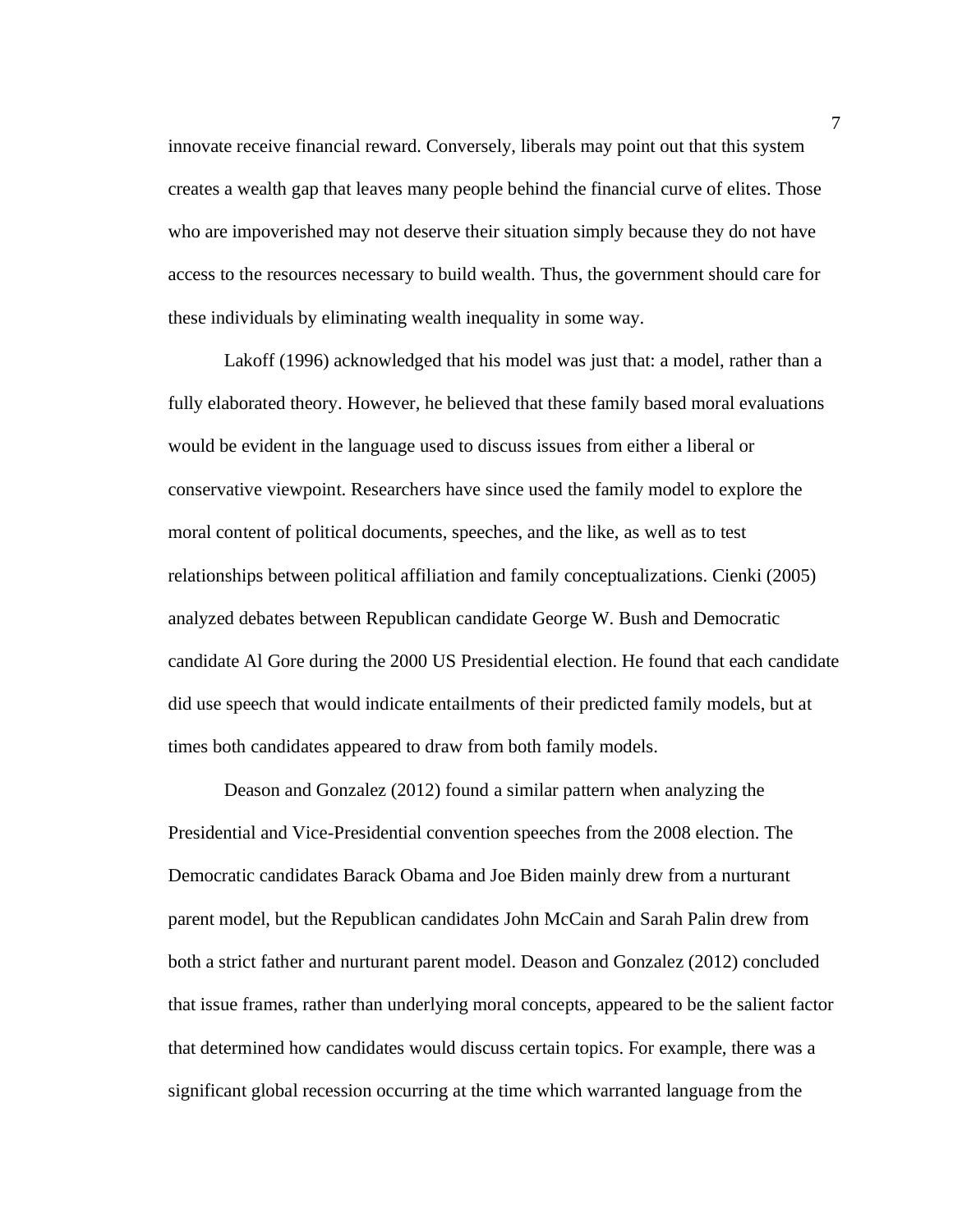innovate receive financial reward. Conversely, liberals may point out that this system creates a wealth gap that leaves many people behind the financial curve of elites. Those who are impoverished may not deserve their situation simply because they do not have access to the resources necessary to build wealth. Thus, the government should care for these individuals by eliminating wealth inequality in some way.

Lakoff (1996) acknowledged that his model was just that: a model, rather than a fully elaborated theory. However, he believed that these family based moral evaluations would be evident in the language used to discuss issues from either a liberal or conservative viewpoint. Researchers have since used the family model to explore the moral content of political documents, speeches, and the like, as well as to test relationships between political affiliation and family conceptualizations. Cienki (2005) analyzed debates between Republican candidate George W. Bush and Democratic candidate Al Gore during the 2000 US Presidential election. He found that each candidate did use speech that would indicate entailments of their predicted family models, but at times both candidates appeared to draw from both family models.

Deason and Gonzalez (2012) found a similar pattern when analyzing the Presidential and Vice-Presidential convention speeches from the 2008 election. The Democratic candidates Barack Obama and Joe Biden mainly drew from a nurturant parent model, but the Republican candidates John McCain and Sarah Palin drew from both a strict father and nurturant parent model. Deason and Gonzalez (2012) concluded that issue frames, rather than underlying moral concepts, appeared to be the salient factor that determined how candidates would discuss certain topics. For example, there was a significant global recession occurring at the time which warranted language from the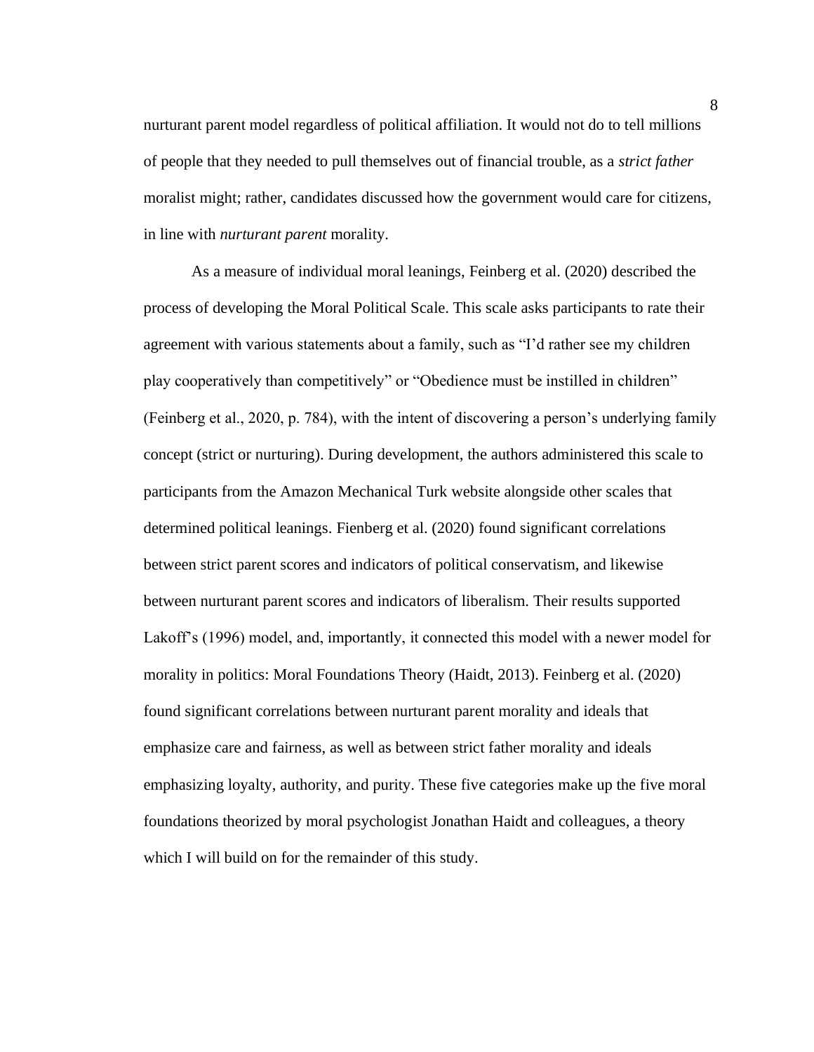nurturant parent model regardless of political affiliation. It would not do to tell millions of people that they needed to pull themselves out of financial trouble, as a *strict father* moralist might; rather, candidates discussed how the government would care for citizens, in line with *nurturant parent* morality.

As a measure of individual moral leanings, Feinberg et al. (2020) described the process of developing the Moral Political Scale. This scale asks participants to rate their agreement with various statements about a family, such as "I'd rather see my children play cooperatively than competitively" or "Obedience must be instilled in children" (Feinberg et al., 2020, p. 784), with the intent of discovering a person's underlying family concept (strict or nurturing). During development, the authors administered this scale to participants from the Amazon Mechanical Turk website alongside other scales that determined political leanings. Fienberg et al. (2020) found significant correlations between strict parent scores and indicators of political conservatism, and likewise between nurturant parent scores and indicators of liberalism. Their results supported Lakoff's (1996) model, and, importantly, it connected this model with a newer model for morality in politics: Moral Foundations Theory (Haidt, 2013). Feinberg et al. (2020) found significant correlations between nurturant parent morality and ideals that emphasize care and fairness, as well as between strict father morality and ideals emphasizing loyalty, authority, and purity. These five categories make up the five moral foundations theorized by moral psychologist Jonathan Haidt and colleagues, a theory which I will build on for the remainder of this study.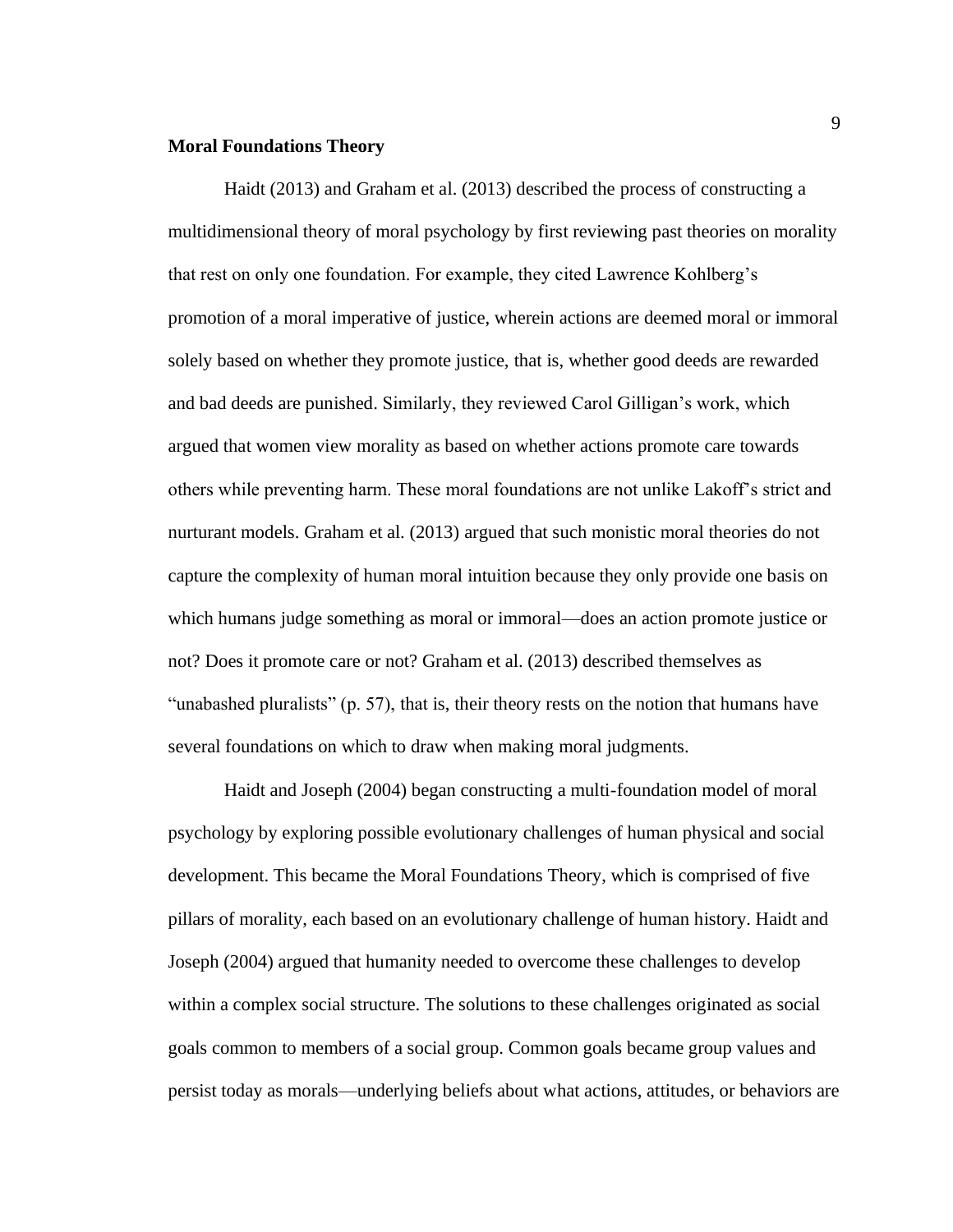**Moral Foundations Theory**

Haidt (2013) and Graham et al. (2013) described the process of constructing a multidimensional theory of moral psychology by first reviewing past theories on morality that rest on only one foundation. For example, they cited Lawrence Kohlberg's promotion of a moral imperative of justice, wherein actions are deemed moral or immoral solely based on whether they promote justice, that is, whether good deeds are rewarded and bad deeds are punished. Similarly, they reviewed Carol Gilligan's work, which argued that women view morality as based on whether actions promote care towards others while preventing harm. These moral foundations are not unlike Lakoff's strict and nurturant models. Graham et al. (2013) argued that such monistic moral theories do not capture the complexity of human moral intuition because they only provide one basis on which humans judge something as moral or immoral—does an action promote justice or not? Does it promote care or not? Graham et al. (2013) described themselves as "unabashed pluralists" (p. 57), that is, their theory rests on the notion that humans have several foundations on which to draw when making moral judgments.

Haidt and Joseph (2004) began constructing a multi-foundation model of moral psychology by exploring possible evolutionary challenges of human physical and social development. This became the Moral Foundations Theory, which is comprised of five pillars of morality, each based on an evolutionary challenge of human history. Haidt and Joseph (2004) argued that humanity needed to overcome these challenges to develop within a complex social structure. The solutions to these challenges originated as social goals common to members of a social group. Common goals became group values and persist today as morals—underlying beliefs about what actions, attitudes, or behaviors are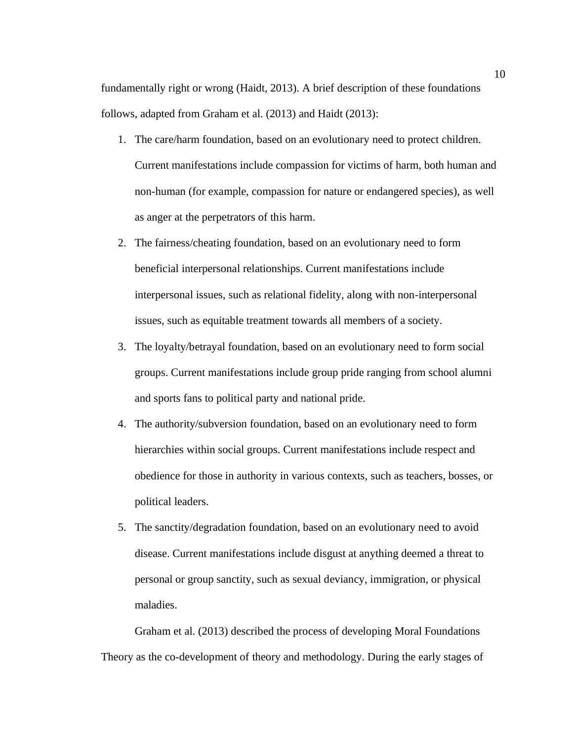fundamentally right or wrong (Haidt, 2013). A brief description of these foundations follows, adapted from Graham et al. (2013) and Haidt (2013):

1. The care/harm foundation, based on an evolutionary need to protect children. Current manifestations include compassion for victims of harm, both human and non-human (for example, compassion for nature or endangered species), as well as anger at the perpetrators of this harm.
2. The fairness/cheating foundation, based on an evolutionary need to form beneficial interpersonal relationships. Current manifestations include interpersonal issues, such as relational fidelity, along with non-interpersonal issues, such as equitable treatment towards all members of a society.
3. The loyalty/betrayal foundation, based on an evolutionary need to form social groups. Current manifestations include group pride ranging from school alumni and sports fans to political party and national pride.
4. The authority/subversion foundation, based on an evolutionary need to form hierarchies within social groups. Current manifestations include respect and obedience for those in authority in various contexts, such as teachers, bosses, or political leaders.
5. The sanctity/degradation foundation, based on an evolutionary need to avoid disease. Current manifestations include disgust at anything deemed a threat to personal or group sanctity, such as sexual deviancy, immigration, or physical maladies.

Graham et al. (2013) described the process of developing Moral Foundations Theory as the co-development of theory and methodology. During the early stages of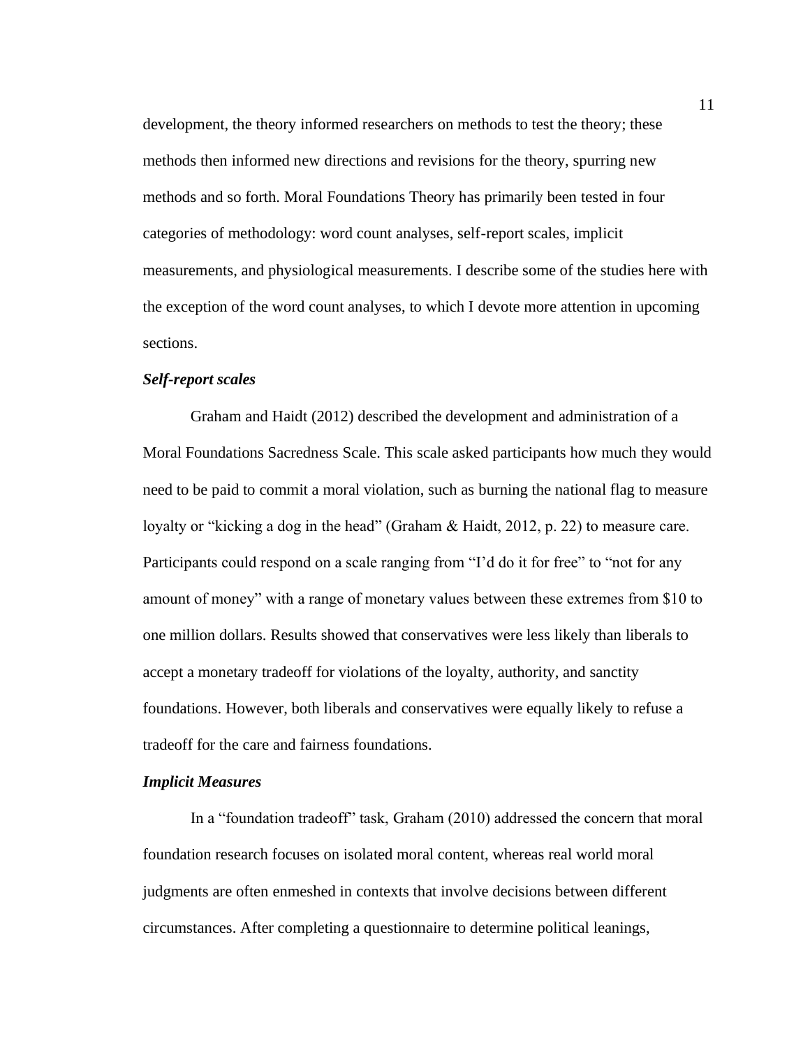development, the theory informed researchers on methods to test the theory; these methods then informed new directions and revisions for the theory, spurring new methods and so forth. Moral Foundations Theory has primarily been tested in four categories of methodology: word count analyses, self-report scales, implicit measurements, and physiological measurements. I describe some of the studies here with the exception of the word count analyses, to which I devote more attention in upcoming sections.

### *Self-report scales*

Graham and Haidt (2012) described the development and administration of a Moral Foundations Sacredness Scale. This scale asked participants how much they would need to be paid to commit a moral violation, such as burning the national flag to measure loyalty or "kicking a dog in the head" (Graham & Haidt, 2012, p. 22) to measure care. Participants could respond on a scale ranging from "I'd do it for free" to "not for any amount of money" with a range of monetary values between these extremes from $10 to one million dollars. Results showed that conservatives were less likely than liberals to accept a monetary tradeoff for violations of the loyalty, authority, and sanctity foundations. However, both liberals and conservatives were equally likely to refuse a tradeoff for the care and fairness foundations.

### *Implicit Measures*

In a "foundation tradeoff" task, Graham (2010) addressed the concern that moral foundation research focuses on isolated moral content, whereas real world moral judgments are often enmeshed in contexts that involve decisions between different circumstances. After completing a questionnaire to determine political leanings,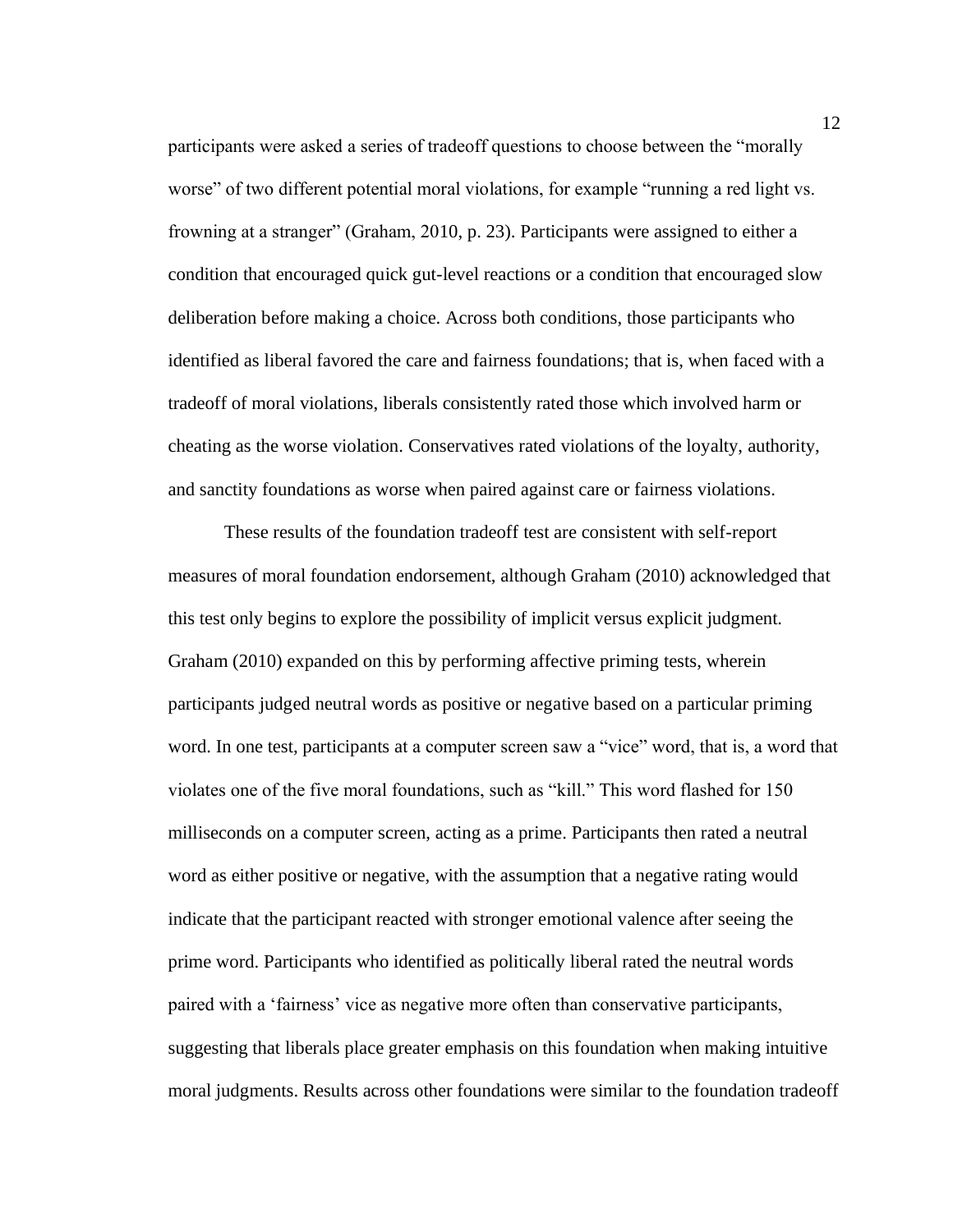participants were asked a series of tradeoff questions to choose between the "morally worse" of two different potential moral violations, for example "running a red light vs. frowning at a stranger" (Graham, 2010, p. 23). Participants were assigned to either a condition that encouraged quick gut-level reactions or a condition that encouraged slow deliberation before making a choice. Across both conditions, those participants who identified as liberal favored the care and fairness foundations; that is, when faced with a tradeoff of moral violations, liberals consistently rated those which involved harm or cheating as the worse violation. Conservatives rated violations of the loyalty, authority, and sanctity foundations as worse when paired against care or fairness violations.

These results of the foundation tradeoff test are consistent with self-report measures of moral foundation endorsement, although Graham (2010) acknowledged that this test only begins to explore the possibility of implicit versus explicit judgment. Graham (2010) expanded on this by performing affective priming tests, wherein participants judged neutral words as positive or negative based on a particular priming word. In one test, participants at a computer screen saw a "vice" word, that is, a word that violates one of the five moral foundations, such as "kill." This word flashed for 150 milliseconds on a computer screen, acting as a prime. Participants then rated a neutral word as either positive or negative, with the assumption that a negative rating would indicate that the participant reacted with stronger emotional valence after seeing the prime word. Participants who identified as politically liberal rated the neutral words paired with a 'fairness' vice as negative more often than conservative participants, suggesting that liberals place greater emphasis on this foundation when making intuitive moral judgments. Results across other foundations were similar to the foundation tradeoff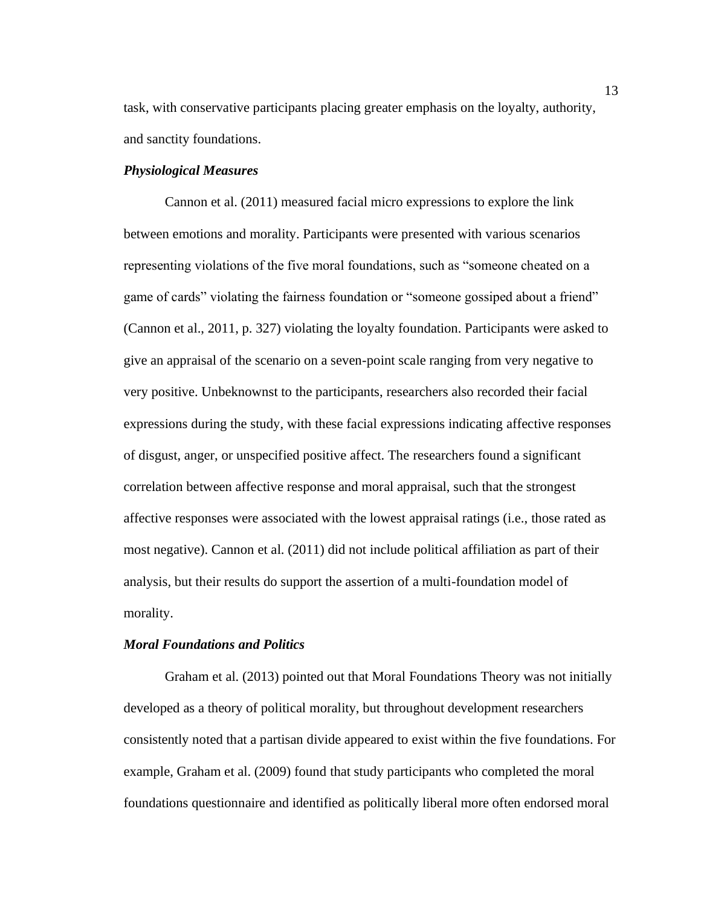task, with conservative participants placing greater emphasis on the loyalty, authority, and sanctity foundations.

### *Physiological Measures*

Cannon et al. (2011) measured facial micro expressions to explore the link between emotions and morality. Participants were presented with various scenarios representing violations of the five moral foundations, such as "someone cheated on a game of cards" violating the fairness foundation or "someone gossiped about a friend" (Cannon et al., 2011, p. 327) violating the loyalty foundation. Participants were asked to give an appraisal of the scenario on a seven-point scale ranging from very negative to very positive. Unbeknownst to the participants, researchers also recorded their facial expressions during the study, with these facial expressions indicating affective responses of disgust, anger, or unspecified positive affect. The researchers found a significant correlation between affective response and moral appraisal, such that the strongest affective responses were associated with the lowest appraisal ratings (i.e., those rated as most negative). Cannon et al. (2011) did not include political affiliation as part of their analysis, but their results do support the assertion of a multi-foundation model of morality.

### *Moral Foundations and Politics*

Graham et al. (2013) pointed out that Moral Foundations Theory was not initially developed as a theory of political morality, but throughout development researchers consistently noted that a partisan divide appeared to exist within the five foundations. For example, Graham et al. (2009) found that study participants who completed the moral foundations questionnaire and identified as politically liberal more often endorsed moral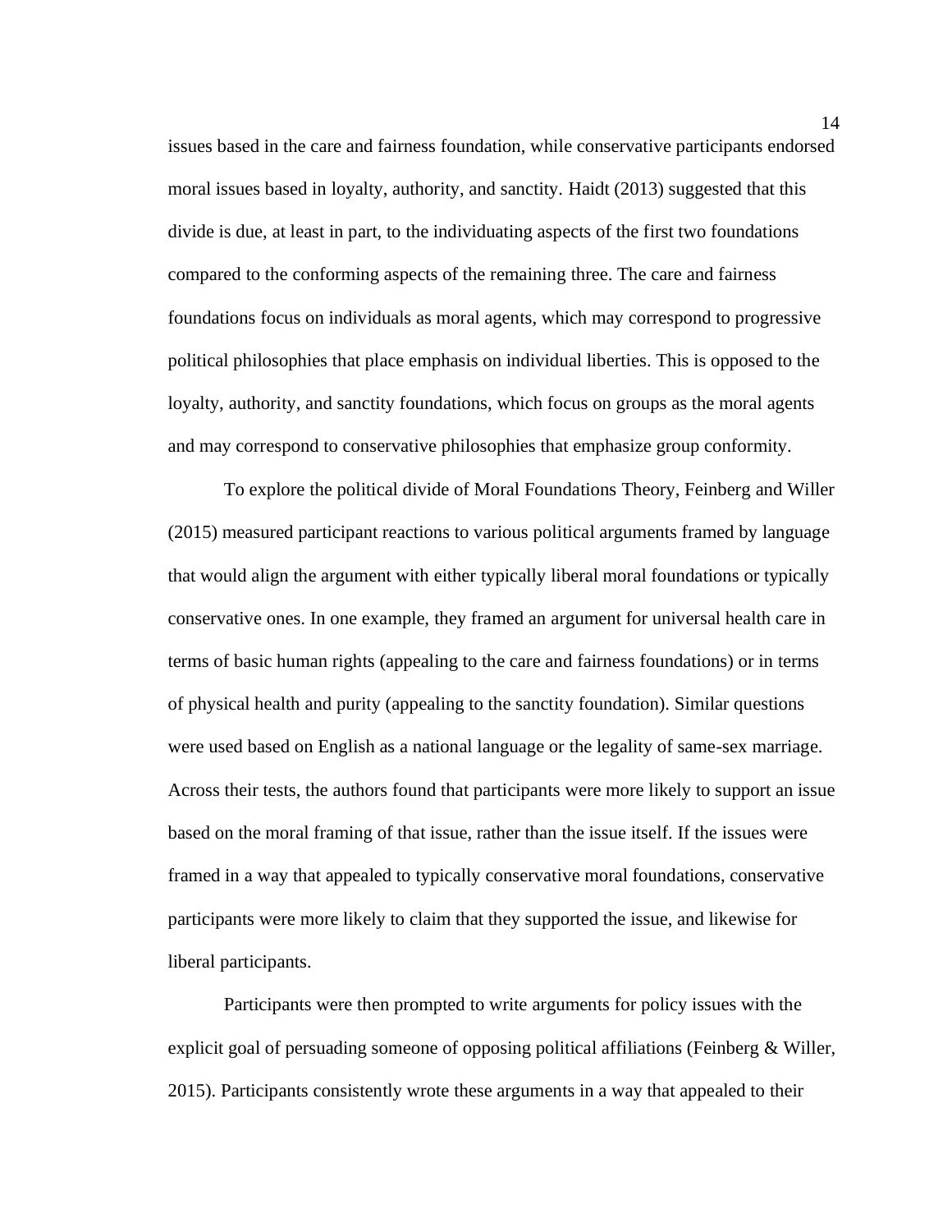issues based in the care and fairness foundation, while conservative participants endorsed moral issues based in loyalty, authority, and sanctity. Haidt (2013) suggested that this divide is due, at least in part, to the individuating aspects of the first two foundations compared to the conforming aspects of the remaining three. The care and fairness foundations focus on individuals as moral agents, which may correspond to progressive political philosophies that place emphasis on individual liberties. This is opposed to the loyalty, authority, and sanctity foundations, which focus on groups as the moral agents and may correspond to conservative philosophies that emphasize group conformity.

To explore the political divide of Moral Foundations Theory, Feinberg and Willer (2015) measured participant reactions to various political arguments framed by language that would align the argument with either typically liberal moral foundations or typically conservative ones. In one example, they framed an argument for universal health care in terms of basic human rights (appealing to the care and fairness foundations) or in terms of physical health and purity (appealing to the sanctity foundation). Similar questions were used based on English as a national language or the legality of same-sex marriage. Across their tests, the authors found that participants were more likely to support an issue based on the moral framing of that issue, rather than the issue itself. If the issues were framed in a way that appealed to typically conservative moral foundations, conservative participants were more likely to claim that they supported the issue, and likewise for liberal participants.

Participants were then prompted to write arguments for policy issues with the explicit goal of persuading someone of opposing political affiliations (Feinberg & Willer, 2015). Participants consistently wrote these arguments in a way that appealed to their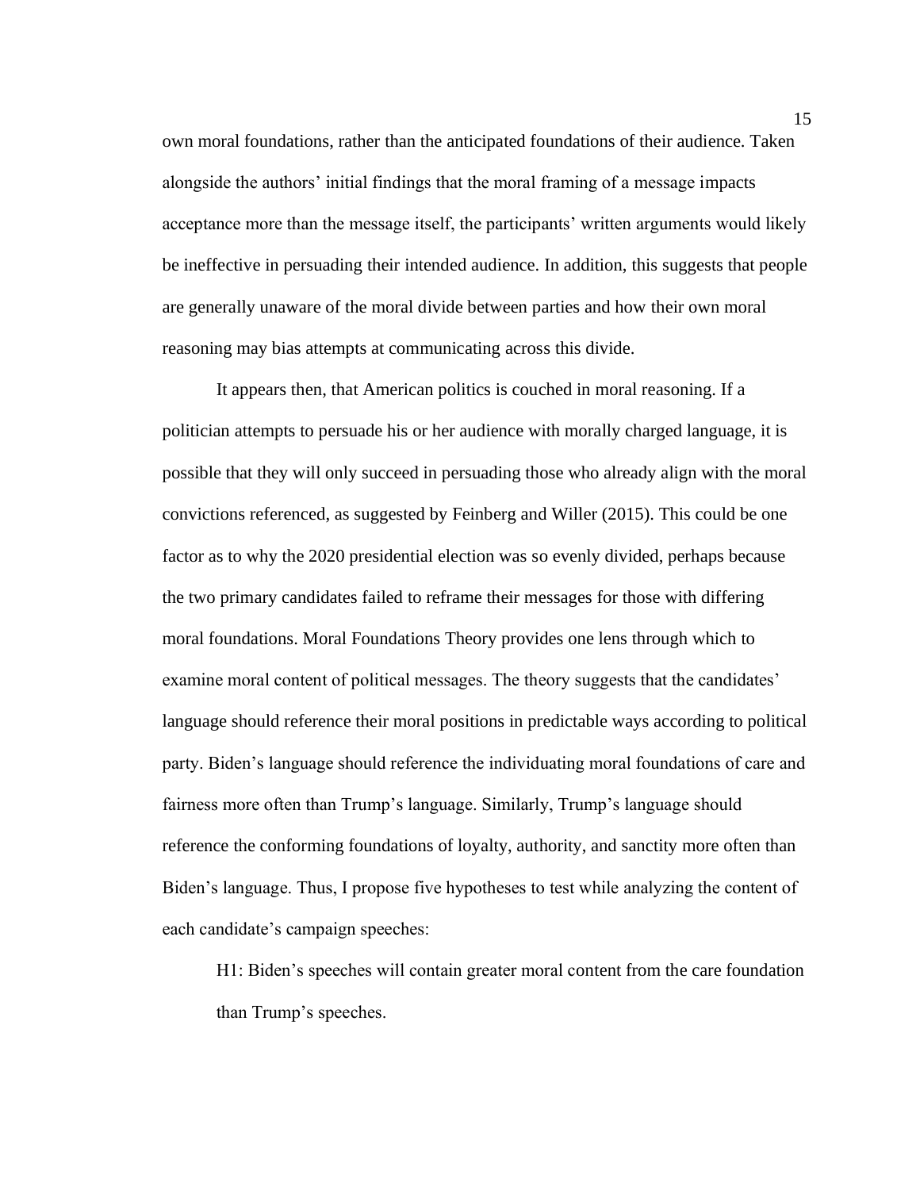own moral foundations, rather than the anticipated foundations of their audience. Taken alongside the authors' initial findings that the moral framing of a message impacts acceptance more than the message itself, the participants' written arguments would likely be ineffective in persuading their intended audience. In addition, this suggests that people are generally unaware of the moral divide between parties and how their own moral reasoning may bias attempts at communicating across this divide.

It appears then, that American politics is couched in moral reasoning. If a politician attempts to persuade his or her audience with morally charged language, it is possible that they will only succeed in persuading those who already align with the moral convictions referenced, as suggested by Feinberg and Willer (2015). This could be one factor as to why the 2020 presidential election was so evenly divided, perhaps because the two primary candidates failed to reframe their messages for those with differing moral foundations. Moral Foundations Theory provides one lens through which to examine moral content of political messages. The theory suggests that the candidates' language should reference their moral positions in predictable ways according to political party. Biden's language should reference the individuating moral foundations of care and fairness more often than Trump's language. Similarly, Trump's language should reference the conforming foundations of loyalty, authority, and sanctity more often than Biden's language. Thus, I propose five hypotheses to test while analyzing the content of each candidate's campaign speeches:

H1: Biden's speeches will contain greater moral content from the care foundation than Trump's speeches.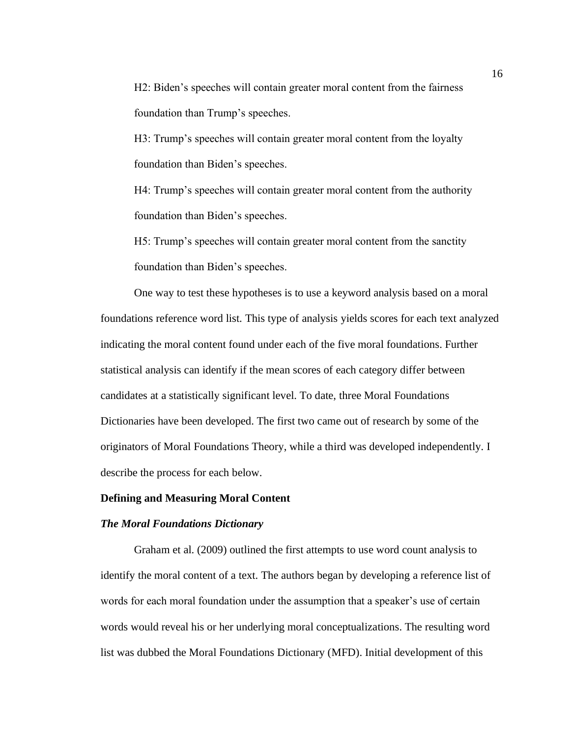H2: Biden's speeches will contain greater moral content from the fairness foundation than Trump's speeches.

H3: Trump's speeches will contain greater moral content from the loyalty foundation than Biden's speeches.

H4: Trump's speeches will contain greater moral content from the authority foundation than Biden's speeches.

H5: Trump's speeches will contain greater moral content from the sanctity foundation than Biden's speeches.

One way to test these hypotheses is to use a keyword analysis based on a moral foundations reference word list. This type of analysis yields scores for each text analyzed indicating the moral content found under each of the five moral foundations. Further statistical analysis can identify if the mean scores of each category differ between candidates at a statistically significant level. To date, three Moral Foundations Dictionaries have been developed. The first two came out of research by some of the originators of Moral Foundations Theory, while a third was developed independently. I describe the process for each below.

## Defining and Measuring Moral Content

### *The Moral Foundations Dictionary*

Graham et al. (2009) outlined the first attempts to use word count analysis to identify the moral content of a text. The authors began by developing a reference list of words for each moral foundation under the assumption that a speaker's use of certain words would reveal his or her underlying moral conceptualizations. The resulting word list was dubbed the Moral Foundations Dictionary (MFD). Initial development of this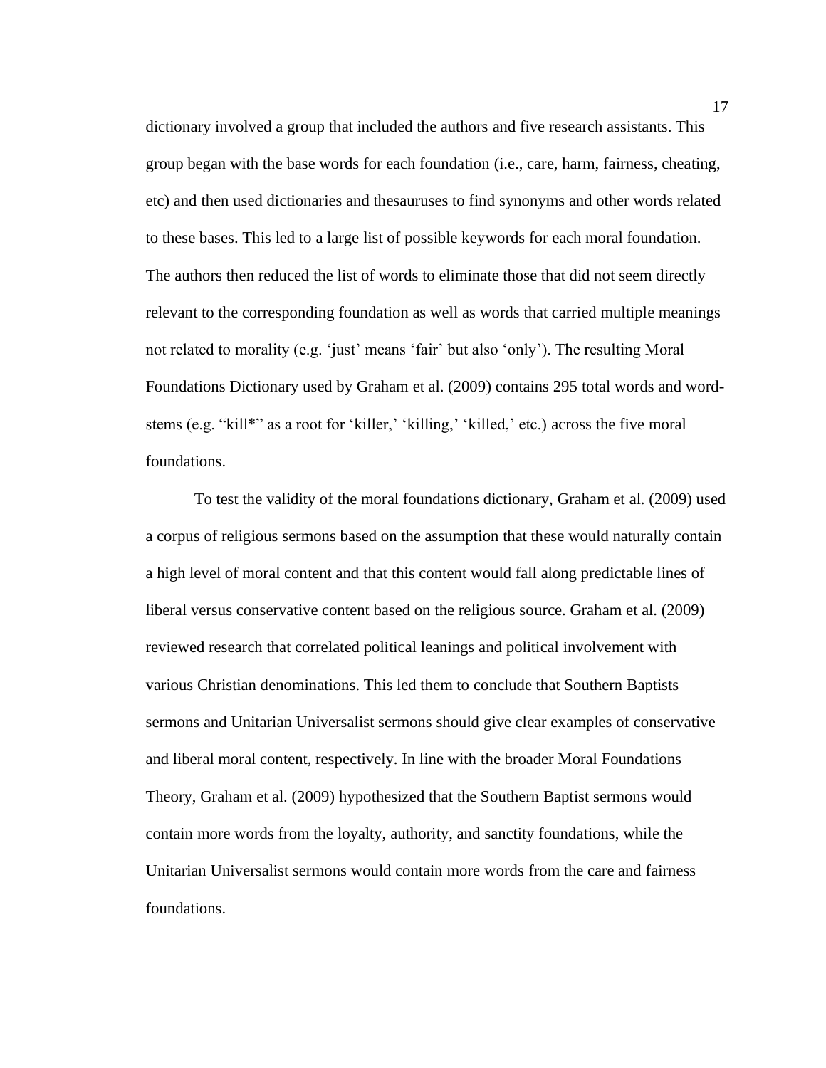dictionary involved a group that included the authors and five research assistants. This group began with the base words for each foundation (i.e., care, harm, fairness, cheating, etc) and then used dictionaries and thesauruses to find synonyms and other words related to these bases. This led to a large list of possible keywords for each moral foundation. The authors then reduced the list of words to eliminate those that did not seem directly relevant to the corresponding foundation as well as words that carried multiple meanings not related to morality (e.g. 'just' means 'fair' but also 'only'). The resulting Moral Foundations Dictionary used by Graham et al. (2009) contains 295 total words and word-stems (e.g. "kill*" as a root for 'killer,' 'killing,' 'killed,' etc.) across the five moral foundations.

To test the validity of the moral foundations dictionary, Graham et al. (2009) used a corpus of religious sermons based on the assumption that these would naturally contain a high level of moral content and that this content would fall along predictable lines of liberal versus conservative content based on the religious source. Graham et al. (2009) reviewed research that correlated political leanings and political involvement with various Christian denominations. This led them to conclude that Southern Baptists sermons and Unitarian Universalist sermons should give clear examples of conservative and liberal moral content, respectively. In line with the broader Moral Foundations Theory, Graham et al. (2009) hypothesized that the Southern Baptist sermons would contain more words from the loyalty, authority, and sanctity foundations, while the Unitarian Universalist sermons would contain more words from the care and fairness foundations.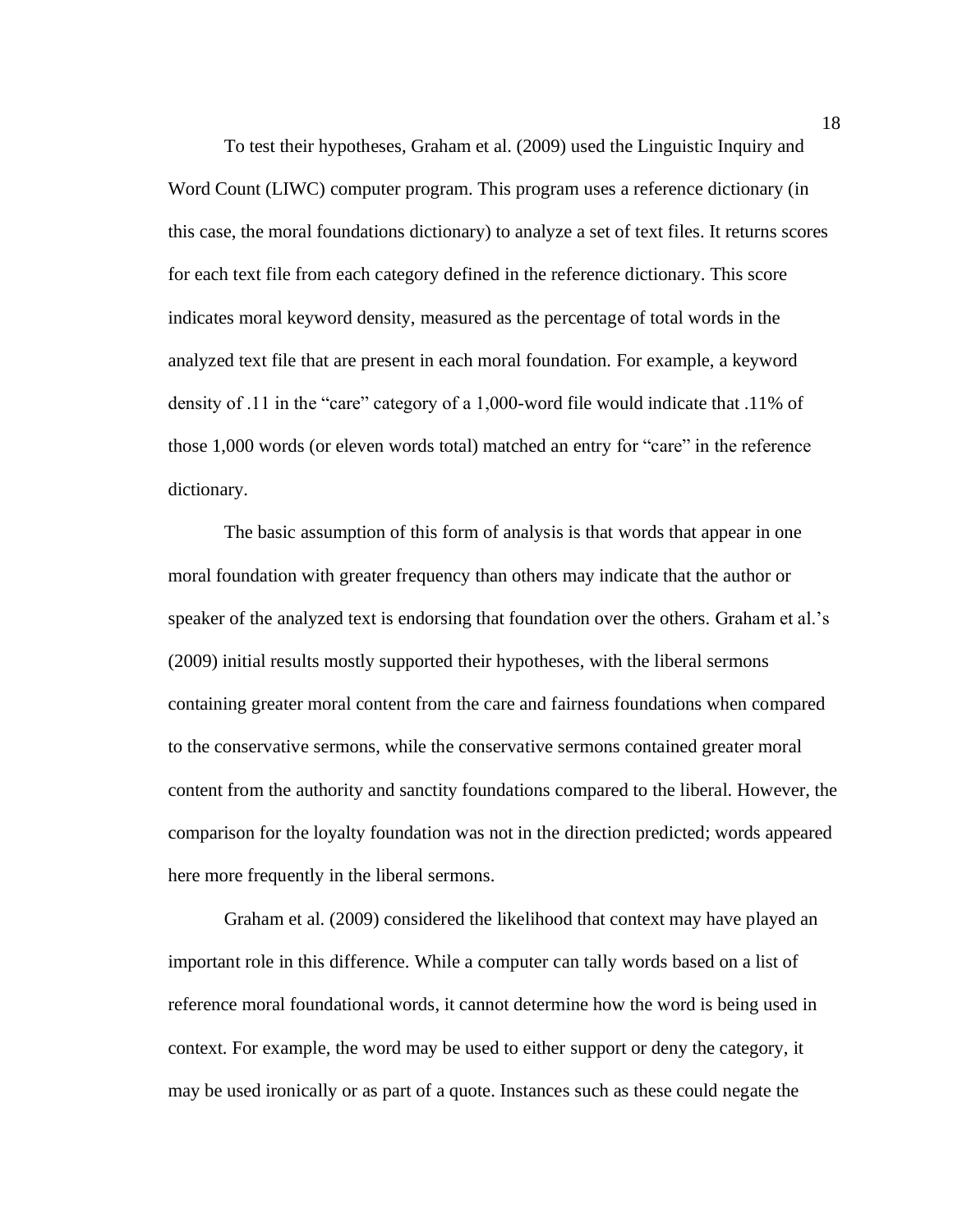To test their hypotheses, Graham et al. (2009) used the Linguistic Inquiry and Word Count (LIWC) computer program. This program uses a reference dictionary (in this case, the moral foundations dictionary) to analyze a set of text files. It returns scores for each text file from each category defined in the reference dictionary. This score indicates moral keyword density, measured as the percentage of total words in the analyzed text file that are present in each moral foundation. For example, a keyword density of .11 in the "care" category of a 1,000-word file would indicate that .11% of those 1,000 words (or eleven words total) matched an entry for "care" in the reference dictionary.

The basic assumption of this form of analysis is that words that appear in one moral foundation with greater frequency than others may indicate that the author or speaker of the analyzed text is endorsing that foundation over the others. Graham et al.'s (2009) initial results mostly supported their hypotheses, with the liberal sermons containing greater moral content from the care and fairness foundations when compared to the conservative sermons, while the conservative sermons contained greater moral content from the authority and sanctity foundations compared to the liberal. However, the comparison for the loyalty foundation was not in the direction predicted; words appeared here more frequently in the liberal sermons.

Graham et al. (2009) considered the likelihood that context may have played an important role in this difference. While a computer can tally words based on a list of reference moral foundational words, it cannot determine how the word is being used in context. For example, the word may be used to either support or deny the category, it may be used ironically or as part of a quote. Instances such as these could negate the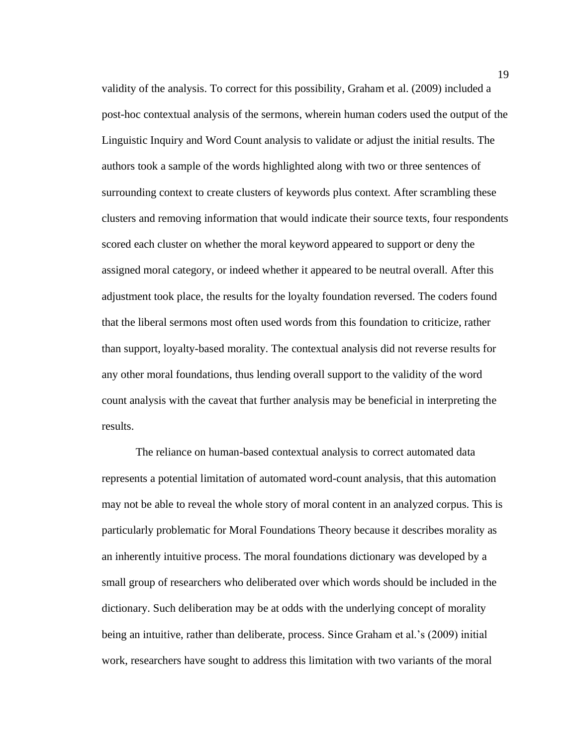validity of the analysis. To correct for this possibility, Graham et al. (2009) included a post-hoc contextual analysis of the sermons, wherein human coders used the output of the Linguistic Inquiry and Word Count analysis to validate or adjust the initial results. The authors took a sample of the words highlighted along with two or three sentences of surrounding context to create clusters of keywords plus context. After scrambling these clusters and removing information that would indicate their source texts, four respondents scored each cluster on whether the moral keyword appeared to support or deny the assigned moral category, or indeed whether it appeared to be neutral overall. After this adjustment took place, the results for the loyalty foundation reversed. The coders found that the liberal sermons most often used words from this foundation to criticize, rather than support, loyalty-based morality. The contextual analysis did not reverse results for any other moral foundations, thus lending overall support to the validity of the word count analysis with the caveat that further analysis may be beneficial in interpreting the results.

The reliance on human-based contextual analysis to correct automated data represents a potential limitation of automated word-count analysis, that this automation may not be able to reveal the whole story of moral content in an analyzed corpus. This is particularly problematic for Moral Foundations Theory because it describes morality as an inherently intuitive process. The moral foundations dictionary was developed by a small group of researchers who deliberated over which words should be included in the dictionary. Such deliberation may be at odds with the underlying concept of morality being an intuitive, rather than deliberate, process. Since Graham et al.'s (2009) initial work, researchers have sought to address this limitation with two variants of the moral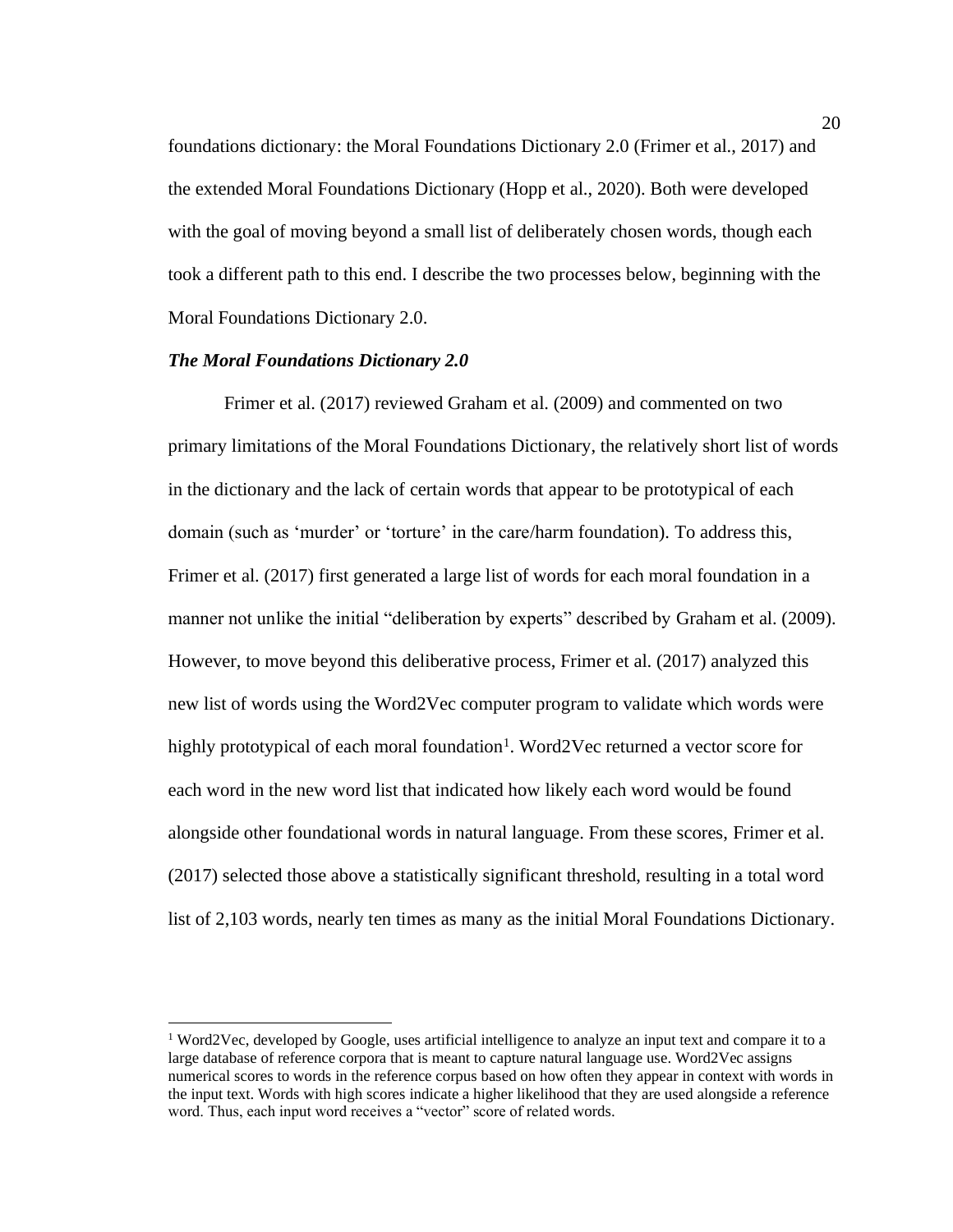foundations dictionary: the Moral Foundations Dictionary 2.0 (Frimer et al., 2017) and the extended Moral Foundations Dictionary (Hopp et al., 2020). Both were developed with the goal of moving beyond a small list of deliberately chosen words, though each took a different path to this end. I describe the two processes below, beginning with the Moral Foundations Dictionary 2.0.

### *The Moral Foundations Dictionary 2.0*

Frimer et al. (2017) reviewed Graham et al. (2009) and commented on two primary limitations of the Moral Foundations Dictionary, the relatively short list of words in the dictionary and the lack of certain words that appear to be prototypical of each domain (such as 'murder' or 'torture' in the care/harm foundation). To address this, Frimer et al. (2017) first generated a large list of words for each moral foundation in a manner not unlike the initial "deliberation by experts" described by Graham et al. (2009). However, to move beyond this deliberative process, Frimer et al. (2017) analyzed this new list of words using the Word2Vec computer program to validate which words were highly prototypical of each moral foundation[1]. Word2Vec returned a vector score for each word in the new word list that indicated how likely each word would be found alongside other foundational words in natural language. From these scores, Frimer et al. (2017) selected those above a statistically significant threshold, resulting in a total word list of 2,103 words, nearly ten times as many as the initial Moral Foundations Dictionary.

---

[1] Word2Vec, developed by Google, uses artificial intelligence to analyze an input text and compare it to a large database of reference corpora that is meant to capture natural language use. Word2Vec assigns numerical scores to words in the reference corpus based on how often they appear in context with words in the input text. Words with high scores indicate a higher likelihood that they are used alongside a reference word. Thus, each input word receives a "vector" score of related words.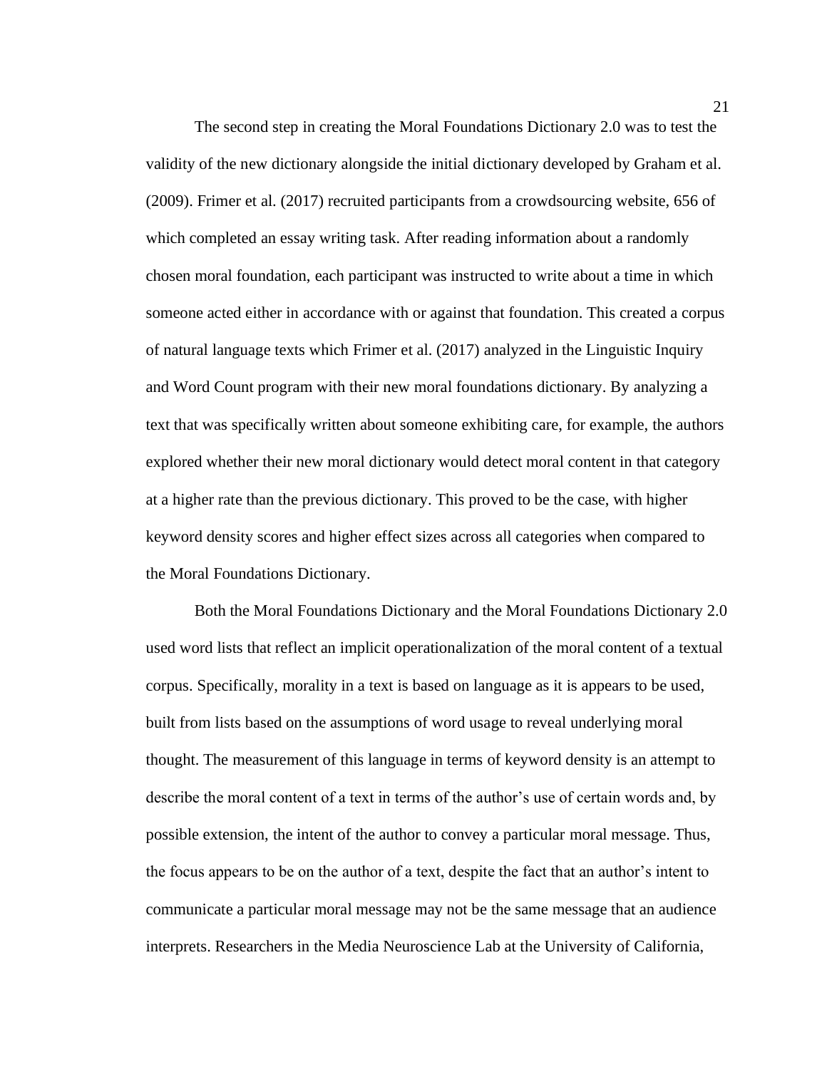The second step in creating the Moral Foundations Dictionary 2.0 was to test the validity of the new dictionary alongside the initial dictionary developed by Graham et al. (2009). Frimer et al. (2017) recruited participants from a crowdsourcing website, 656 of which completed an essay writing task. After reading information about a randomly chosen moral foundation, each participant was instructed to write about a time in which someone acted either in accordance with or against that foundation. This created a corpus of natural language texts which Frimer et al. (2017) analyzed in the Linguistic Inquiry and Word Count program with their new moral foundations dictionary. By analyzing a text that was specifically written about someone exhibiting care, for example, the authors explored whether their new moral dictionary would detect moral content in that category at a higher rate than the previous dictionary. This proved to be the case, with higher keyword density scores and higher effect sizes across all categories when compared to the Moral Foundations Dictionary.

Both the Moral Foundations Dictionary and the Moral Foundations Dictionary 2.0 used word lists that reflect an implicit operationalization of the moral content of a textual corpus. Specifically, morality in a text is based on language as it is appears to be used, built from lists based on the assumptions of word usage to reveal underlying moral thought. The measurement of this language in terms of keyword density is an attempt to describe the moral content of a text in terms of the author's use of certain words and, by possible extension, the intent of the author to convey a particular moral message. Thus, the focus appears to be on the author of a text, despite the fact that an author's intent to communicate a particular moral message may not be the same message that an audience interprets. Researchers in the Media Neuroscience Lab at the University of California,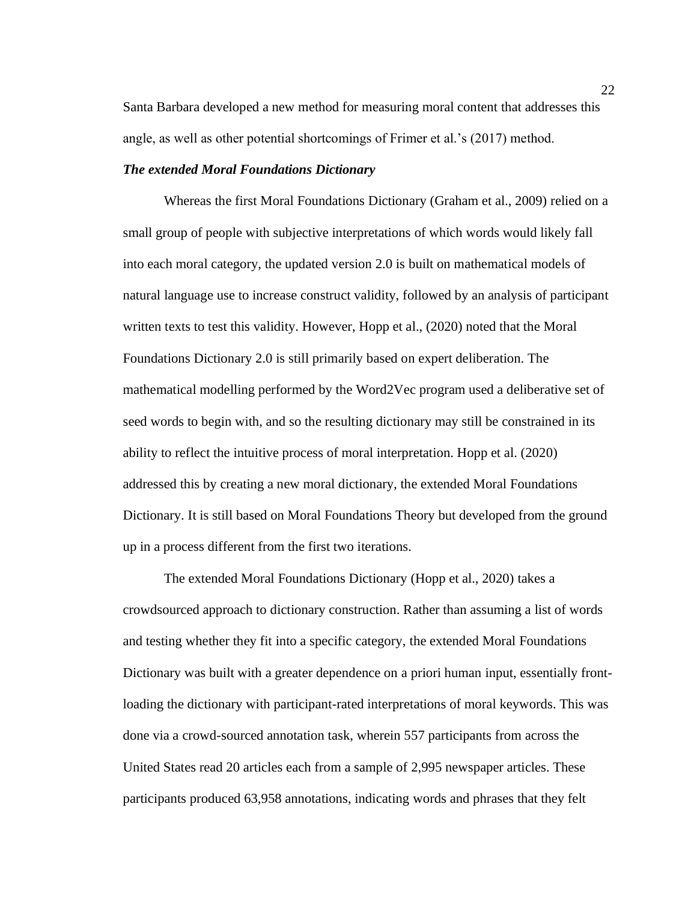Santa Barbara developed a new method for measuring moral content that addresses this angle, as well as other potential shortcomings of Frimer et al.'s (2017) method.

### ***The extended Moral Foundations Dictionary***

Whereas the first Moral Foundations Dictionary (Graham et al., 2009) relied on a small group of people with subjective interpretations of which words would likely fall into each moral category, the updated version 2.0 is built on mathematical models of natural language use to increase construct validity, followed by an analysis of participant written texts to test this validity. However, Hopp et al., (2020) noted that the Moral Foundations Dictionary 2.0 is still primarily based on expert deliberation. The mathematical modelling performed by the Word2Vec program used a deliberative set of seed words to begin with, and so the resulting dictionary may still be constrained in its ability to reflect the intuitive process of moral interpretation. Hopp et al. (2020) addressed this by creating a new moral dictionary, the extended Moral Foundations Dictionary. It is still based on Moral Foundations Theory but developed from the ground up in a process different from the first two iterations.

The extended Moral Foundations Dictionary (Hopp et al., 2020) takes a crowdsourced approach to dictionary construction. Rather than assuming a list of words and testing whether they fit into a specific category, the extended Moral Foundations Dictionary was built with a greater dependence on a priori human input, essentially front-loading the dictionary with participant-rated interpretations of moral keywords. This was done via a crowd-sourced annotation task, wherein 557 participants from across the United States read 20 articles each from a sample of 2,995 newspaper articles. These participants produced 63,958 annotations, indicating words and phrases that they felt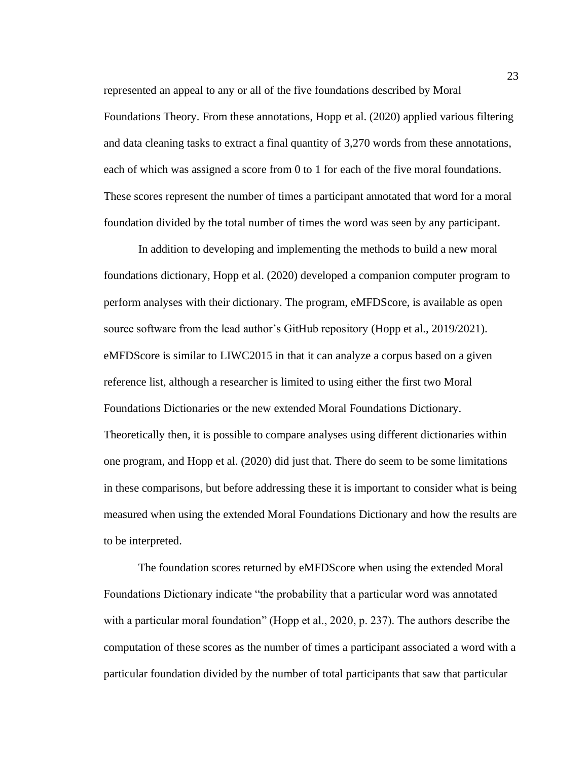represented an appeal to any or all of the five foundations described by Moral Foundations Theory. From these annotations, Hopp et al. (2020) applied various filtering and data cleaning tasks to extract a final quantity of 3,270 words from these annotations, each of which was assigned a score from 0 to 1 for each of the five moral foundations. These scores represent the number of times a participant annotated that word for a moral foundation divided by the total number of times the word was seen by any participant.

In addition to developing and implementing the methods to build a new moral foundations dictionary, Hopp et al. (2020) developed a companion computer program to perform analyses with their dictionary. The program, eMFDScore, is available as open source software from the lead author's GitHub repository (Hopp et al., 2019/2021). eMFDScore is similar to LIWC2015 in that it can analyze a corpus based on a given reference list, although a researcher is limited to using either the first two Moral Foundations Dictionaries or the new extended Moral Foundations Dictionary. Theoretically then, it is possible to compare analyses using different dictionaries within one program, and Hopp et al. (2020) did just that. There do seem to be some limitations in these comparisons, but before addressing these it is important to consider what is being measured when using the extended Moral Foundations Dictionary and how the results are to be interpreted.

The foundation scores returned by eMFDScore when using the extended Moral Foundations Dictionary indicate "the probability that a particular word was annotated with a particular moral foundation" (Hopp et al., 2020, p. 237). The authors describe the computation of these scores as the number of times a participant associated a word with a particular foundation divided by the number of total participants that saw that particular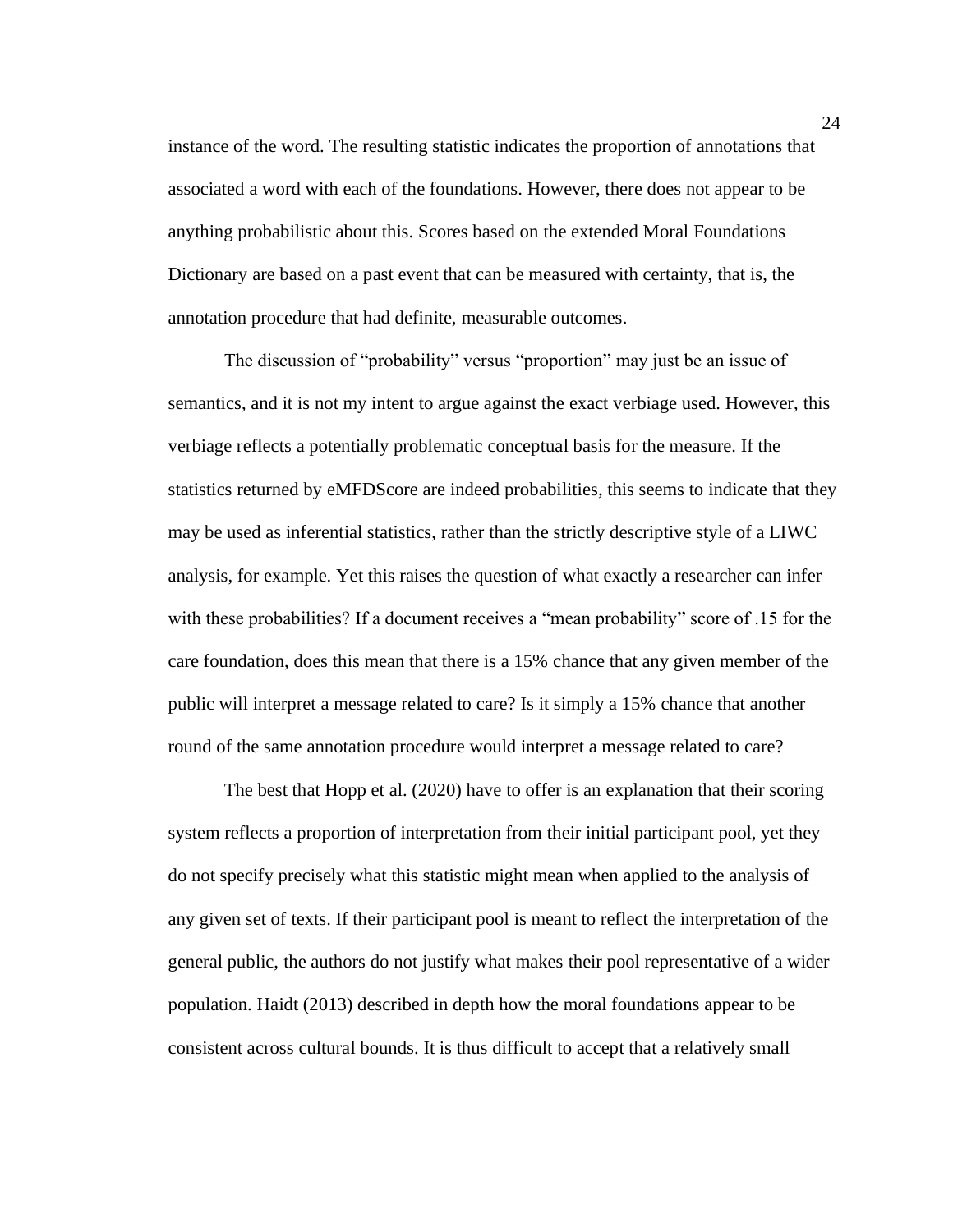instance of the word. The resulting statistic indicates the proportion of annotations that associated a word with each of the foundations. However, there does not appear to be anything probabilistic about this. Scores based on the extended Moral Foundations Dictionary are based on a past event that can be measured with certainty, that is, the annotation procedure that had definite, measurable outcomes.

The discussion of “probability” versus “proportion” may just be an issue of semantics, and it is not my intent to argue against the exact verbiage used. However, this verbiage reflects a potentially problematic conceptual basis for the measure. If the statistics returned by eMFDScore are indeed probabilities, this seems to indicate that they may be used as inferential statistics, rather than the strictly descriptive style of a LIWC analysis, for example. Yet this raises the question of what exactly a researcher can infer with these probabilities? If a document receives a “mean probability” score of .15 for the care foundation, does this mean that there is a 15% chance that any given member of the public will interpret a message related to care? Is it simply a 15% chance that another round of the same annotation procedure would interpret a message related to care?

The best that Hopp et al. (2020) have to offer is an explanation that their scoring system reflects a proportion of interpretation from their initial participant pool, yet they do not specify precisely what this statistic might mean when applied to the analysis of any given set of texts. If their participant pool is meant to reflect the interpretation of the general public, the authors do not justify what makes their pool representative of a wider population. Haidt (2013) described in depth how the moral foundations appear to be consistent across cultural bounds. It is thus difficult to accept that a relatively small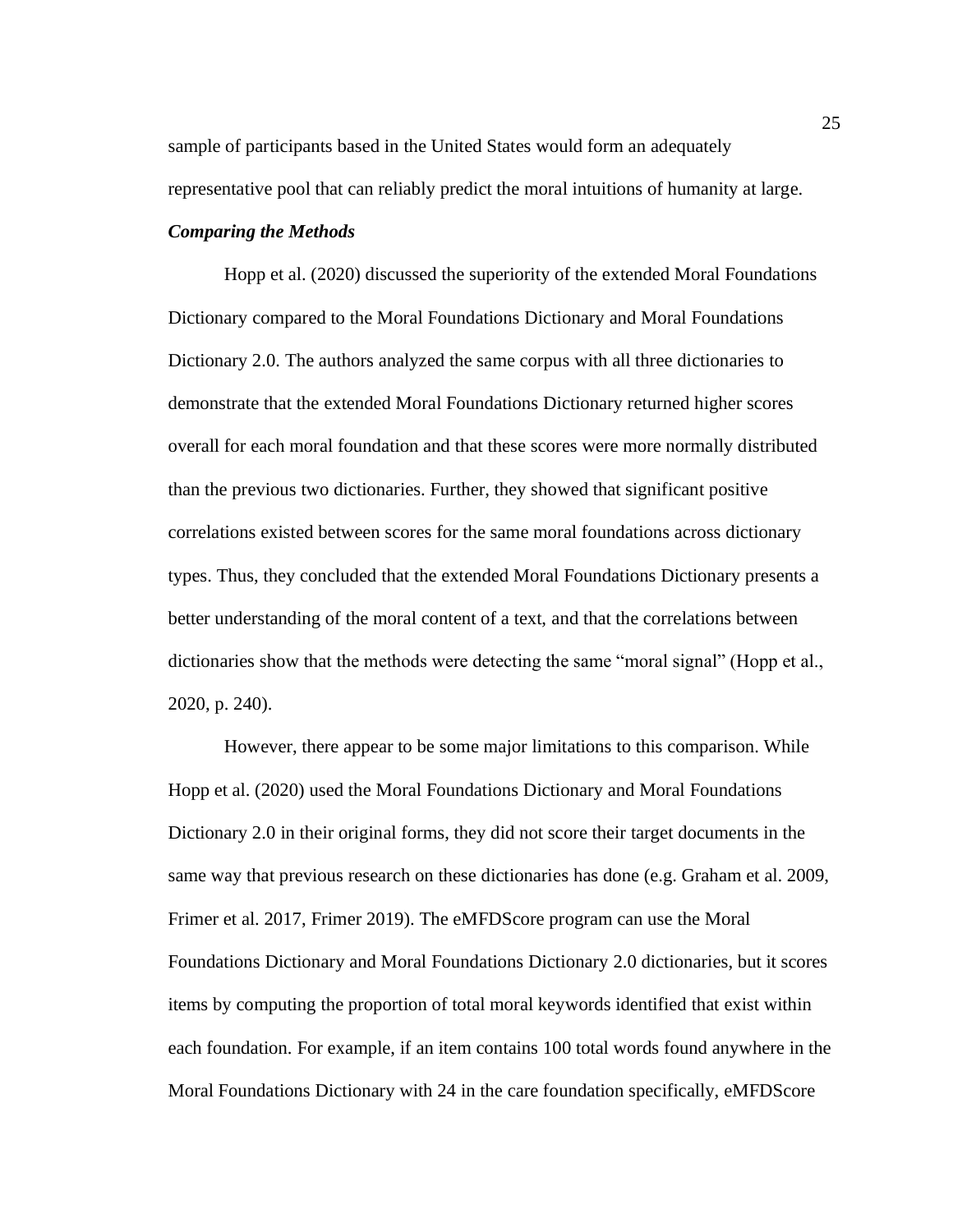sample of participants based in the United States would form an adequately representative pool that can reliably predict the moral intuitions of humanity at large.

### *Comparing the Methods*

Hopp et al. (2020) discussed the superiority of the extended Moral Foundations Dictionary compared to the Moral Foundations Dictionary and Moral Foundations Dictionary 2.0. The authors analyzed the same corpus with all three dictionaries to demonstrate that the extended Moral Foundations Dictionary returned higher scores overall for each moral foundation and that these scores were more normally distributed than the previous two dictionaries. Further, they showed that significant positive correlations existed between scores for the same moral foundations across dictionary types. Thus, they concluded that the extended Moral Foundations Dictionary presents a better understanding of the moral content of a text, and that the correlations between dictionaries show that the methods were detecting the same "moral signal" (Hopp et al., 2020, p. 240).

However, there appear to be some major limitations to this comparison. While Hopp et al. (2020) used the Moral Foundations Dictionary and Moral Foundations Dictionary 2.0 in their original forms, they did not score their target documents in the same way that previous research on these dictionaries has done (e.g. Graham et al. 2009, Frimer et al. 2017, Frimer 2019). The eMFDScore program can use the Moral Foundations Dictionary and Moral Foundations Dictionary 2.0 dictionaries, but it scores items by computing the proportion of total moral keywords identified that exist within each foundation. For example, if an item contains 100 total words found anywhere in the Moral Foundations Dictionary with 24 in the care foundation specifically, eMFDScore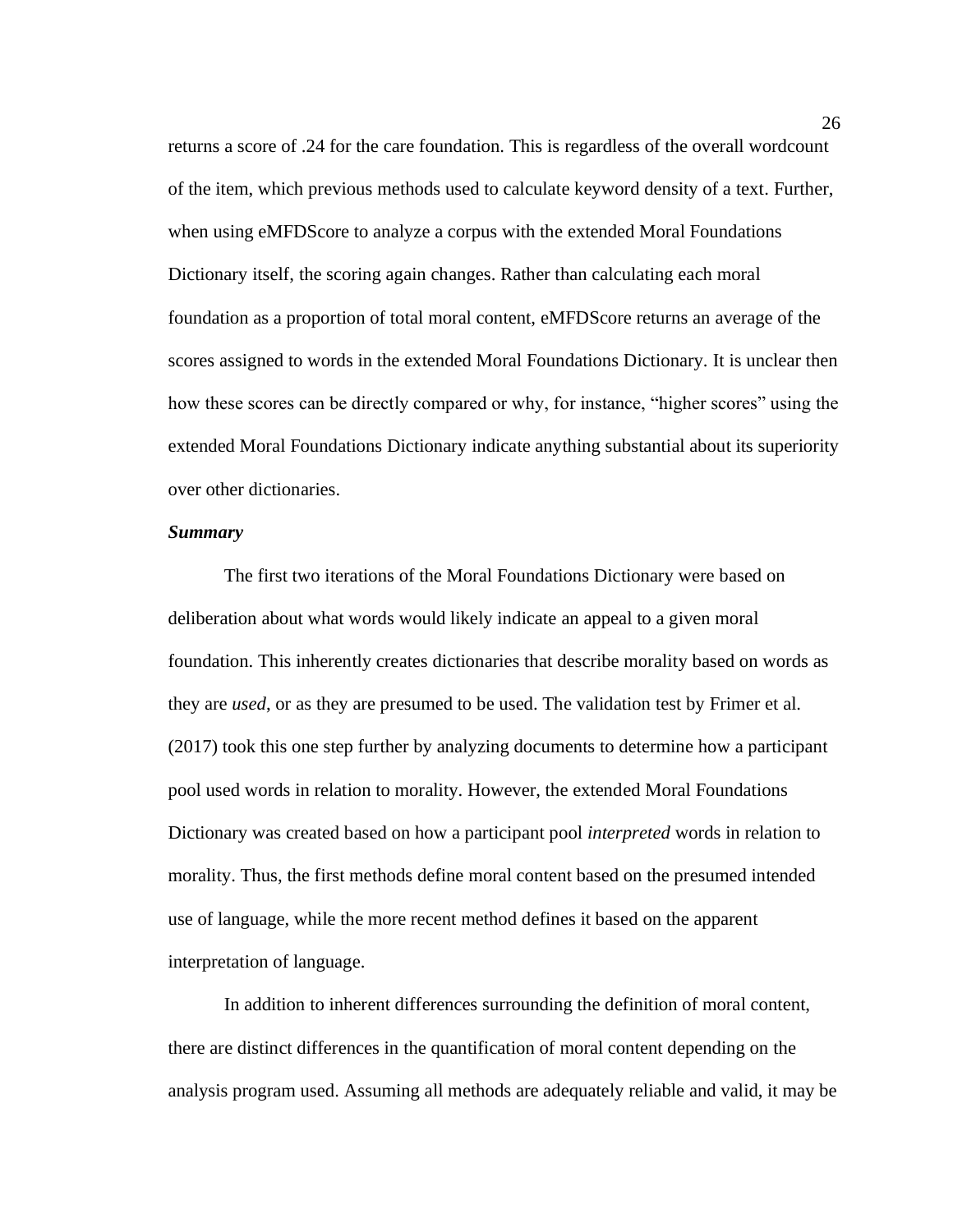returns a score of .24 for the care foundation. This is regardless of the overall wordcount of the item, which previous methods used to calculate keyword density of a text. Further, when using eMFDScore to analyze a corpus with the extended Moral Foundations Dictionary itself, the scoring again changes. Rather than calculating each moral foundation as a proportion of total moral content, eMFDScore returns an average of the scores assigned to words in the extended Moral Foundations Dictionary. It is unclear then how these scores can be directly compared or why, for instance, "higher scores" using the extended Moral Foundations Dictionary indicate anything substantial about its superiority over other dictionaries.

***Summary***

The first two iterations of the Moral Foundations Dictionary were based on deliberation about what words would likely indicate an appeal to a given moral foundation. This inherently creates dictionaries that describe morality based on words as they are *used*, or as they are presumed to be used. The validation test by Frimer et al. (2017) took this one step further by analyzing documents to determine how a participant pool used words in relation to morality. However, the extended Moral Foundations Dictionary was created based on how a participant pool *interpreted* words in relation to morality. Thus, the first methods define moral content based on the presumed intended use of language, while the more recent method defines it based on the apparent interpretation of language.

In addition to inherent differences surrounding the definition of moral content, there are distinct differences in the quantification of moral content depending on the analysis program used. Assuming all methods are adequately reliable and valid, it may be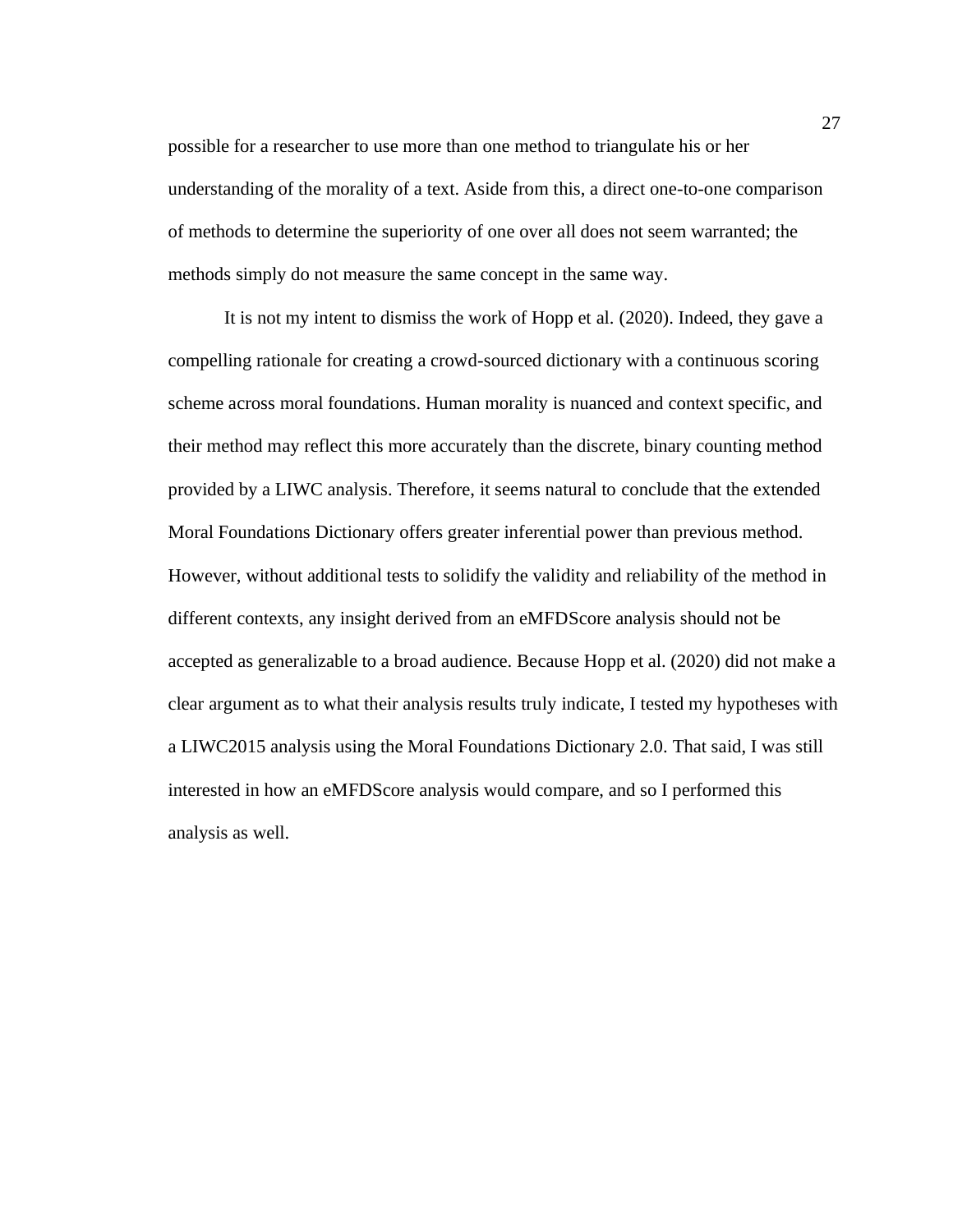possible for a researcher to use more than one method to triangulate his or her understanding of the morality of a text. Aside from this, a direct one-to-one comparison of methods to determine the superiority of one over all does not seem warranted; the methods simply do not measure the same concept in the same way.

It is not my intent to dismiss the work of Hopp et al. (2020). Indeed, they gave a compelling rationale for creating a crowd-sourced dictionary with a continuous scoring scheme across moral foundations. Human morality is nuanced and context specific, and their method may reflect this more accurately than the discrete, binary counting method provided by a LIWC analysis. Therefore, it seems natural to conclude that the extended Moral Foundations Dictionary offers greater inferential power than previous method. However, without additional tests to solidify the validity and reliability of the method in different contexts, any insight derived from an eMFDScore analysis should not be accepted as generalizable to a broad audience. Because Hopp et al. (2020) did not make a clear argument as to what their analysis results truly indicate, I tested my hypotheses with a LIWC2015 analysis using the Moral Foundations Dictionary 2.0. That said, I was still interested in how an eMFDScore analysis would compare, and so I performed this analysis as well.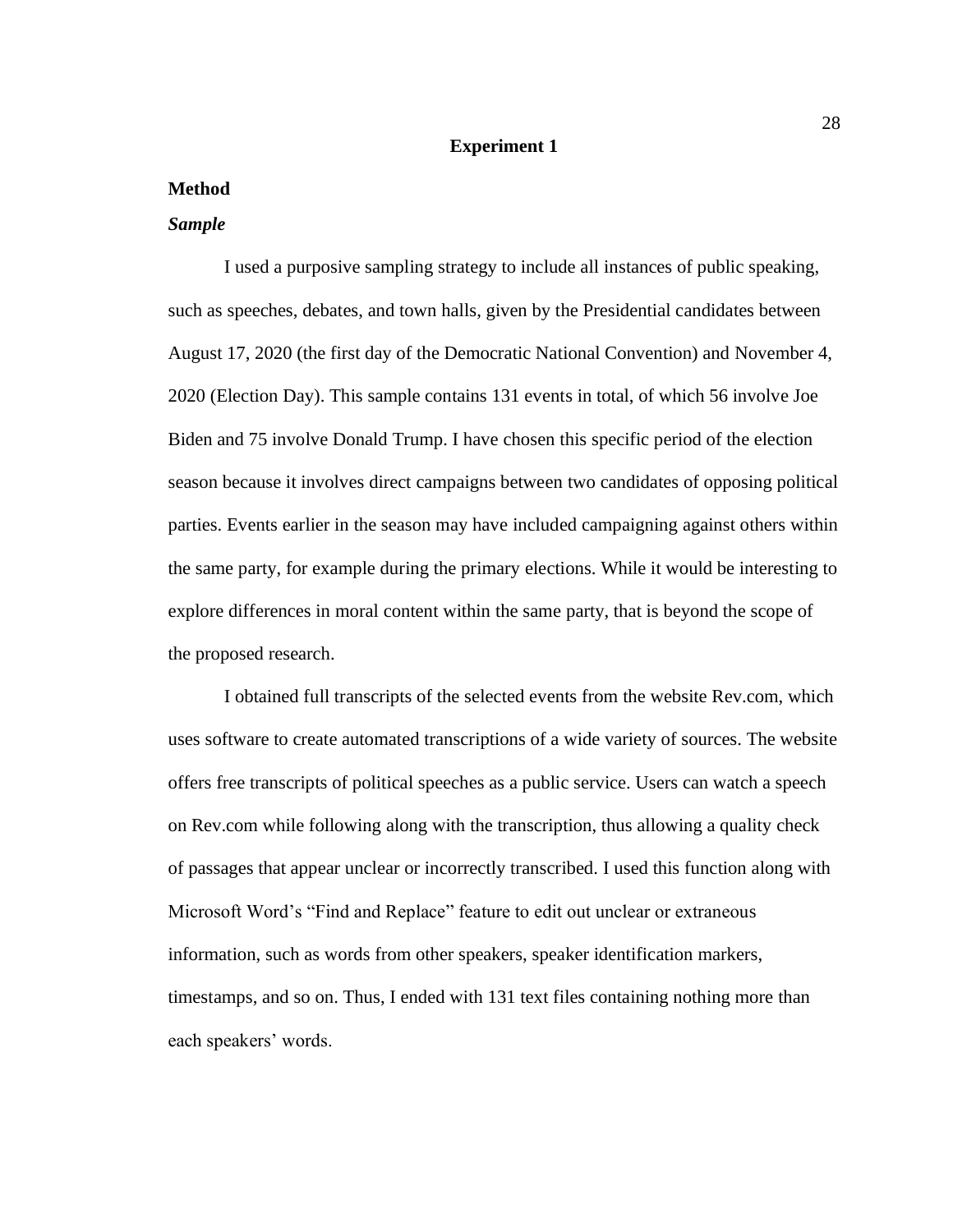# Experiment 1

## Method

### *Sample*

I used a purposive sampling strategy to include all instances of public speaking, such as speeches, debates, and town halls, given by the Presidential candidates between August 17, 2020 (the first day of the Democratic National Convention) and November 4, 2020 (Election Day). This sample contains 131 events in total, of which 56 involve Joe Biden and 75 involve Donald Trump. I have chosen this specific period of the election season because it involves direct campaigns between two candidates of opposing political parties. Events earlier in the season may have included campaigning against others within the same party, for example during the primary elections. While it would be interesting to explore differences in moral content within the same party, that is beyond the scope of the proposed research.

I obtained full transcripts of the selected events from the website Rev.com, which uses software to create automated transcriptions of a wide variety of sources. The website offers free transcripts of political speeches as a public service. Users can watch a speech on Rev.com while following along with the transcription, thus allowing a quality check of passages that appear unclear or incorrectly transcribed. I used this function along with Microsoft Word's "Find and Replace" feature to edit out unclear or extraneous information, such as words from other speakers, speaker identification markers, timestamps, and so on. Thus, I ended with 131 text files containing nothing more than each speakers' words.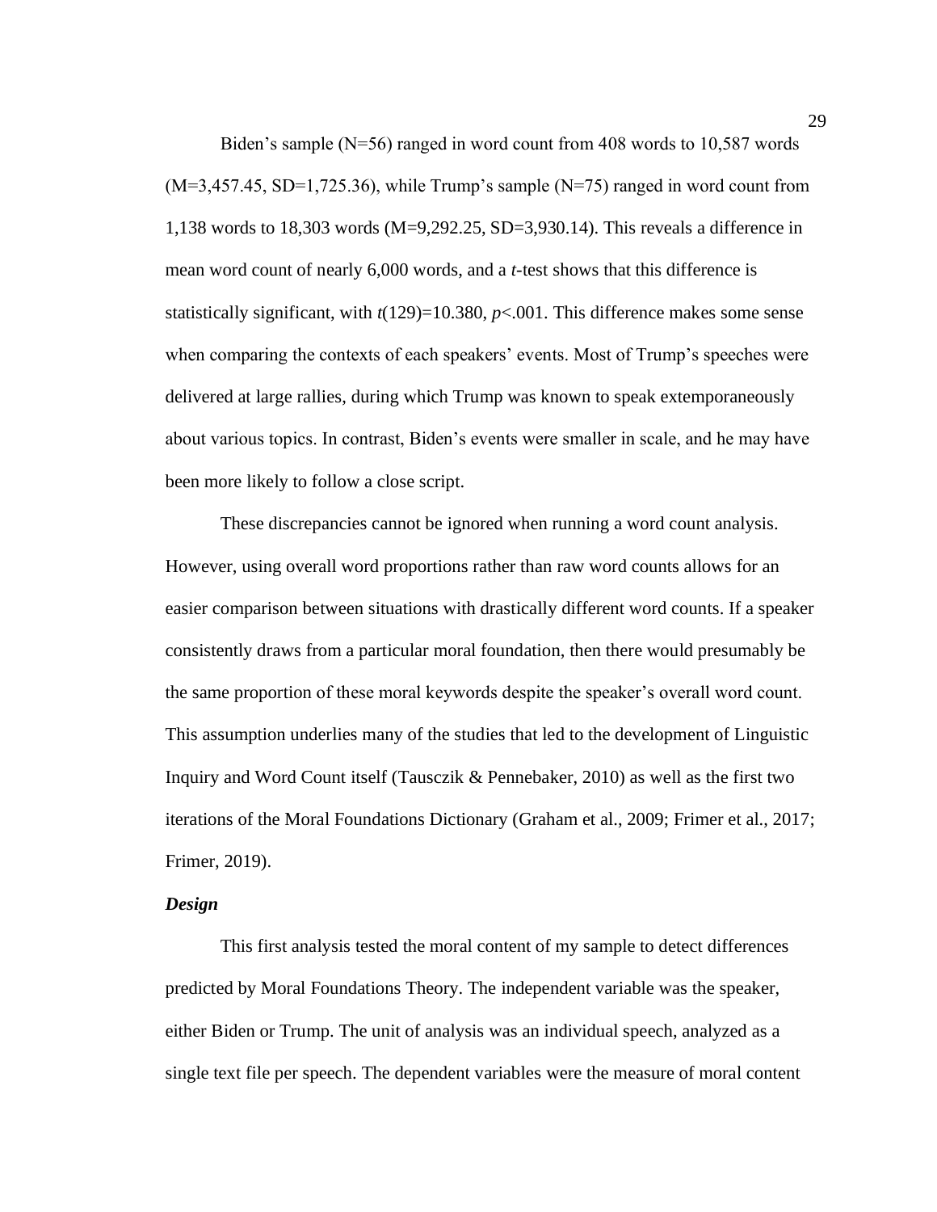Biden's sample (N=56) ranged in word count from 408 words to 10,587 words (M=3,457.45, SD=1,725.36), while Trump's sample (N=75) ranged in word count from 1,138 words to 18,303 words (M=9,292.25, SD=3,930.14). This reveals a difference in mean word count of nearly 6,000 words, and a *t*-test shows that this difference is statistically significant, with $t(129)=10.380$, $p<.001$. This difference makes some sense when comparing the contexts of each speakers' events. Most of Trump's speeches were delivered at large rallies, during which Trump was known to speak extemporaneously about various topics. In contrast, Biden's events were smaller in scale, and he may have been more likely to follow a close script.

These discrepancies cannot be ignored when running a word count analysis. However, using overall word proportions rather than raw word counts allows for an easier comparison between situations with drastically different word counts. If a speaker consistently draws from a particular moral foundation, then there would presumably be the same proportion of these moral keywords despite the speaker's overall word count. This assumption underlies many of the studies that led to the development of Linguistic Inquiry and Word Count itself (Tausczik & Pennebaker, 2010) as well as the first two iterations of the Moral Foundations Dictionary (Graham et al., 2009; Frimer et al., 2017; Frimer, 2019).

### *Design*

This first analysis tested the moral content of my sample to detect differences predicted by Moral Foundations Theory. The independent variable was the speaker, either Biden or Trump. The unit of analysis was an individual speech, analyzed as a single text file per speech. The dependent variables were the measure of moral content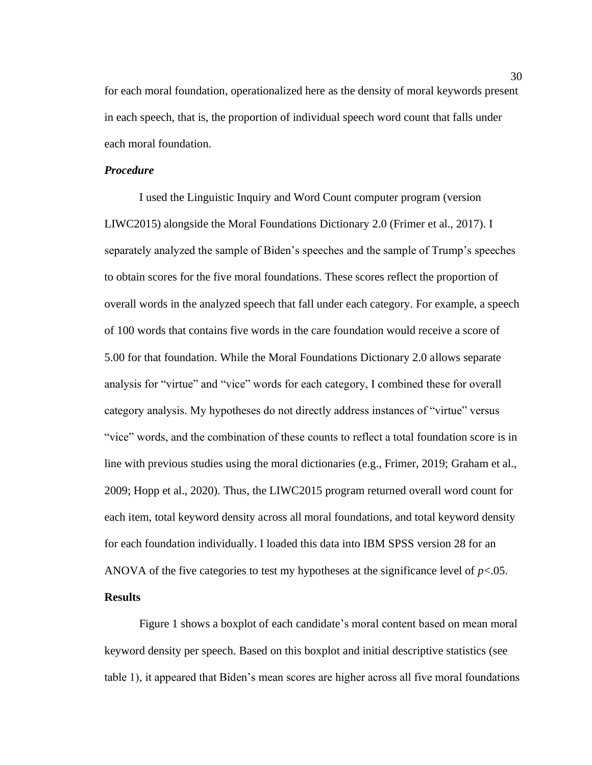for each moral foundation, operationalized here as the density of moral keywords present in each speech, that is, the proportion of individual speech word count that falls under each moral foundation.

### *Procedure*

I used the Linguistic Inquiry and Word Count computer program (version LIWC2015) alongside the Moral Foundations Dictionary 2.0 (Frimer et al., 2017). I separately analyzed the sample of Biden's speeches and the sample of Trump's speeches to obtain scores for the five moral foundations. These scores reflect the proportion of overall words in the analyzed speech that fall under each category. For example, a speech of 100 words that contains five words in the care foundation would receive a score of 5.00 for that foundation. While the Moral Foundations Dictionary 2.0 allows separate analysis for "virtue" and "vice" words for each category, I combined these for overall category analysis. My hypotheses do not directly address instances of "virtue" versus "vice" words, and the combination of these counts to reflect a total foundation score is in line with previous studies using the moral dictionaries (e.g., Frimer, 2019; Graham et al., 2009; Hopp et al., 2020). Thus, the LIWC2015 program returned overall word count for each item, total keyword density across all moral foundations, and total keyword density for each foundation individually. I loaded this data into IBM SPSS version 28 for an ANOVA of the five categories to test my hypotheses at the significance level of $p<.05$.

## Results

Figure 1 shows a boxplot of each candidate's moral content based on mean moral keyword density per speech. Based on this boxplot and initial descriptive statistics (see table 1), it appeared that Biden's mean scores are higher across all five moral foundations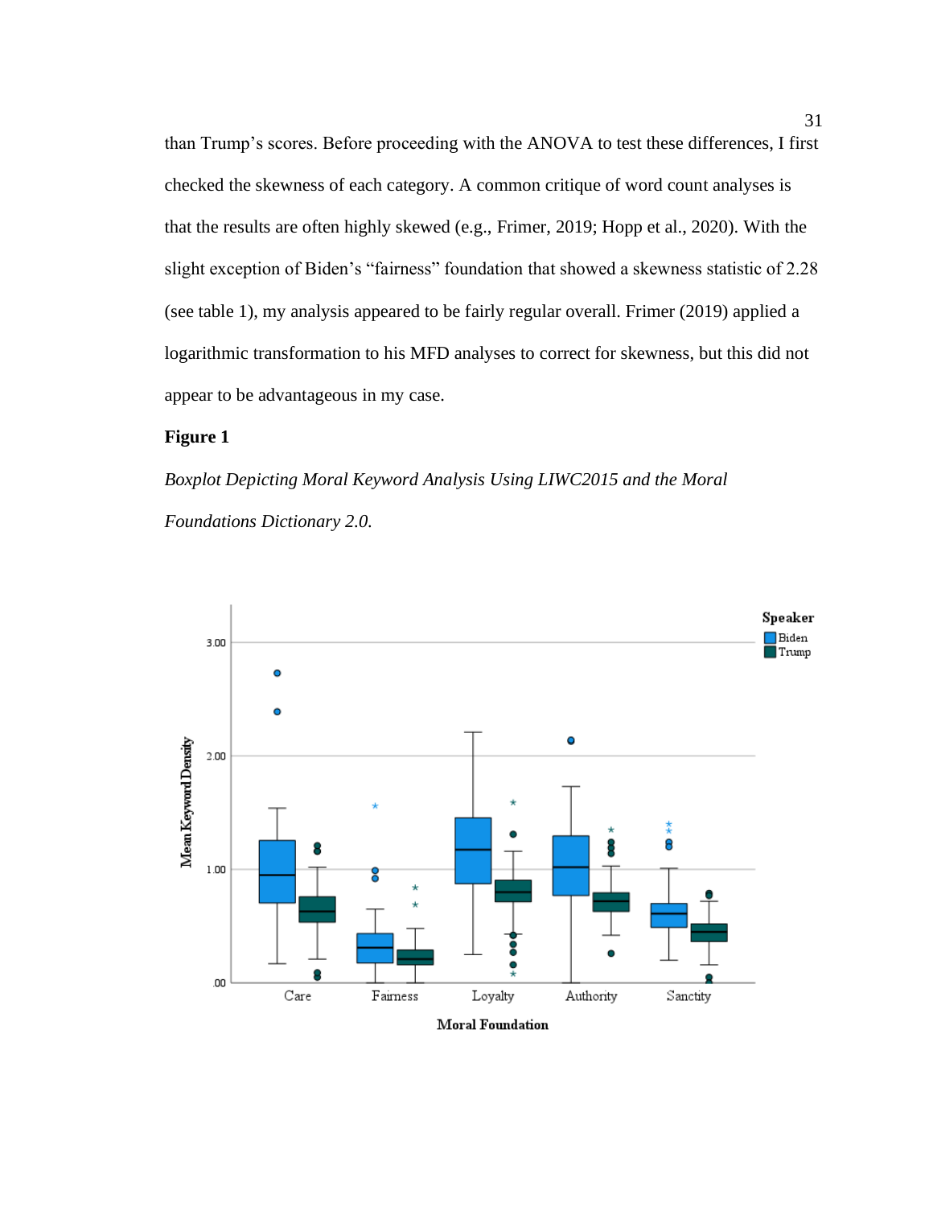than Trump's scores. Before proceeding with the ANOVA to test these differences, I first checked the skewness of each category. A common critique of word count analyses is that the results are often highly skewed (e.g., Frimer, 2019; Hopp et al., 2020). With the slight exception of Biden's "fairness" foundation that showed a skewness statistic of 2.28 (see table 1), my analysis appeared to be fairly regular overall. Frimer (2019) applied a logarithmic transformation to his MFD analyses to correct for skewness, but this did not appear to be advantageous in my case.

**Figure 1**

*Boxplot Depicting Moral Keyword Analysis Using LIWC2015 and the Moral Foundations Dictionary 2.0.*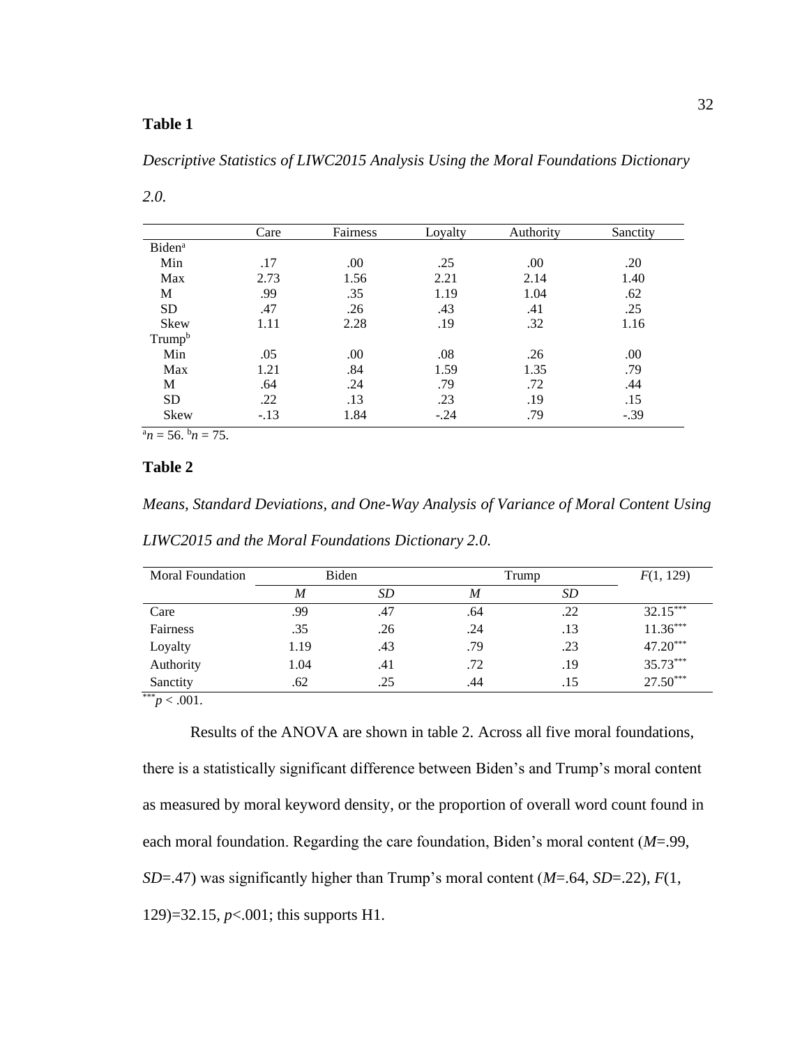**Table 1**

*Descriptive Statistics of LIWC2015 Analysis Using the Moral Foundations Dictionary 2.0.*

| | Care | Fairness | Loyalty | Authority | Sanctity |
|---|---|---|---|---|---|
| Biden[a] | | | | | |
| Min | .17 | .00 | .25 | .00 | .20 |
| Max | 2.73 | 1.56 | 2.21 | 2.14 | 1.40 |
| M | .99 | .35 | 1.19 | 1.04 | .62 |
| SD | .47 | .26 | .43 | .41 | .25 |
| Skew | 1.11 | 2.28 | .19 | .32 | 1.16 |
| Trump[b] | | | | | |
| Min | .05 | .00 | .08 | .26 | .00 |
| Max | 1.21 | .84 | 1.59 | 1.35 | .79 |
| M | .64 | .24 | .79 | .72 | .44 |
| SD | .22 | .13 | .23 | .19 | .15 |
| Skew | -.13 | 1.84 | -.24 | .79 | -.39 |

[a]$n$ = 56. [b]$n$ = 75.

**Table 2**

*Means, Standard Deviations, and One-Way Analysis of Variance of Moral Content Using LIWC2015 and the Moral Foundations Dictionary 2.0.*

| Moral Foundation | Biden | | Trump | | $F(1, 129)$ |
|---|---|---|---|---|---|
| | *M* | *SD* | *M* | *SD* | |
| Care | .99 | .47 | .64 | .22 | 32.15*** |
| Fairness | .35 | .26 | .24 | .13 | 11.36*** |
| Loyalty | 1.19 | .43 | .79 | .23 | 47.20*** |
| Authority | 1.04 | .41 | .72 | .19 | 35.73*** |
| Sanctity | .62 | .25 | .44 | .15 | 27.50*** |

***$p < .001$.

Results of the ANOVA are shown in table 2. Across all five moral foundations, there is a statistically significant difference between Biden's and Trump's moral content as measured by moral keyword density, or the proportion of overall word count found in each moral foundation. Regarding the care foundation, Biden's moral content ($M$=.99, $SD$=.47) was significantly higher than Trump's moral content ($M$=.64, $SD$=.22), $F(1, 129)$=32.15, $p$<.001; this supports H1.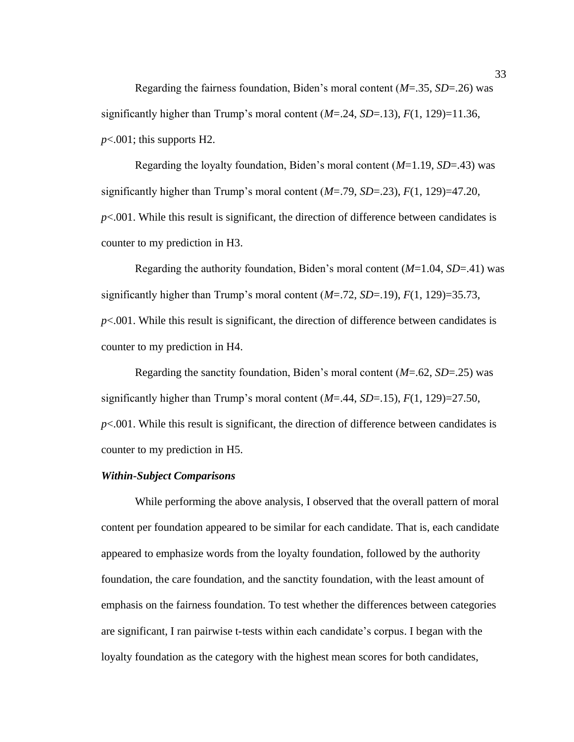Regarding the fairness foundation, Biden's moral content ($M$=.35, $SD$=.26) was significantly higher than Trump's moral content ($M$=.24, $SD$=.13), $F(1, 129)$=11.36, $p$<.001; this supports H2.

Regarding the loyalty foundation, Biden's moral content ($M$=1.19, $SD$=.43) was significantly higher than Trump's moral content ($M$=.79, $SD$=.23), $F(1, 129)$=47.20, $p$<.001. While this result is significant, the direction of difference between candidates is counter to my prediction in H3.

Regarding the authority foundation, Biden's moral content ($M$=1.04, $SD$=.41) was significantly higher than Trump's moral content ($M$=.72, $SD$=.19), $F(1, 129)$=35.73, $p$<.001. While this result is significant, the direction of difference between candidates is counter to my prediction in H4.

Regarding the sanctity foundation, Biden's moral content ($M$=.62, $SD$=.25) was significantly higher than Trump's moral content ($M$=.44, $SD$=.15), $F(1, 129)$=27.50, $p$<.001. While this result is significant, the direction of difference between candidates is counter to my prediction in H5.

### *Within-Subject Comparisons*

While performing the above analysis, I observed that the overall pattern of moral content per foundation appeared to be similar for each candidate. That is, each candidate appeared to emphasize words from the loyalty foundation, followed by the authority foundation, the care foundation, and the sanctity foundation, with the least amount of emphasis on the fairness foundation. To test whether the differences between categories are significant, I ran pairwise t-tests within each candidate's corpus. I began with the loyalty foundation as the category with the highest mean scores for both candidates,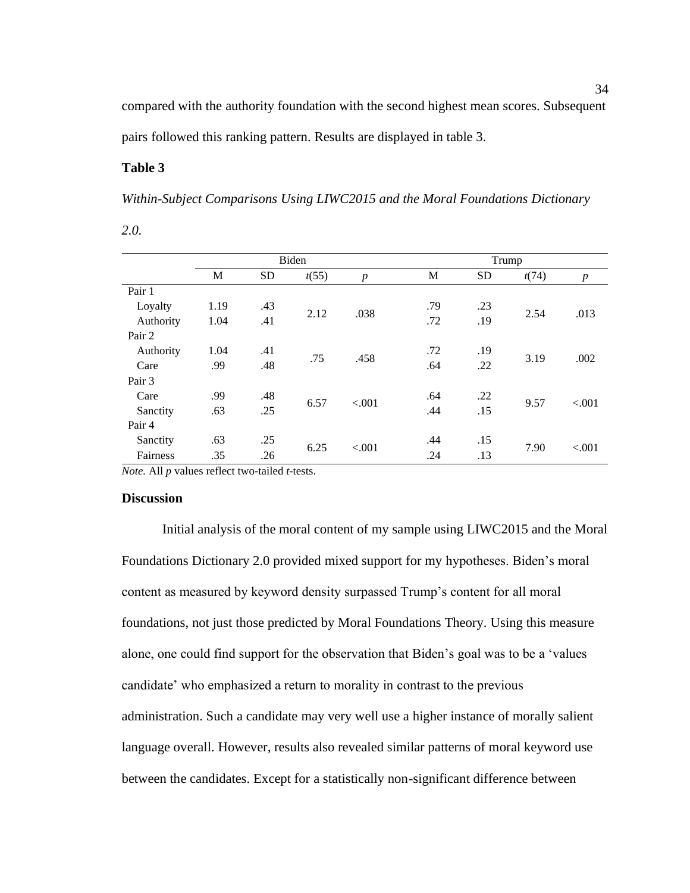compared with the authority foundation with the second highest mean scores. Subsequent pairs followed this ranking pattern. Results are displayed in table 3.

### Table 3

*Within-Subject Comparisons Using LIWC2015 and the Moral Foundations Dictionary 2.0.*

| | Biden | | | | Trump | | | |
|---|---|---|---|---|---|---|---|---|
| | M | SD | $t(55)$ | $p$ | M | SD | $t(74)$ | $p$ |
| Pair 1 | | | | | | | | |
| Loyalty | 1.19 | .43 | 2.12 | .038 | .79 | .23 | 2.54 | .013 |
| Authority | 1.04 | .41 | | | .72 | .19 | | |
| Pair 2 | | | | | | | | |
| Authority | 1.04 | .41 | .75 | .458 | .72 | .19 | 3.19 | .002 |
| Care | .99 | .48 | | | .64 | .22 | | |
| Pair 3 | | | | | | | | |
| Care | .99 | .48 | 6.57 | <.001 | .64 | .22 | 9.57 | <.001 |
| Sanctity | .63 | .25 | | | .44 | .15 | | |
| Pair 4 | | | | | | | | |
| Sanctity | .63 | .25 | 6.25 | <.001 | .44 | .15 | 7.90 | <.001 |
| Fairness | .35 | .26 | | | .24 | .13 | | |

*Note.* All *p* values reflect two-tailed *t*-tests.

### Discussion

Initial analysis of the moral content of my sample using LIWC2015 and the Moral Foundations Dictionary 2.0 provided mixed support for my hypotheses. Biden's moral content as measured by keyword density surpassed Trump's content for all moral foundations, not just those predicted by Moral Foundations Theory. Using this measure alone, one could find support for the observation that Biden's goal was to be a 'values candidate' who emphasized a return to morality in contrast to the previous administration. Such a candidate may very well use a higher instance of morally salient language overall. However, results also revealed similar patterns of moral keyword use between the candidates. Except for a statistically non-significant difference between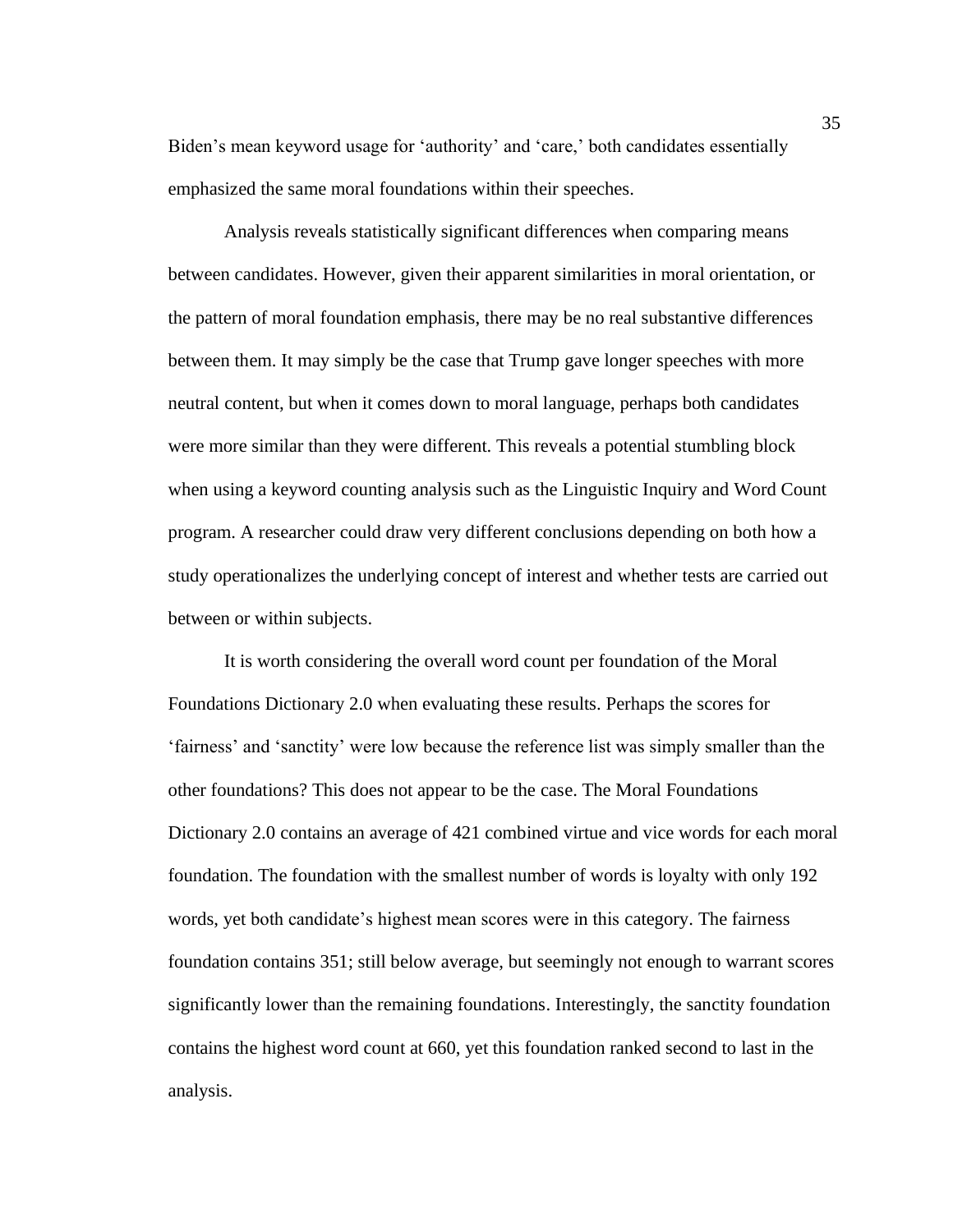Biden's mean keyword usage for 'authority' and 'care,' both candidates essentially emphasized the same moral foundations within their speeches.

Analysis reveals statistically significant differences when comparing means between candidates. However, given their apparent similarities in moral orientation, or the pattern of moral foundation emphasis, there may be no real substantive differences between them. It may simply be the case that Trump gave longer speeches with more neutral content, but when it comes down to moral language, perhaps both candidates were more similar than they were different. This reveals a potential stumbling block when using a keyword counting analysis such as the Linguistic Inquiry and Word Count program. A researcher could draw very different conclusions depending on both how a study operationalizes the underlying concept of interest and whether tests are carried out between or within subjects.

It is worth considering the overall word count per foundation of the Moral Foundations Dictionary 2.0 when evaluating these results. Perhaps the scores for 'fairness' and 'sanctity' were low because the reference list was simply smaller than the other foundations? This does not appear to be the case. The Moral Foundations Dictionary 2.0 contains an average of 421 combined virtue and vice words for each moral foundation. The foundation with the smallest number of words is loyalty with only 192 words, yet both candidate's highest mean scores were in this category. The fairness foundation contains 351; still below average, but seemingly not enough to warrant scores significantly lower than the remaining foundations. Interestingly, the sanctity foundation contains the highest word count at 660, yet this foundation ranked second to last in the analysis.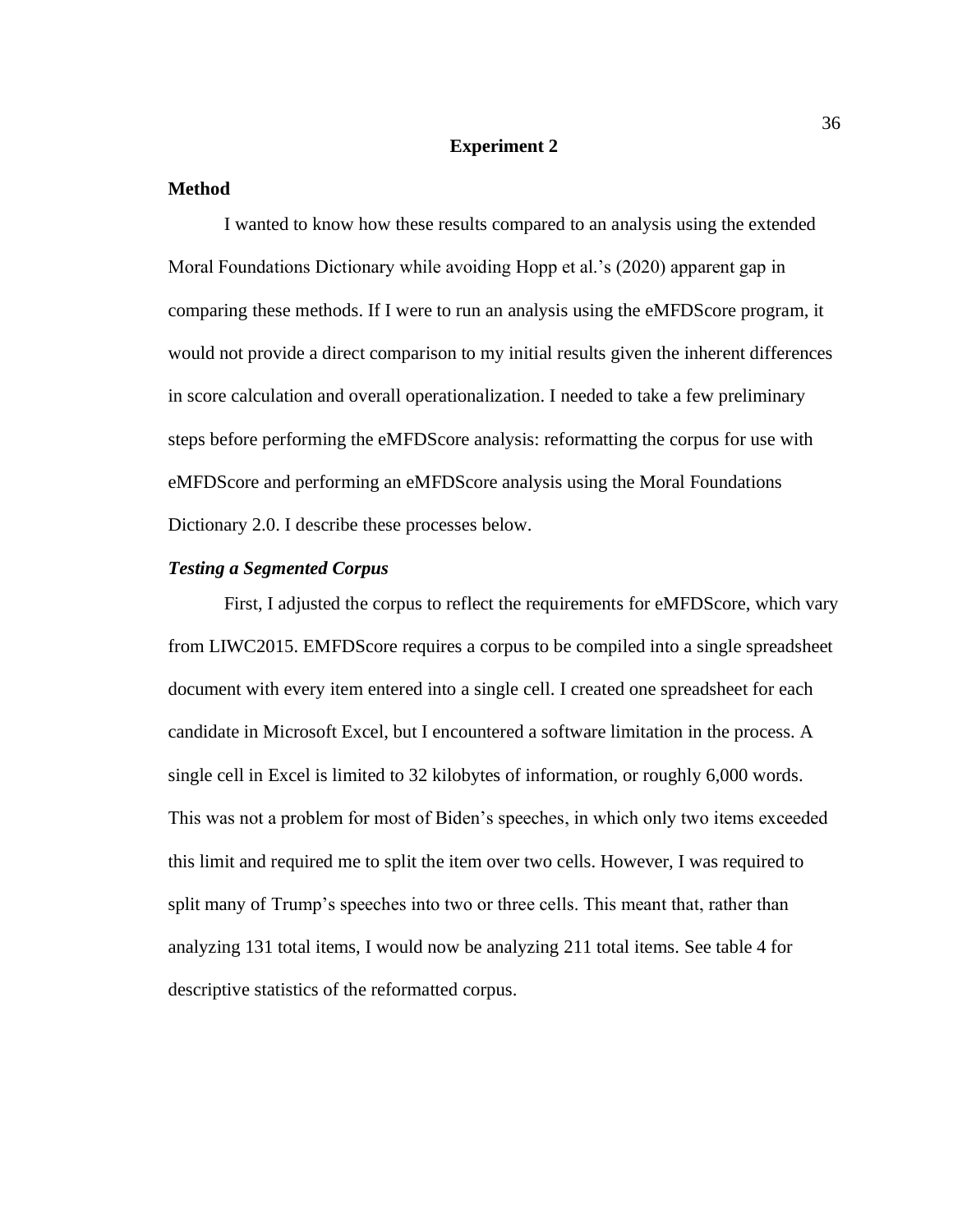## Experiment 2

### Method

I wanted to know how these results compared to an analysis using the extended Moral Foundations Dictionary while avoiding Hopp et al.'s (2020) apparent gap in comparing these methods. If I were to run an analysis using the eMFDScore program, it would not provide a direct comparison to my initial results given the inherent differences in score calculation and overall operationalization. I needed to take a few preliminary steps before performing the eMFDScore analysis: reformatting the corpus for use with eMFDScore and performing an eMFDScore analysis using the Moral Foundations Dictionary 2.0. I describe these processes below.

#### ***Testing a Segmented Corpus***

First, I adjusted the corpus to reflect the requirements for eMFDScore, which vary from LIWC2015. EMFDScore requires a corpus to be compiled into a single spreadsheet document with every item entered into a single cell. I created one spreadsheet for each candidate in Microsoft Excel, but I encountered a software limitation in the process. A single cell in Excel is limited to 32 kilobytes of information, or roughly 6,000 words. This was not a problem for most of Biden's speeches, in which only two items exceeded this limit and required me to split the item over two cells. However, I was required to split many of Trump's speeches into two or three cells. This meant that, rather than analyzing 131 total items, I would now be analyzing 211 total items. See table 4 for descriptive statistics of the reformatted corpus.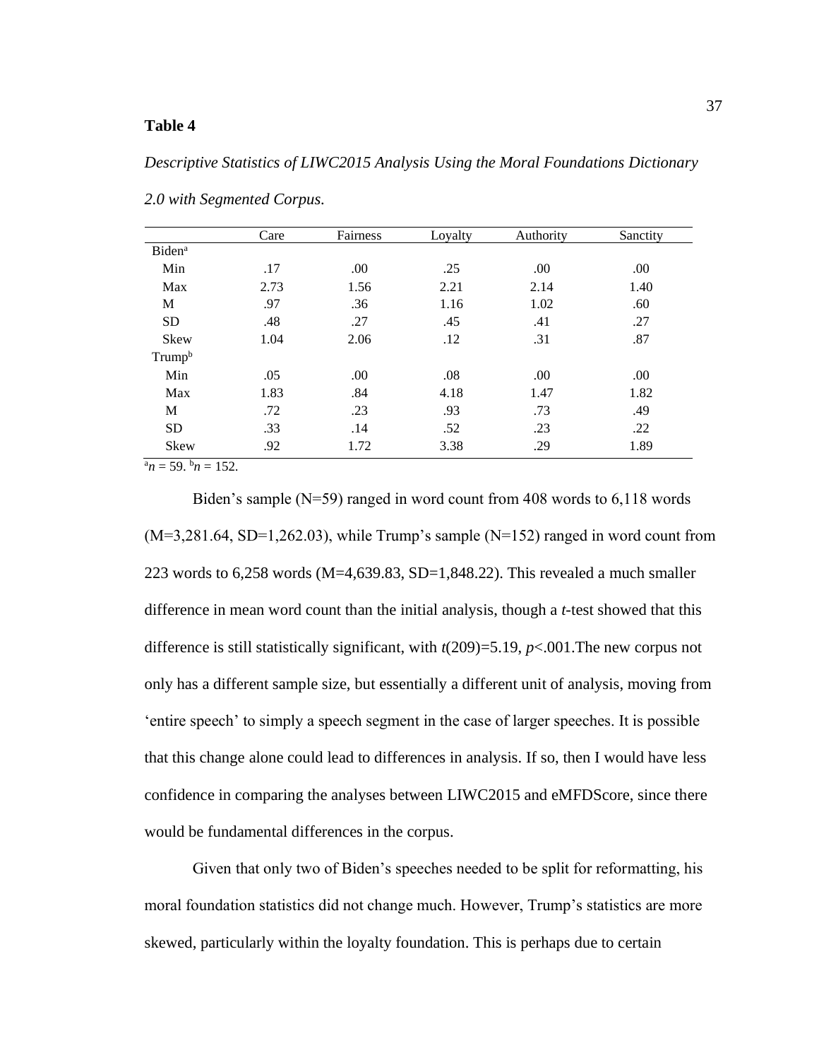**Table 4**

*Descriptive Statistics of LIWC2015 Analysis Using the Moral Foundations Dictionary 2.0 with Segmented Corpus.*

| | Care | Fairness | Loyalty | Authority | Sanctity |
|---|---|---|---|---|---|
| Biden[a] | | | | | |
| Min | .17 | .00 | .25 | .00 | .00 |
| Max | 2.73 | 1.56 | 2.21 | 2.14 | 1.40 |
| M | .97 | .36 | 1.16 | 1.02 | .60 |
| SD | .48 | .27 | .45 | .41 | .27 |
| Skew | 1.04 | 2.06 | .12 | .31 | .87 |
| Trump[b] | | | | | |
| Min | .05 | .00 | .08 | .00 | .00 |
| Max | 1.83 | .84 | 4.18 | 1.47 | 1.82 |
| M | .72 | .23 | .93 | .73 | .49 |
| SD | .33 | .14 | .52 | .23 | .22 |
| Skew | .92 | 1.72 | 3.38 | .29 | 1.89 |

[a]$n$ = 59. [b]$n$ = 152.

Biden's sample (N=59) ranged in word count from 408 words to 6,118 words (M=3,281.64, SD=1,262.03), while Trump's sample (N=152) ranged in word count from 223 words to 6,258 words (M=4,639.83, SD=1,848.22). This revealed a much smaller difference in mean word count than the initial analysis, though a *t*-test showed that this difference is still statistically significant, with $t(209)=5.19$, $p<.001$.The new corpus not only has a different sample size, but essentially a different unit of analysis, moving from 'entire speech' to simply a speech segment in the case of larger speeches. It is possible that this change alone could lead to differences in analysis. If so, then I would have less confidence in comparing the analyses between LIWC2015 and eMFDScore, since there would be fundamental differences in the corpus.

Given that only two of Biden's speeches needed to be split for reformatting, his moral foundation statistics did not change much. However, Trump's statistics are more skewed, particularly within the loyalty foundation. This is perhaps due to certain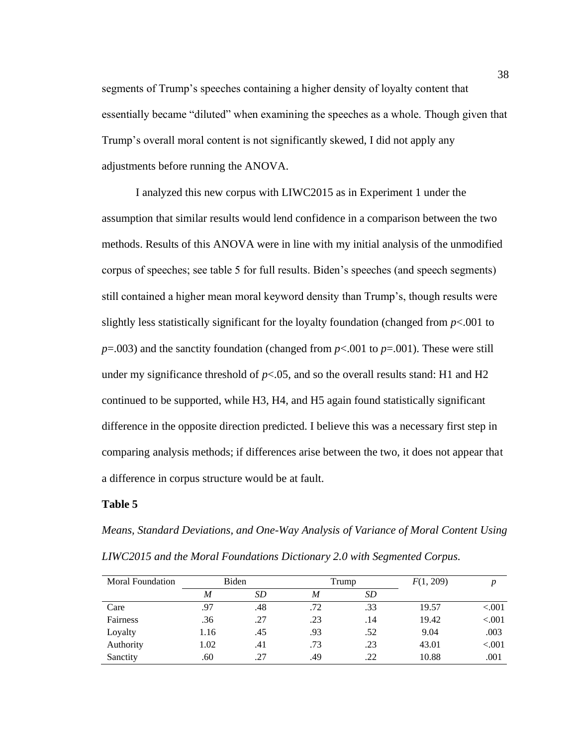segments of Trump's speeches containing a higher density of loyalty content that essentially became "diluted" when examining the speeches as a whole. Though given that Trump's overall moral content is not significantly skewed, I did not apply any adjustments before running the ANOVA.

I analyzed this new corpus with LIWC2015 as in Experiment 1 under the assumption that similar results would lend confidence in a comparison between the two methods. Results of this ANOVA were in line with my initial analysis of the unmodified corpus of speeches; see table 5 for full results. Biden's speeches (and speech segments) still contained a higher mean moral keyword density than Trump's, though results were slightly less statistically significant for the loyalty foundation (changed from $p<.001$ to $p=.003$) and the sanctity foundation (changed from $p<.001$ to $p=.001$). These were still under my significance threshold of $p<.05$, and so the overall results stand: H1 and H2 continued to be supported, while H3, H4, and H5 again found statistically significant difference in the opposite direction predicted. I believe this was a necessary first step in comparing analysis methods; if differences arise between the two, it does not appear that a difference in corpus structure would be at fault.

**Table 5**

*Means, Standard Deviations, and One-Way Analysis of Variance of Moral Content Using LIWC2015 and the Moral Foundations Dictionary 2.0 with Segmented Corpus.*

| Moral Foundation | Biden | | Trump | | $F(1, 209)$ | $p$ |
|---|---|---|---|---|---|---|
| | *M* | *SD* | *M* | *SD* | | |
| Care | .97 | .48 | .72 | .33 | 19.57 | <.001 |
| Fairness | .36 | .27 | .23 | .14 | 19.42 | <.001 |
| Loyalty | 1.16 | .45 | .93 | .52 | 9.04 | .003 |
| Authority | 1.02 | .41 | .73 | .23 | 43.01 | <.001 |
| Sanctity | .60 | .27 | .49 | .22 | 10.88 | .001 |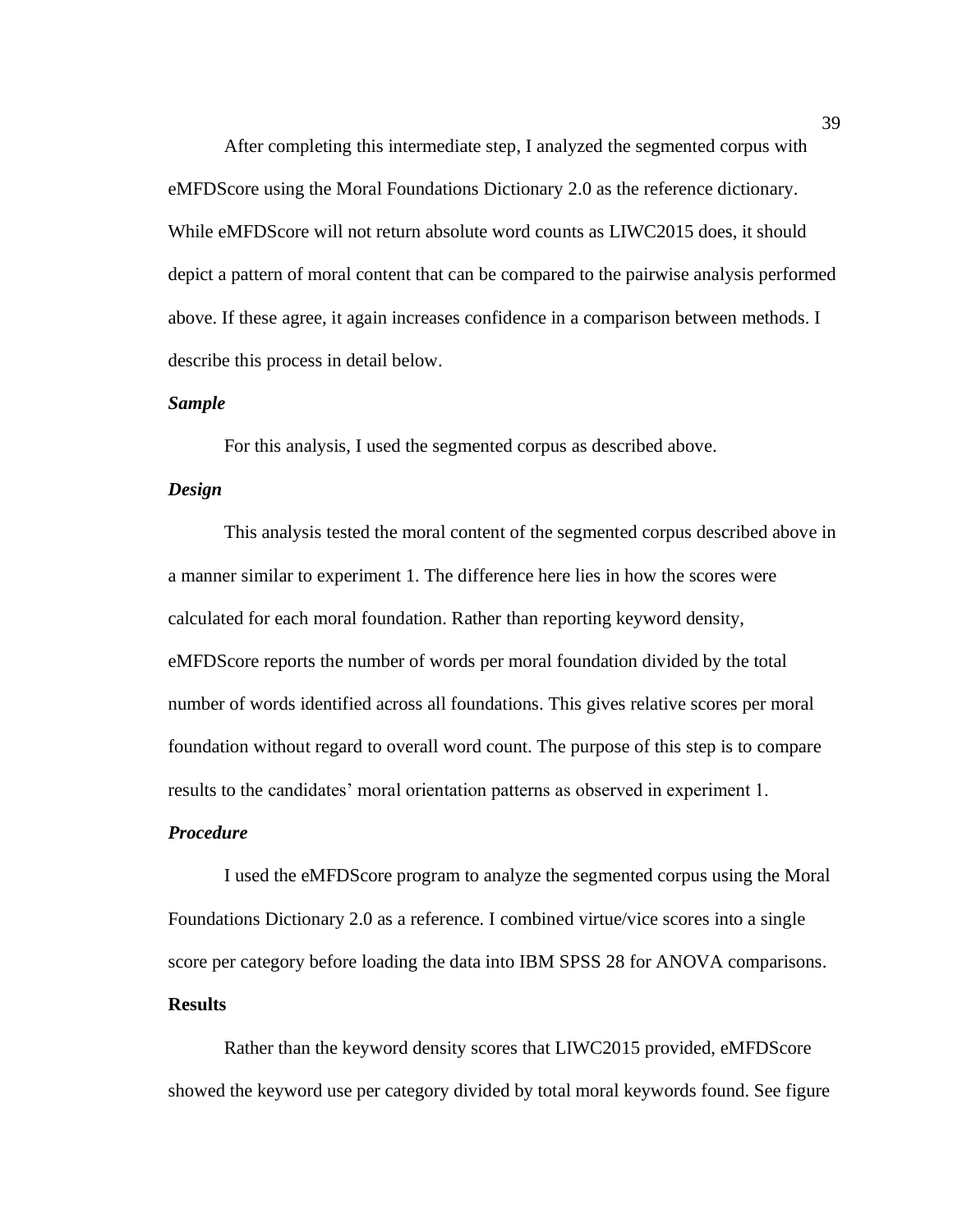After completing this intermediate step, I analyzed the segmented corpus with eMFDScore using the Moral Foundations Dictionary 2.0 as the reference dictionary. While eMFDScore will not return absolute word counts as LIWC2015 does, it should depict a pattern of moral content that can be compared to the pairwise analysis performed above. If these agree, it again increases confidence in a comparison between methods. I describe this process in detail below.

### *Sample*

For this analysis, I used the segmented corpus as described above.

### *Design*

This analysis tested the moral content of the segmented corpus described above in a manner similar to experiment 1. The difference here lies in how the scores were calculated for each moral foundation. Rather than reporting keyword density, eMFDScore reports the number of words per moral foundation divided by the total number of words identified across all foundations. This gives relative scores per moral foundation without regard to overall word count. The purpose of this step is to compare results to the candidates' moral orientation patterns as observed in experiment 1.

### *Procedure*

I used the eMFDScore program to analyze the segmented corpus using the Moral Foundations Dictionary 2.0 as a reference. I combined virtue/vice scores into a single score per category before loading the data into IBM SPSS 28 for ANOVA comparisons.

## **Results**

Rather than the keyword density scores that LIWC2015 provided, eMFDScore showed the keyword use per category divided by total moral keywords found. See figure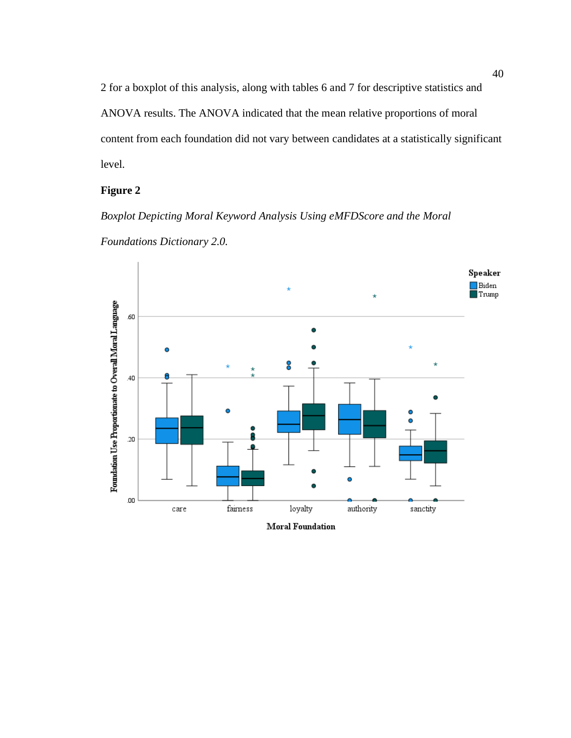2 for a boxplot of this analysis, along with tables 6 and 7 for descriptive statistics and ANOVA results. The ANOVA indicated that the mean relative proportions of moral content from each foundation did not vary between candidates at a statistically significant level.

**Figure 2**

*Boxplot Depicting Moral Keyword Analysis Using eMFDScore and the Moral Foundations Dictionary 2.0.*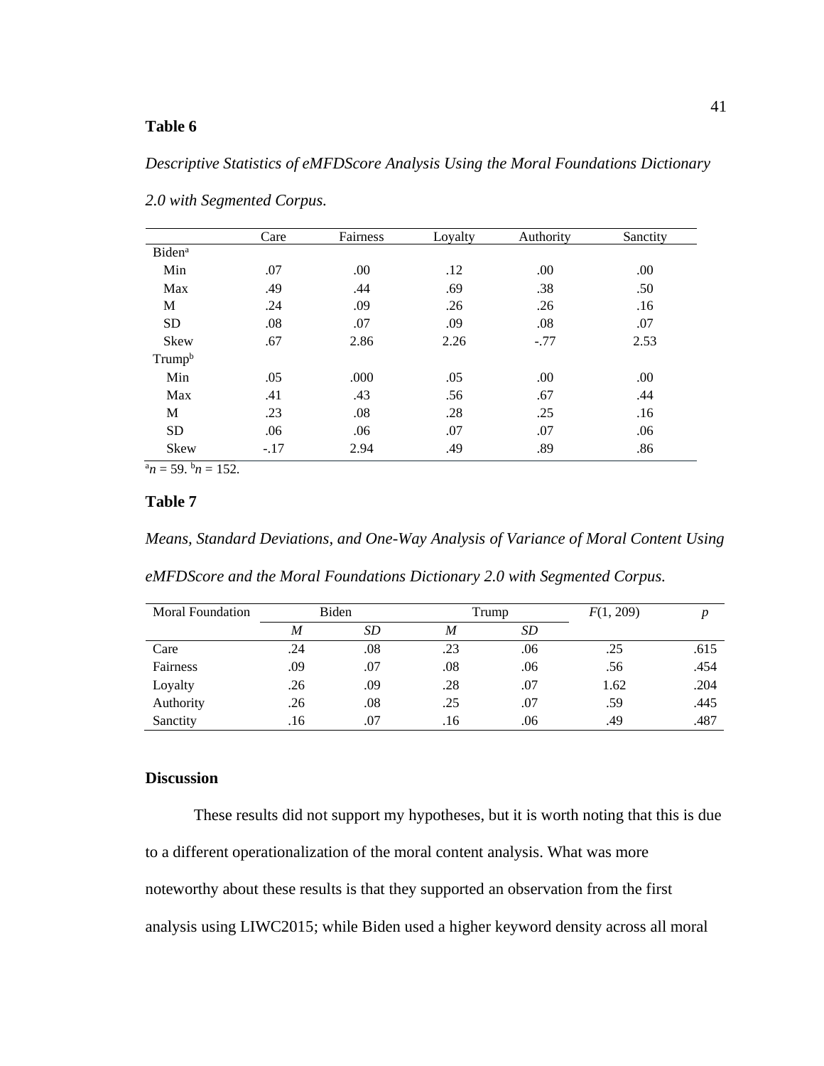**Table 6**

*Descriptive Statistics of eMFDScore Analysis Using the Moral Foundations Dictionary 2.0 with Segmented Corpus.*

| | Care | Fairness | Loyalty | Authority | Sanctity |
|---|---|---|---|---|---|
| Biden[a] | | | | | |
| Min | .07 | .00 | .12 | .00 | .00 |
| Max | .49 | .44 | .69 | .38 | .50 |
| M | .24 | .09 | .26 | .26 | .16 |
| SD | .08 | .07 | .09 | .08 | .07 |
| Skew | .67 | 2.86 | 2.26 | -.77 | 2.53 |
| Trump[b] | | | | | |
| Min | .05 | .000 | .05 | .00 | .00 |
| Max | .41 | .43 | .56 | .67 | .44 |
| M | .23 | .08 | .28 | .25 | .16 |
| SD | .06 | .06 | .07 | .07 | .06 |
| Skew | -.17 | 2.94 | .49 | .89 | .86 |

[a]$n = 59$. [b]$n = 152$.

**Table 7**

*Means, Standard Deviations, and One-Way Analysis of Variance of Moral Content Using eMFDScore and the Moral Foundations Dictionary 2.0 with Segmented Corpus.*

| Moral Foundation | Biden | | Trump | | $F(1, 209)$ | $p$ |
|---|---|---|---|---|---|---|
| | *M* | *SD* | *M* | *SD* | | |
| Care | .24 | .08 | .23 | .06 | .25 | .615 |
| Fairness | .09 | .07 | .08 | .06 | .56 | .454 |
| Loyalty | .26 | .09 | .28 | .07 | 1.62 | .204 |
| Authority | .26 | .08 | .25 | .07 | .59 | .445 |
| Sanctity | .16 | .07 | .16 | .06 | .49 | .487 |

## Discussion

These results did not support my hypotheses, but it is worth noting that this is due to a different operationalization of the moral content analysis. What was more noteworthy about these results is that they supported an observation from the first analysis using LIWC2015; while Biden used a higher keyword density across all moral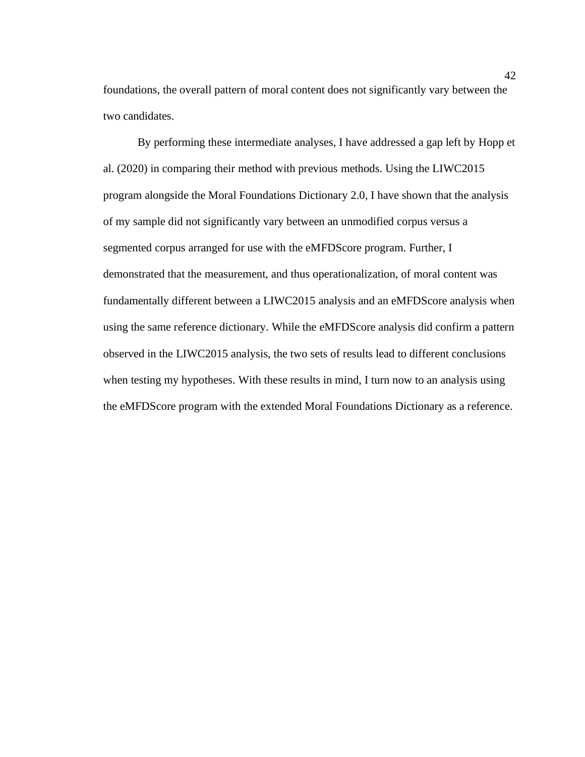foundations, the overall pattern of moral content does not significantly vary between the two candidates.

By performing these intermediate analyses, I have addressed a gap left by Hopp et al. (2020) in comparing their method with previous methods. Using the LIWC2015 program alongside the Moral Foundations Dictionary 2.0, I have shown that the analysis of my sample did not significantly vary between an unmodified corpus versus a segmented corpus arranged for use with the eMFDScore program. Further, I demonstrated that the measurement, and thus operationalization, of moral content was fundamentally different between a LIWC2015 analysis and an eMFDScore analysis when using the same reference dictionary. While the eMFDScore analysis did confirm a pattern observed in the LIWC2015 analysis, the two sets of results lead to different conclusions when testing my hypotheses. With these results in mind, I turn now to an analysis using the eMFDScore program with the extended Moral Foundations Dictionary as a reference.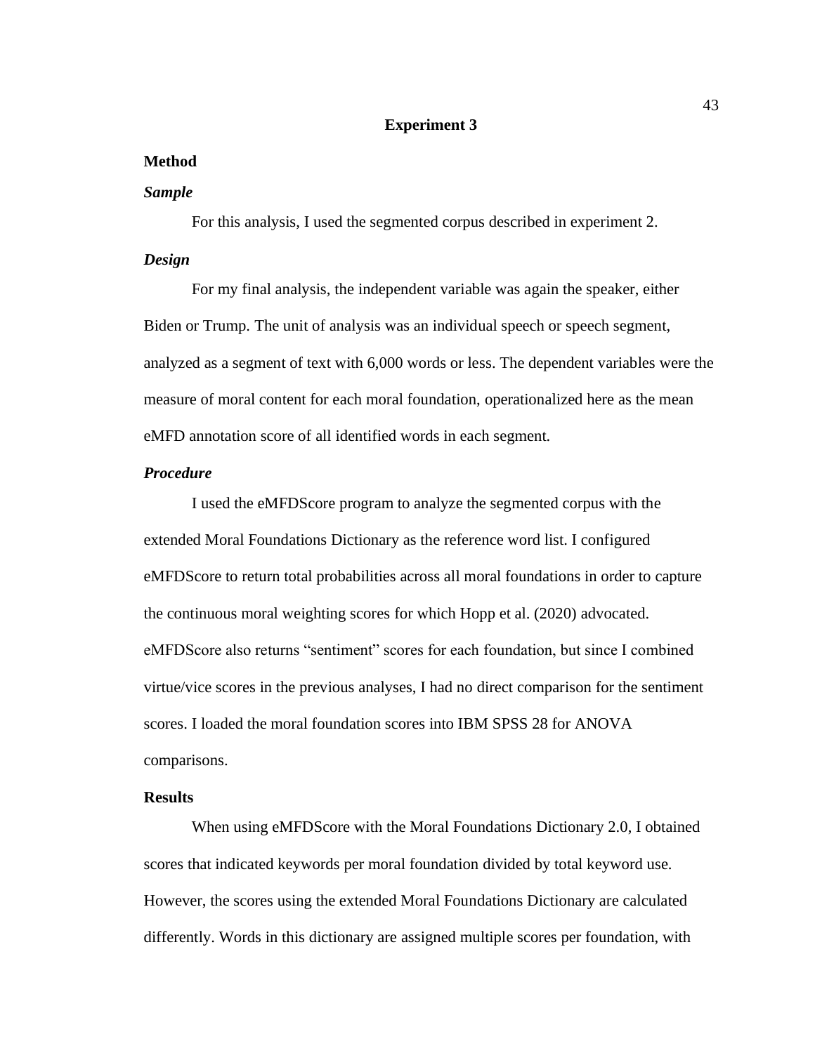# Experiment 3

## Method

### *Sample*

For this analysis, I used the segmented corpus described in experiment 2.

### *Design*

For my final analysis, the independent variable was again the speaker, either Biden or Trump. The unit of analysis was an individual speech or speech segment, analyzed as a segment of text with 6,000 words or less. The dependent variables were the measure of moral content for each moral foundation, operationalized here as the mean eMFD annotation score of all identified words in each segment.

### *Procedure*

I used the eMFDScore program to analyze the segmented corpus with the extended Moral Foundations Dictionary as the reference word list. I configured eMFDScore to return total probabilities across all moral foundations in order to capture the continuous moral weighting scores for which Hopp et al. (2020) advocated. eMFDScore also returns "sentiment" scores for each foundation, but since I combined virtue/vice scores in the previous analyses, I had no direct comparison for the sentiment scores. I loaded the moral foundation scores into IBM SPSS 28 for ANOVA comparisons.

## Results

When using eMFDScore with the Moral Foundations Dictionary 2.0, I obtained scores that indicated keywords per moral foundation divided by total keyword use. However, the scores using the extended Moral Foundations Dictionary are calculated differently. Words in this dictionary are assigned multiple scores per foundation, with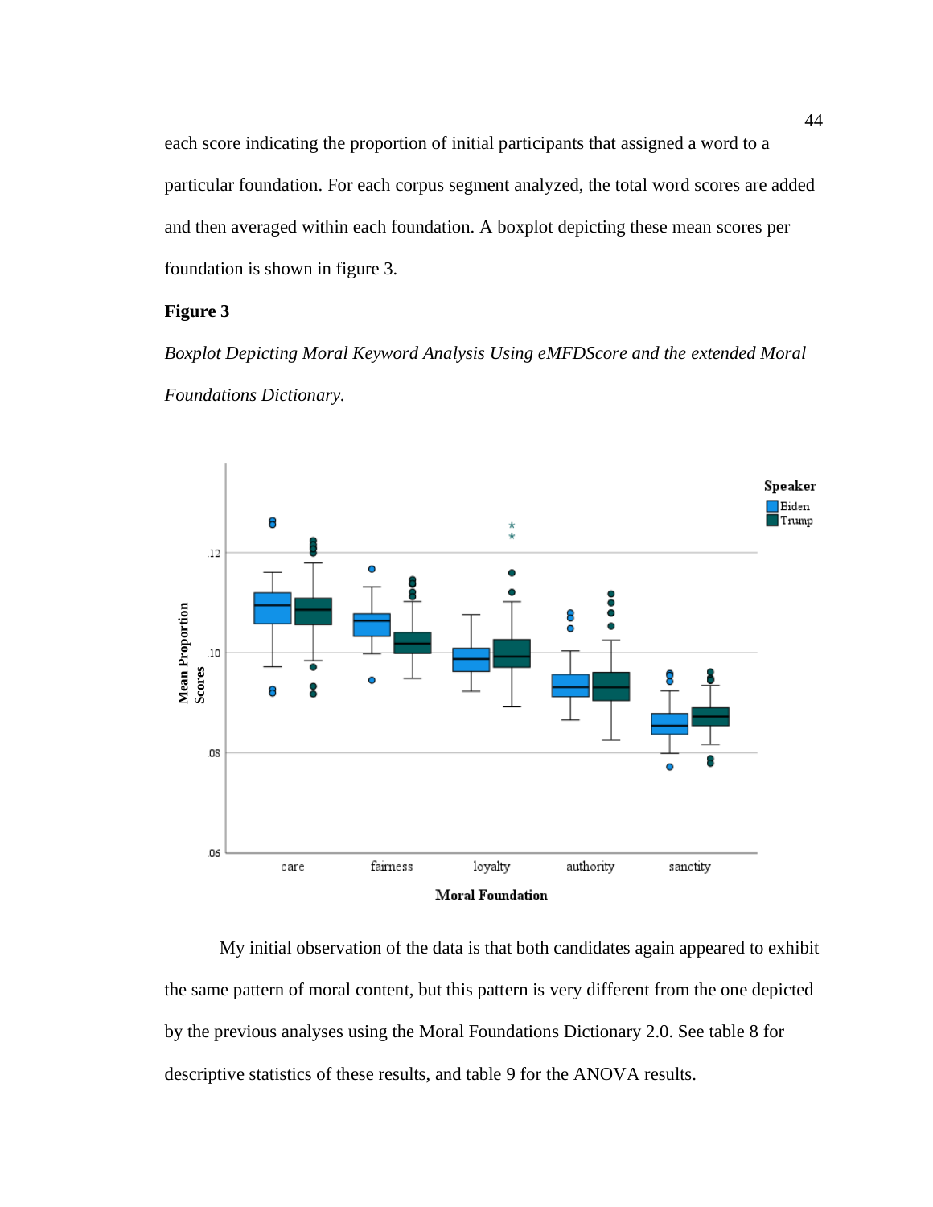each score indicating the proportion of initial participants that assigned a word to a particular foundation. For each corpus segment analyzed, the total word scores are added and then averaged within each foundation. A boxplot depicting these mean scores per foundation is shown in figure 3.

**Figure 3**

*Boxplot Depicting Moral Keyword Analysis Using eMFDScore and the extended Moral Foundations Dictionary.*

My initial observation of the data is that both candidates again appeared to exhibit the same pattern of moral content, but this pattern is very different from the one depicted by the previous analyses using the Moral Foundations Dictionary 2.0. See table 8 for descriptive statistics of these results, and table 9 for the ANOVA results.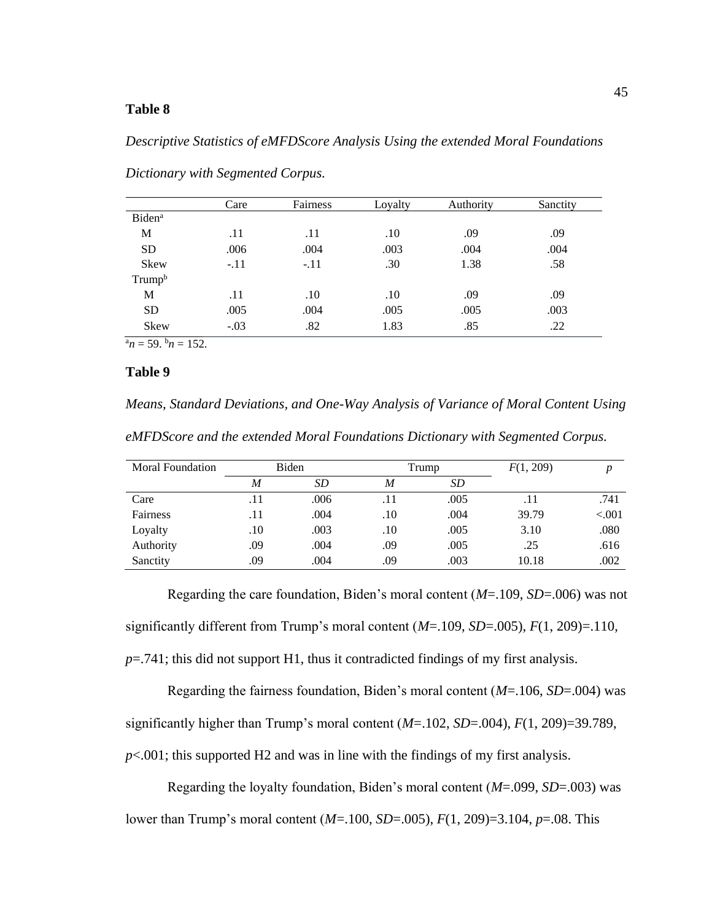**Table 8**

*Descriptive Statistics of eMFDScore Analysis Using the extended Moral Foundations Dictionary with Segmented Corpus.*

| | Care | Fairness | Loyalty | Authority | Sanctity |
|---|---|---|---|---|---|
| Biden[a] | | | | | |
| M | .11 | .11 | .10 | .09 | .09 |
| SD | .006 | .004 | .003 | .004 | .004 |
| Skew | -.11 | -.11 | .30 | 1.38 | .58 |
| Trump[b] | | | | | |
| M | .11 | .10 | .10 | .09 | .09 |
| SD | .005 | .004 | .005 | .005 | .003 |
| Skew | -.03 | .82 | 1.83 | .85 | .22 |

[a]$n = 59$. [b]$n = 152$.

**Table 9**

*Means, Standard Deviations, and One-Way Analysis of Variance of Moral Content Using eMFDScore and the extended Moral Foundations Dictionary with Segmented Corpus.*

| Moral Foundation | Biden | | Trump | | $F(1, 209)$ | $p$ |
|---|---|---|---|---|---|---|
| | $M$ | $SD$ | $M$ | $SD$ | | |
| Care | .11 | .006 | .11 | .005 | .11 | .741 |
| Fairness | .11 | .004 | .10 | .004 | 39.79 | <.001 |
| Loyalty | .10 | .003 | .10 | .005 | 3.10 | .080 |
| Authority | .09 | .004 | .09 | .005 | .25 | .616 |
| Sanctity | .09 | .004 | .09 | .003 | 10.18 | .002 |

Regarding the care foundation, Biden's moral content ($M$=.109, $SD$=.006) was not significantly different from Trump's moral content ($M$=.109, $SD$=.005), $F(1, 209)$=.110, $p$=.741; this did not support H1, thus it contradicted findings of my first analysis.

Regarding the fairness foundation, Biden's moral content ($M$=.106, $SD$=.004) was significantly higher than Trump's moral content ($M$=.102, $SD$=.004), $F(1, 209)$=39.789, $p$<.001; this supported H2 and was in line with the findings of my first analysis.

Regarding the loyalty foundation, Biden's moral content ($M$=.099, $SD$=.003) was lower than Trump's moral content ($M$=.100, $SD$=.005), $F(1, 209)$=3.104, $p$=.08. This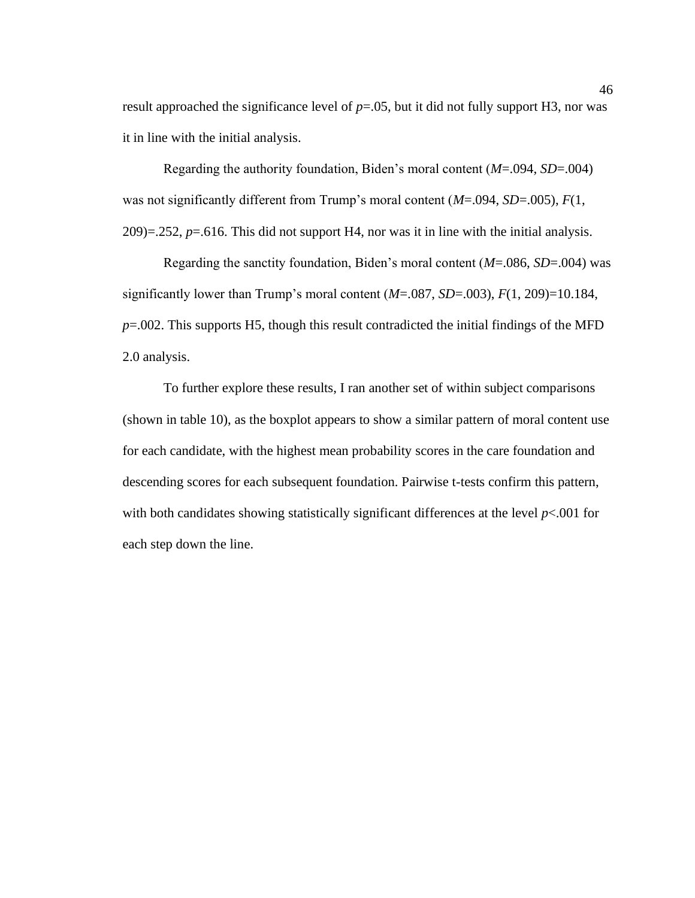result approached the significance level of $p$=.05, but it did not fully support H3, nor was it in line with the initial analysis.

Regarding the authority foundation, Biden's moral content ($M$=.094, $SD$=.004) was not significantly different from Trump's moral content ($M$=.094, $SD$=.005), $F(1, 209)$=.252, $p$=.616. This did not support H4, nor was it in line with the initial analysis.

Regarding the sanctity foundation, Biden's moral content ($M$=.086, $SD$=.004) was significantly lower than Trump's moral content ($M$=.087, $SD$=.003), $F(1, 209)$=10.184, $p$=.002. This supports H5, though this result contradicted the initial findings of the MFD 2.0 analysis.

To further explore these results, I ran another set of within subject comparisons (shown in table 10), as the boxplot appears to show a similar pattern of moral content use for each candidate, with the highest mean probability scores in the care foundation and descending scores for each subsequent foundation. Pairwise t-tests confirm this pattern, with both candidates showing statistically significant differences at the level $p$<.001 for each step down the line.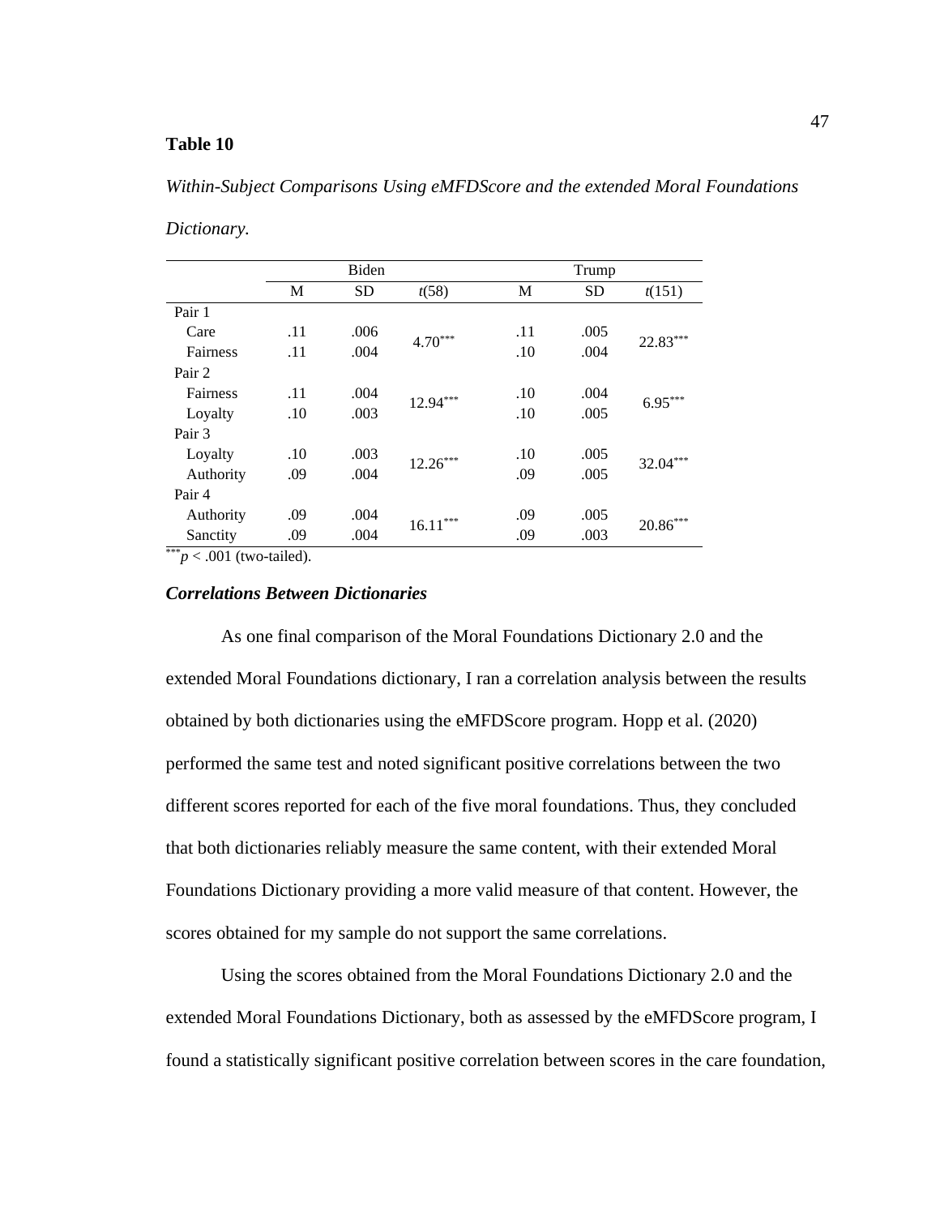**Table 10**

*Within-Subject Comparisons Using eMFDScore and the extended Moral Foundations Dictionary.*

| | Biden | | | Trump | | |
|---|---|---|---|---|---|---|
| | M | SD | *t*(58) | M | SD | *t*(151) |
| Pair 1 | | | | | | |
| Care | .11 | .006 | 4.70*** | .11 | .005 | 22.83*** |
| Fairness | .11 | .004 | | .10 | .004 | |
| Pair 2 | | | | | | |
| Fairness | .11 | .004 | 12.94*** | .10 | .004 | 6.95*** |
| Loyalty | .10 | .003 | | .10 | .005 | |
| Pair 3 | | | | | | |
| Loyalty | .10 | .003 | 12.26*** | .10 | .005 | 32.04*** |
| Authority | .09 | .004 | | .09 | .005 | |
| Pair 4 | | | | | | |
| Authority | .09 | .004 | 16.11*** | .09 | .005 | 20.86*** |
| Sanctity | .09 | .004 | | .09 | .003 | |

***$p < .001$ (two-tailed).

### *Correlations Between Dictionaries*

As one final comparison of the Moral Foundations Dictionary 2.0 and the extended Moral Foundations dictionary, I ran a correlation analysis between the results obtained by both dictionaries using the eMFDScore program. Hopp et al. (2020) performed the same test and noted significant positive correlations between the two different scores reported for each of the five moral foundations. Thus, they concluded that both dictionaries reliably measure the same content, with their extended Moral Foundations Dictionary providing a more valid measure of that content. However, the scores obtained for my sample do not support the same correlations.

Using the scores obtained from the Moral Foundations Dictionary 2.0 and the extended Moral Foundations Dictionary, both as assessed by the eMFDScore program, I found a statistically significant positive correlation between scores in the care foundation,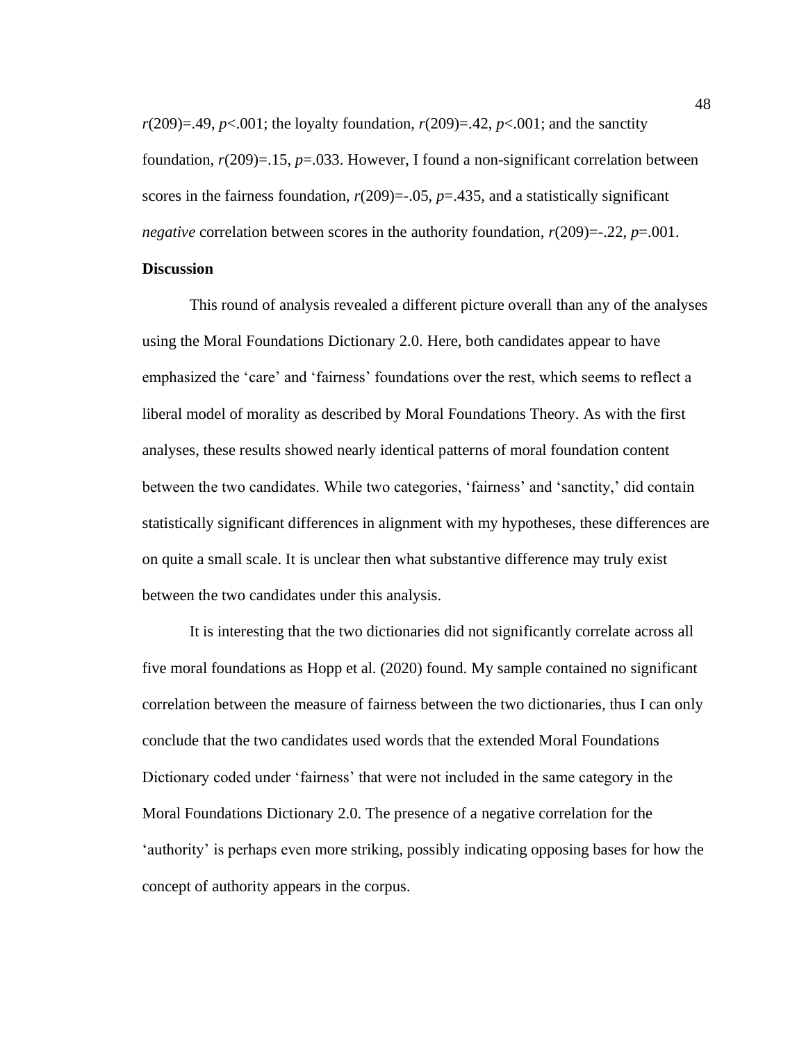$r(209)=.49$, $p<.001$; the loyalty foundation, $r(209)=.42$, $p<.001$; and the sanctity foundation, $r(209)=.15$, $p=.033$. However, I found a non-significant correlation between scores in the fairness foundation, $r(209)=-.05$, $p=.435$, and a statistically significant *negative* correlation between scores in the authority foundation, $r(209)=-.22$, $p=.001$.

**Discussion**

This round of analysis revealed a different picture overall than any of the analyses using the Moral Foundations Dictionary 2.0. Here, both candidates appear to have emphasized the 'care' and 'fairness' foundations over the rest, which seems to reflect a liberal model of morality as described by Moral Foundations Theory. As with the first analyses, these results showed nearly identical patterns of moral foundation content between the two candidates. While two categories, 'fairness' and 'sanctity,' did contain statistically significant differences in alignment with my hypotheses, these differences are on quite a small scale. It is unclear then what substantive difference may truly exist between the two candidates under this analysis.

It is interesting that the two dictionaries did not significantly correlate across all five moral foundations as Hopp et al. (2020) found. My sample contained no significant correlation between the measure of fairness between the two dictionaries, thus I can only conclude that the two candidates used words that the extended Moral Foundations Dictionary coded under 'fairness' that were not included in the same category in the Moral Foundations Dictionary 2.0. The presence of a negative correlation for the 'authority' is perhaps even more striking, possibly indicating opposing bases for how the concept of authority appears in the corpus.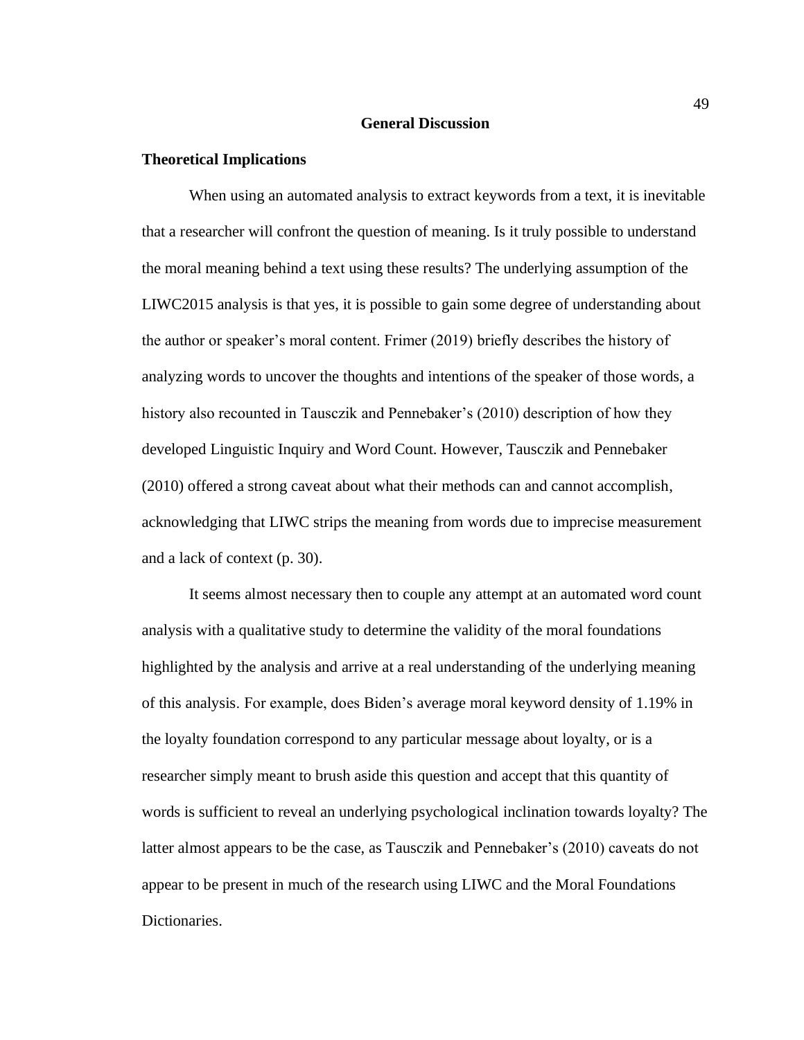# General Discussion

## Theoretical Implications

When using an automated analysis to extract keywords from a text, it is inevitable that a researcher will confront the question of meaning. Is it truly possible to understand the moral meaning behind a text using these results? The underlying assumption of the LIWC2015 analysis is that yes, it is possible to gain some degree of understanding about the author or speaker's moral content. Frimer (2019) briefly describes the history of analyzing words to uncover the thoughts and intentions of the speaker of those words, a history also recounted in Tausczik and Pennebaker's (2010) description of how they developed Linguistic Inquiry and Word Count. However, Tausczik and Pennebaker (2010) offered a strong caveat about what their methods can and cannot accomplish, acknowledging that LIWC strips the meaning from words due to imprecise measurement and a lack of context (p. 30).

It seems almost necessary then to couple any attempt at an automated word count analysis with a qualitative study to determine the validity of the moral foundations highlighted by the analysis and arrive at a real understanding of the underlying meaning of this analysis. For example, does Biden's average moral keyword density of 1.19% in the loyalty foundation correspond to any particular message about loyalty, or is a researcher simply meant to brush aside this question and accept that this quantity of words is sufficient to reveal an underlying psychological inclination towards loyalty? The latter almost appears to be the case, as Tausczik and Pennebaker's (2010) caveats do not appear to be present in much of the research using LIWC and the Moral Foundations Dictionaries.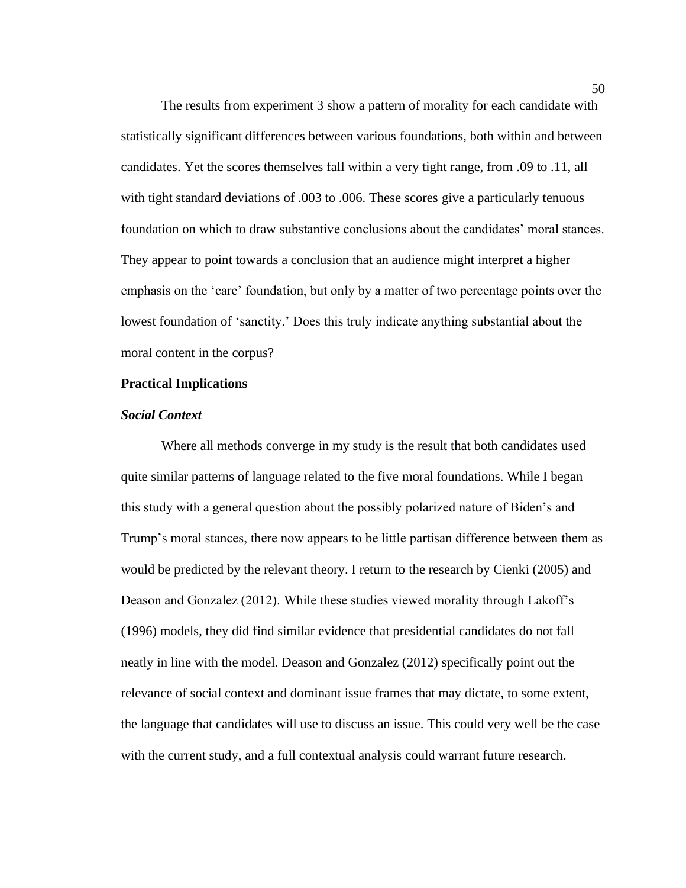The results from experiment 3 show a pattern of morality for each candidate with statistically significant differences between various foundations, both within and between candidates. Yet the scores themselves fall within a very tight range, from .09 to .11, all with tight standard deviations of .003 to .006. These scores give a particularly tenuous foundation on which to draw substantive conclusions about the candidates' moral stances. They appear to point towards a conclusion that an audience might interpret a higher emphasis on the 'care' foundation, but only by a matter of two percentage points over the lowest foundation of 'sanctity.' Does this truly indicate anything substantial about the moral content in the corpus?

## Practical Implications

### *Social Context*

Where all methods converge in my study is the result that both candidates used quite similar patterns of language related to the five moral foundations. While I began this study with a general question about the possibly polarized nature of Biden's and Trump's moral stances, there now appears to be little partisan difference between them as would be predicted by the relevant theory. I return to the research by Cienki (2005) and Deason and Gonzalez (2012). While these studies viewed morality through Lakoff's (1996) models, they did find similar evidence that presidential candidates do not fall neatly in line with the model. Deason and Gonzalez (2012) specifically point out the relevance of social context and dominant issue frames that may dictate, to some extent, the language that candidates will use to discuss an issue. This could very well be the case with the current study, and a full contextual analysis could warrant future research.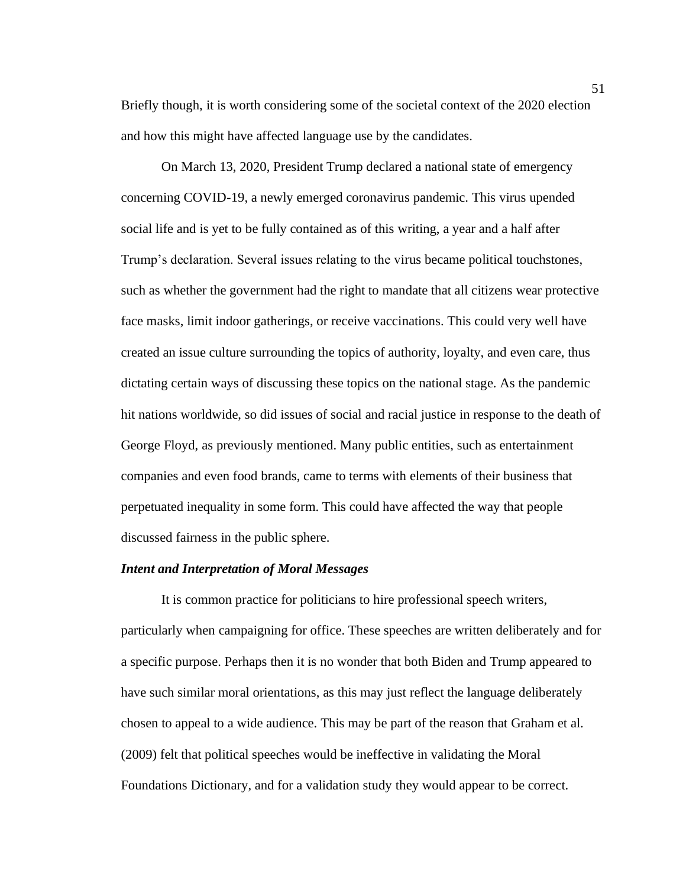Briefly though, it is worth considering some of the societal context of the 2020 election and how this might have affected language use by the candidates.

On March 13, 2020, President Trump declared a national state of emergency concerning COVID-19, a newly emerged coronavirus pandemic. This virus upended social life and is yet to be fully contained as of this writing, a year and a half after Trump's declaration. Several issues relating to the virus became political touchstones, such as whether the government had the right to mandate that all citizens wear protective face masks, limit indoor gatherings, or receive vaccinations. This could very well have created an issue culture surrounding the topics of authority, loyalty, and even care, thus dictating certain ways of discussing these topics on the national stage. As the pandemic hit nations worldwide, so did issues of social and racial justice in response to the death of George Floyd, as previously mentioned. Many public entities, such as entertainment companies and even food brands, came to terms with elements of their business that perpetuated inequality in some form. This could have affected the way that people discussed fairness in the public sphere.

### ***Intent and Interpretation of Moral Messages***

It is common practice for politicians to hire professional speech writers, particularly when campaigning for office. These speeches are written deliberately and for a specific purpose. Perhaps then it is no wonder that both Biden and Trump appeared to have such similar moral orientations, as this may just reflect the language deliberately chosen to appeal to a wide audience. This may be part of the reason that Graham et al. (2009) felt that political speeches would be ineffective in validating the Moral Foundations Dictionary, and for a validation study they would appear to be correct.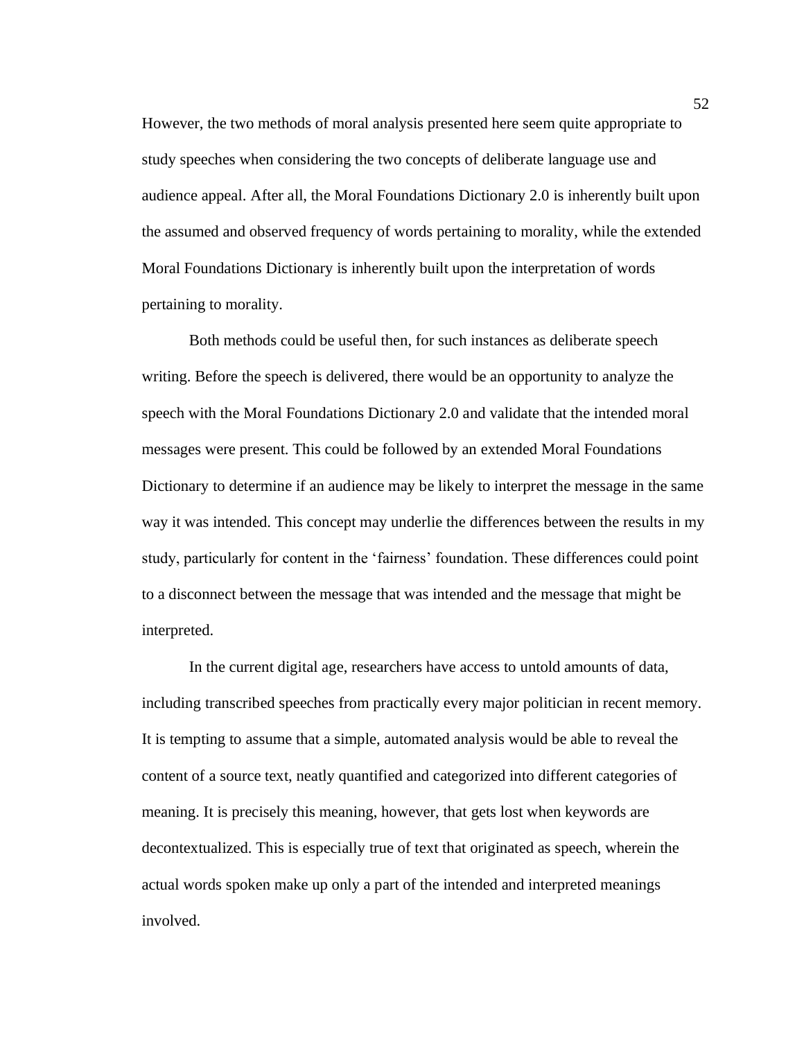However, the two methods of moral analysis presented here seem quite appropriate to study speeches when considering the two concepts of deliberate language use and audience appeal. After all, the Moral Foundations Dictionary 2.0 is inherently built upon the assumed and observed frequency of words pertaining to morality, while the extended Moral Foundations Dictionary is inherently built upon the interpretation of words pertaining to morality.

Both methods could be useful then, for such instances as deliberate speech writing. Before the speech is delivered, there would be an opportunity to analyze the speech with the Moral Foundations Dictionary 2.0 and validate that the intended moral messages were present. This could be followed by an extended Moral Foundations Dictionary to determine if an audience may be likely to interpret the message in the same way it was intended. This concept may underlie the differences between the results in my study, particularly for content in the 'fairness' foundation. These differences could point to a disconnect between the message that was intended and the message that might be interpreted.

In the current digital age, researchers have access to untold amounts of data, including transcribed speeches from practically every major politician in recent memory. It is tempting to assume that a simple, automated analysis would be able to reveal the content of a source text, neatly quantified and categorized into different categories of meaning. It is precisely this meaning, however, that gets lost when keywords are decontextualized. This is especially true of text that originated as speech, wherein the actual words spoken make up only a part of the intended and interpreted meanings involved.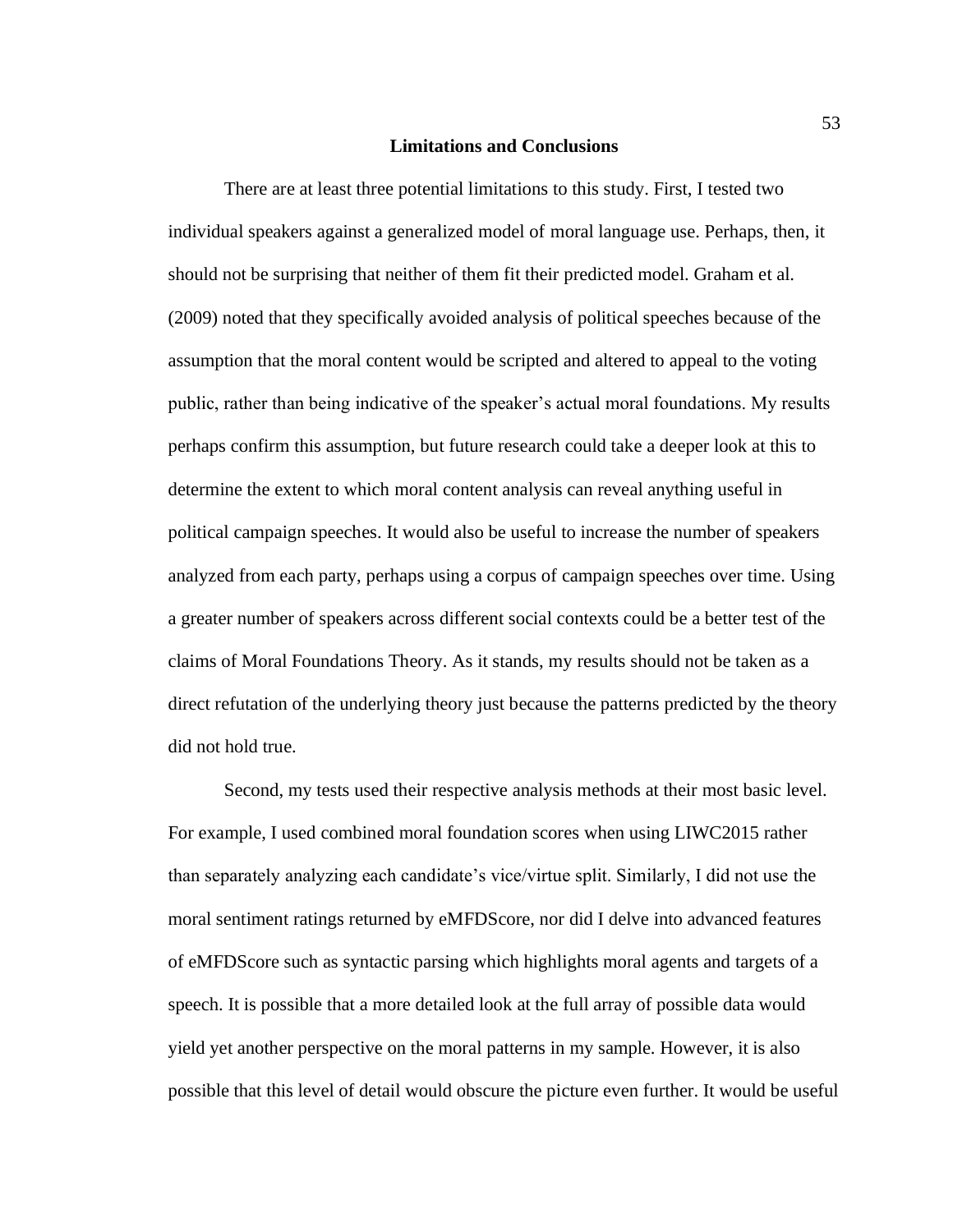## Limitations and Conclusions

There are at least three potential limitations to this study. First, I tested two individual speakers against a generalized model of moral language use. Perhaps, then, it should not be surprising that neither of them fit their predicted model. Graham et al. (2009) noted that they specifically avoided analysis of political speeches because of the assumption that the moral content would be scripted and altered to appeal to the voting public, rather than being indicative of the speaker's actual moral foundations. My results perhaps confirm this assumption, but future research could take a deeper look at this to determine the extent to which moral content analysis can reveal anything useful in political campaign speeches. It would also be useful to increase the number of speakers analyzed from each party, perhaps using a corpus of campaign speeches over time. Using a greater number of speakers across different social contexts could be a better test of the claims of Moral Foundations Theory. As it stands, my results should not be taken as a direct refutation of the underlying theory just because the patterns predicted by the theory did not hold true.

Second, my tests used their respective analysis methods at their most basic level. For example, I used combined moral foundation scores when using LIWC2015 rather than separately analyzing each candidate's vice/virtue split. Similarly, I did not use the moral sentiment ratings returned by eMFDScore, nor did I delve into advanced features of eMFDScore such as syntactic parsing which highlights moral agents and targets of a speech. It is possible that a more detailed look at the full array of possible data would yield yet another perspective on the moral patterns in my sample. However, it is also possible that this level of detail would obscure the picture even further. It would be useful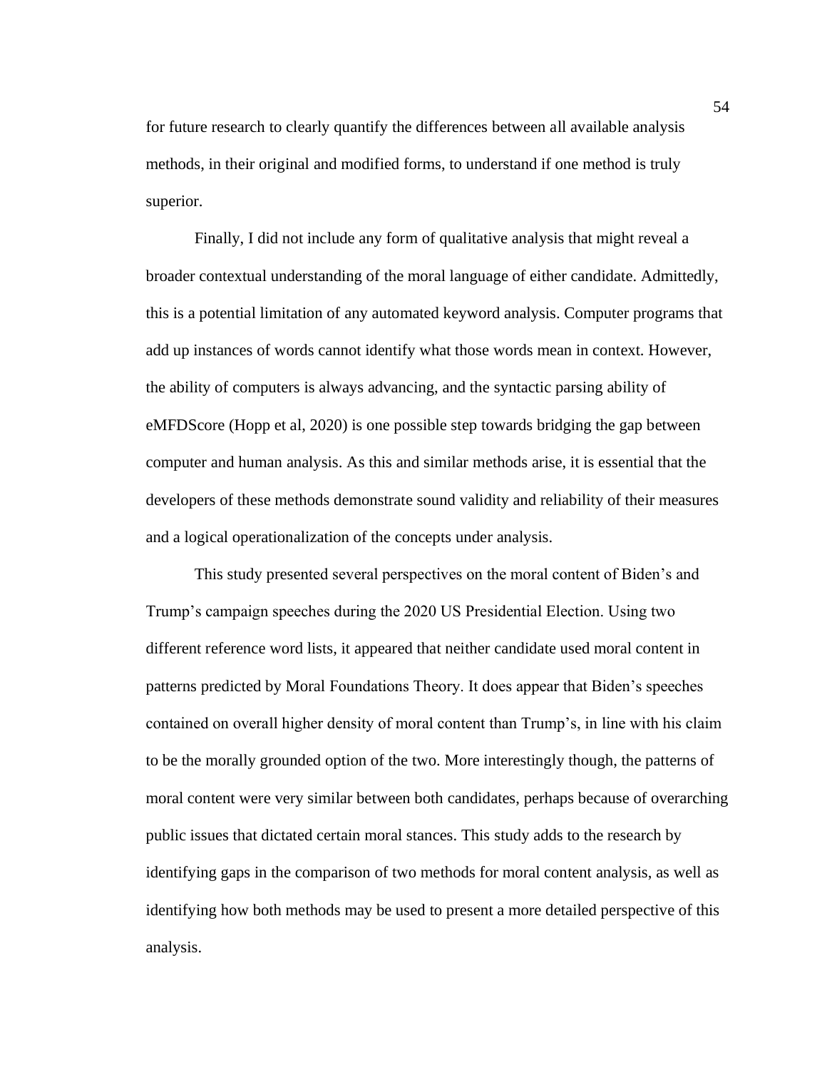for future research to clearly quantify the differences between all available analysis methods, in their original and modified forms, to understand if one method is truly superior.

Finally, I did not include any form of qualitative analysis that might reveal a broader contextual understanding of the moral language of either candidate. Admittedly, this is a potential limitation of any automated keyword analysis. Computer programs that add up instances of words cannot identify what those words mean in context. However, the ability of computers is always advancing, and the syntactic parsing ability of eMFDScore (Hopp et al, 2020) is one possible step towards bridging the gap between computer and human analysis. As this and similar methods arise, it is essential that the developers of these methods demonstrate sound validity and reliability of their measures and a logical operationalization of the concepts under analysis.

This study presented several perspectives on the moral content of Biden's and Trump's campaign speeches during the 2020 US Presidential Election. Using two different reference word lists, it appeared that neither candidate used moral content in patterns predicted by Moral Foundations Theory. It does appear that Biden's speeches contained on overall higher density of moral content than Trump's, in line with his claim to be the morally grounded option of the two. More interestingly though, the patterns of moral content were very similar between both candidates, perhaps because of overarching public issues that dictated certain moral stances. This study adds to the research by identifying gaps in the comparison of two methods for moral content analysis, as well as identifying how both methods may be used to present a more detailed perspective of this analysis.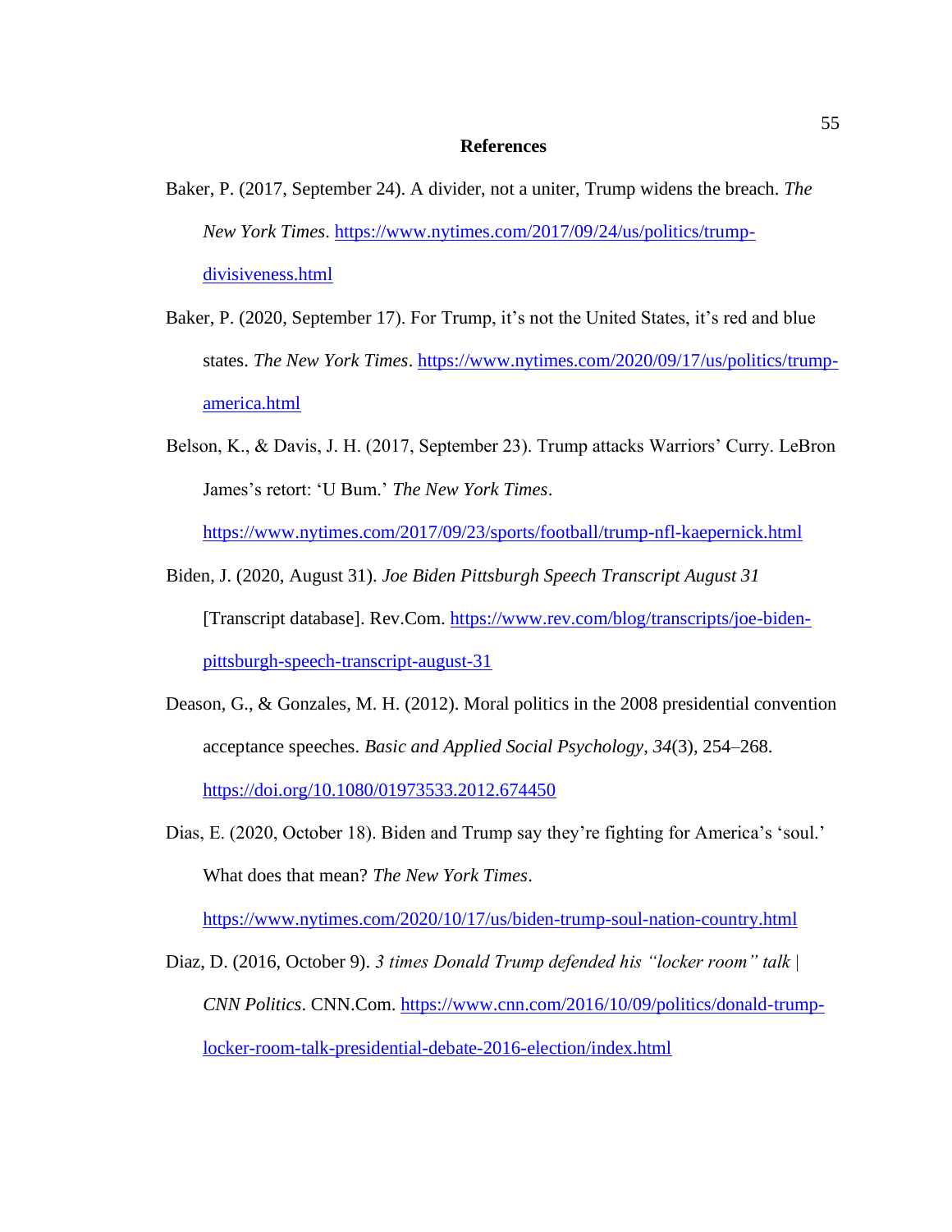## References

Baker, P. (2017, September 24). A divider, not a uniter, Trump widens the breach. *The New York Times*. https://www.nytimes.com/2017/09/24/us/politics/trump-divisiveness.html

Baker, P. (2020, September 17). For Trump, it's not the United States, it's red and blue states. *The New York Times*. https://www.nytimes.com/2020/09/17/us/politics/trump-america.html

Belson, K., & Davis, J. H. (2017, September 23). Trump attacks Warriors' Curry. LeBron James's retort: 'U Bum.' *The New York Times*. https://www.nytimes.com/2017/09/23/sports/football/trump-nfl-kaepernick.html

Biden, J. (2020, August 31). *Joe Biden Pittsburgh Speech Transcript August 31* [Transcript database]. Rev.Com. https://www.rev.com/blog/transcripts/joe-biden-pittsburgh-speech-transcript-august-31

Deason, G., & Gonzales, M. H. (2012). Moral politics in the 2008 presidential convention acceptance speeches. *Basic and Applied Social Psychology*, *34*(3), 254–268. https://doi.org/10.1080/01973533.2012.674450

Dias, E. (2020, October 18). Biden and Trump say they're fighting for America's 'soul.' What does that mean? *The New York Times*. https://www.nytimes.com/2020/10/17/us/biden-trump-soul-nation-country.html

Diaz, D. (2016, October 9). *3 times Donald Trump defended his "locker room" talk | CNN Politics*. CNN.Com. https://www.cnn.com/2016/10/09/politics/donald-trump-locker-room-talk-presidential-debate-2016-election/index.html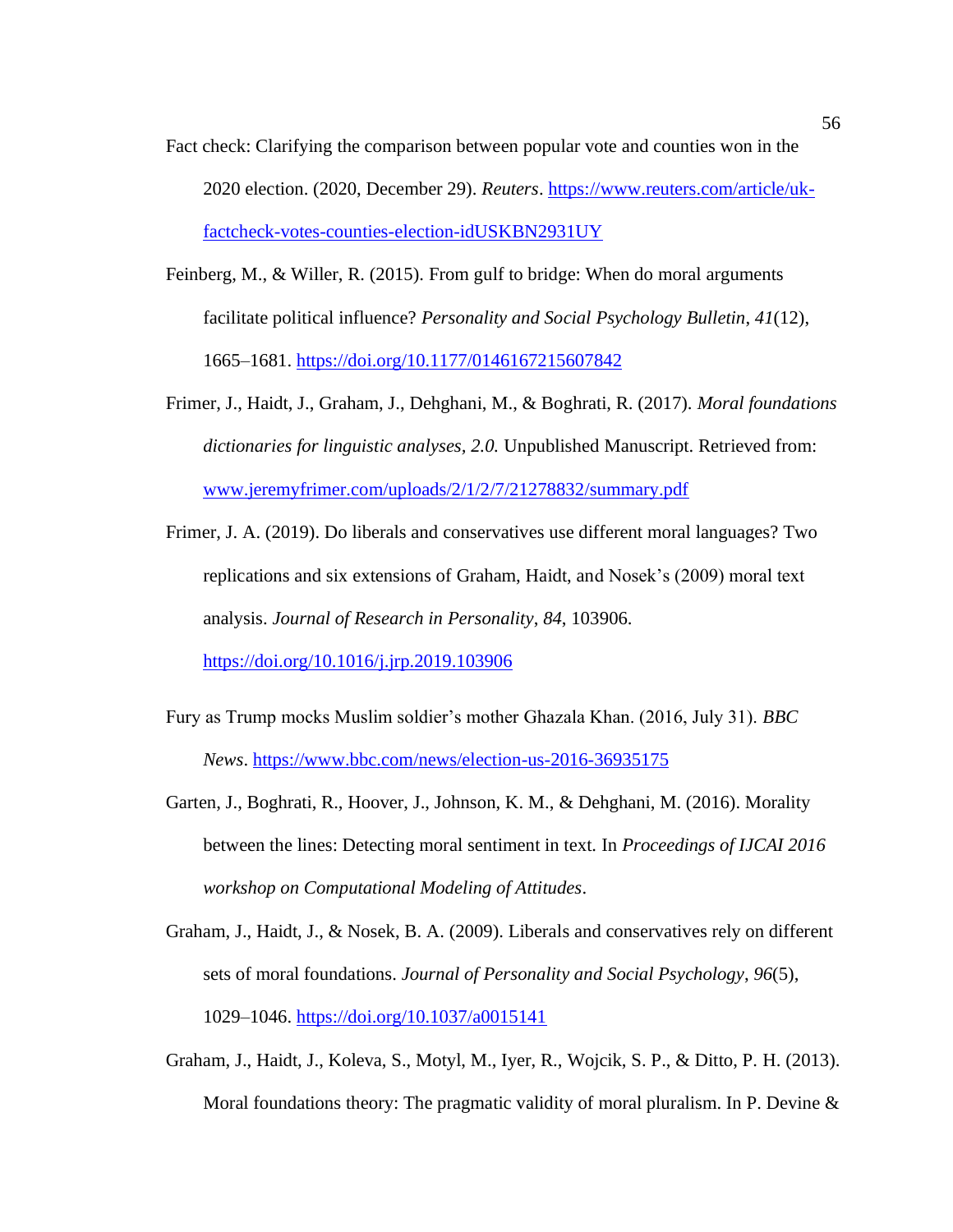Fact check: Clarifying the comparison between popular vote and counties won in the 2020 election. (2020, December 29). *Reuters*. https://www.reuters.com/article/uk-factcheck-votes-counties-election-idUSKBN2931UY

Feinberg, M., & Willer, R. (2015). From gulf to bridge: When do moral arguments facilitate political influence? *Personality and Social Psychology Bulletin*, *41*(12), 1665–1681. https://doi.org/10.1177/0146167215607842

Frimer, J., Haidt, J., Graham, J., Dehghani, M., & Boghrati, R. (2017). *Moral foundations dictionaries for linguistic analyses, 2.0.* Unpublished Manuscript. Retrieved from: www.jeremyfrimer.com/uploads/2/1/2/7/21278832/summary.pdf

Frimer, J. A. (2019). Do liberals and conservatives use different moral languages? Two replications and six extensions of Graham, Haidt, and Nosek's (2009) moral text analysis. *Journal of Research in Personality*, *84*, 103906. https://doi.org/10.1016/j.jrp.2019.103906

Fury as Trump mocks Muslim soldier's mother Ghazala Khan. (2016, July 31). *BBC News*. https://www.bbc.com/news/election-us-2016-36935175

Garten, J., Boghrati, R., Hoover, J., Johnson, K. M., & Dehghani, M. (2016). Morality between the lines: Detecting moral sentiment in text. In *Proceedings of IJCAI 2016 workshop on Computational Modeling of Attitudes*.

Graham, J., Haidt, J., & Nosek, B. A. (2009). Liberals and conservatives rely on different sets of moral foundations. *Journal of Personality and Social Psychology*, *96*(5), 1029–1046. https://doi.org/10.1037/a0015141

Graham, J., Haidt, J., Koleva, S., Motyl, M., Iyer, R., Wojcik, S. P., & Ditto, P. H. (2013). Moral foundations theory: The pragmatic validity of moral pluralism. In P. Devine &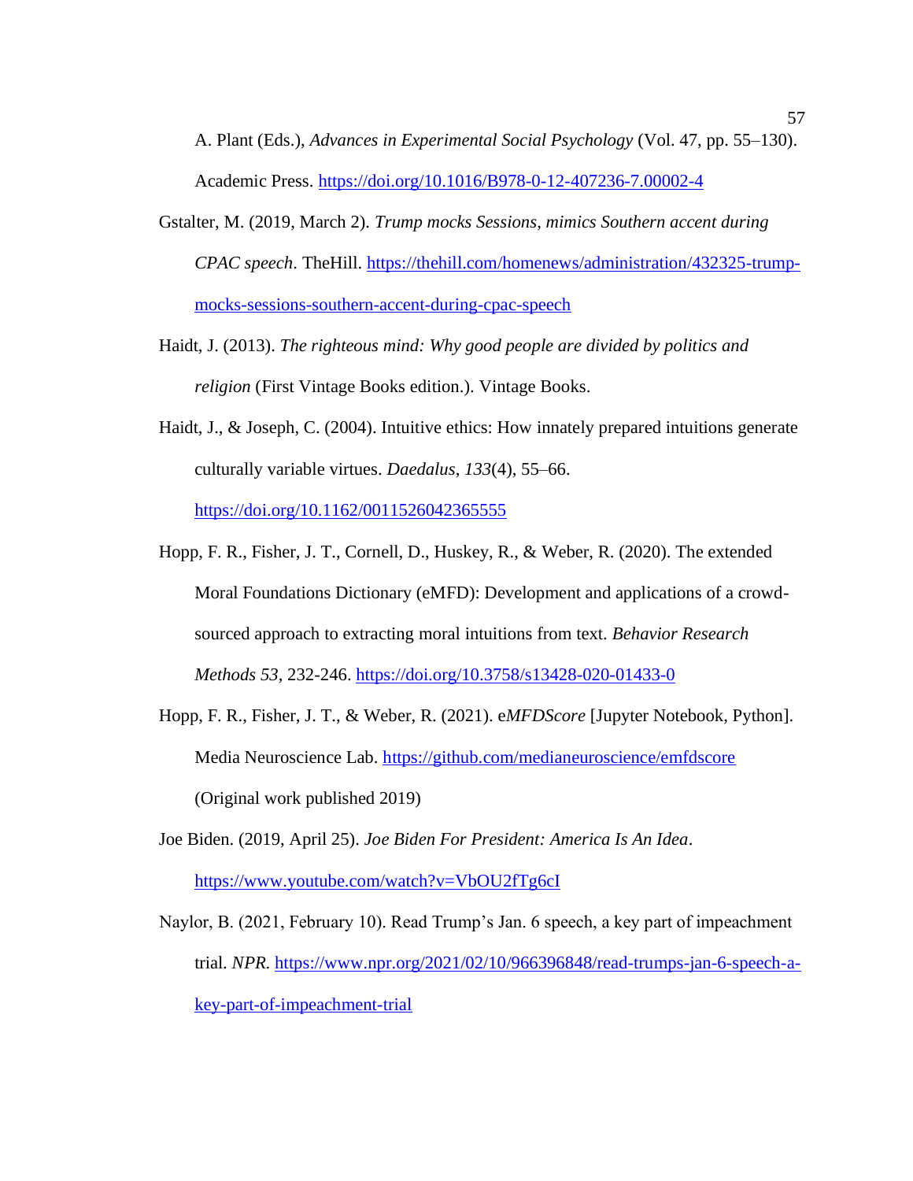A. Plant (Eds.), *Advances in Experimental Social Psychology* (Vol. 47, pp. 55–130). Academic Press. https://doi.org/10.1016/B978-0-12-407236-7.00002-4

Gstalter, M. (2019, March 2). *Trump mocks Sessions, mimics Southern accent during CPAC speech*. TheHill. https://thehill.com/homenews/administration/432325-trump-mocks-sessions-southern-accent-during-cpac-speech

Haidt, J. (2013). *The righteous mind: Why good people are divided by politics and religion* (First Vintage Books edition.). Vintage Books.

Haidt, J., & Joseph, C. (2004). Intuitive ethics: How innately prepared intuitions generate culturally variable virtues. *Daedalus*, *133*(4), 55–66. https://doi.org/10.1162/0011526042365555

Hopp, F. R., Fisher, J. T., Cornell, D., Huskey, R., & Weber, R. (2020). The extended Moral Foundations Dictionary (eMFD): Development and applications of a crowd-sourced approach to extracting moral intuitions from text. *Behavior Research Methods 53*, 232-246. https://doi.org/10.3758/s13428-020-01433-0

Hopp, F. R., Fisher, J. T., & Weber, R. (2021). e*MFDScore* [Jupyter Notebook, Python]. Media Neuroscience Lab. https://github.com/medianeuroscience/emfdscore (Original work published 2019)

Joe Biden. (2019, April 25). *Joe Biden For President: America Is An Idea*. https://www.youtube.com/watch?v=VbOU2fTg6cI

Naylor, B. (2021, February 10). Read Trump's Jan. 6 speech, a key part of impeachment trial. *NPR*. https://www.npr.org/2021/02/10/966396848/read-trumps-jan-6-speech-a-key-part-of-impeachment-trial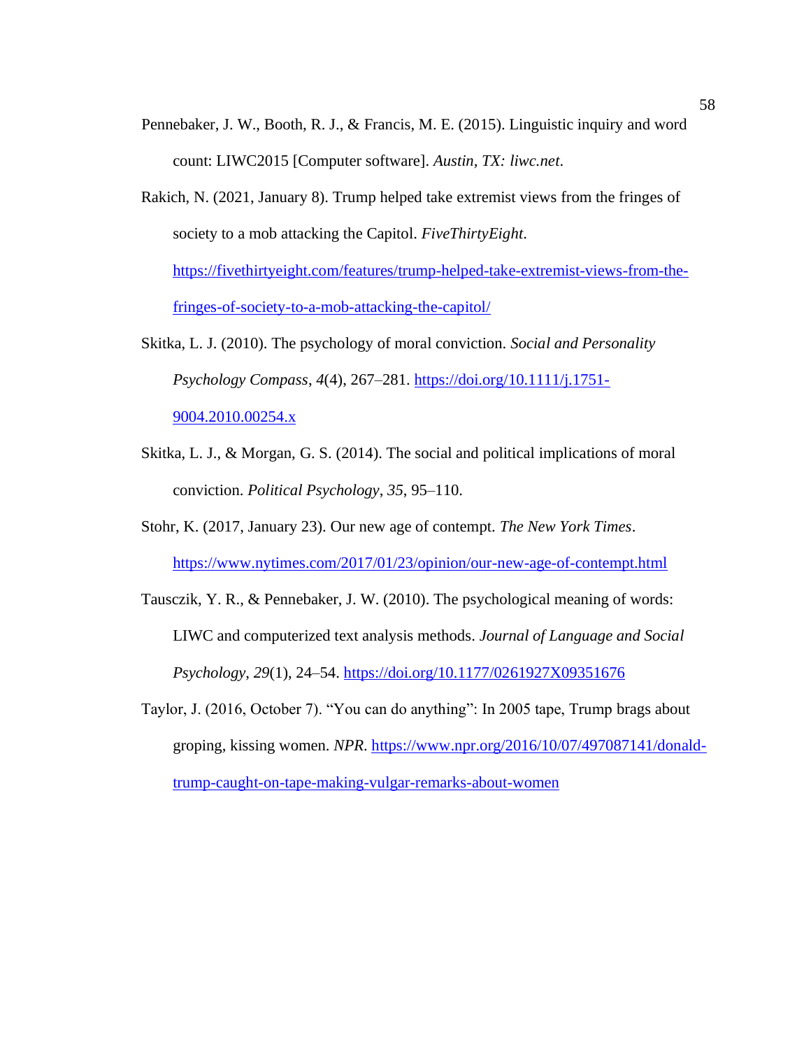Pennebaker, J. W., Booth, R. J., & Francis, M. E. (2015). Linguistic inquiry and word count: LIWC2015 [Computer software]. *Austin, TX: liwc.net*.

Rakich, N. (2021, January 8). Trump helped take extremist views from the fringes of society to a mob attacking the Capitol. *FiveThirtyEight*. https://fivethirtyeight.com/features/trump-helped-take-extremist-views-from-the-fringes-of-society-to-a-mob-attacking-the-capitol/

Skitka, L. J. (2010). The psychology of moral conviction. *Social and Personality Psychology Compass*, *4*(4), 267–281. https://doi.org/10.1111/j.1751-9004.2010.00254.x

Skitka, L. J., & Morgan, G. S. (2014). The social and political implications of moral conviction. *Political Psychology*, *35*, 95–110.

Stohr, K. (2017, January 23). Our new age of contempt. *The New York Times*. https://www.nytimes.com/2017/01/23/opinion/our-new-age-of-contempt.html

Tausczik, Y. R., & Pennebaker, J. W. (2010). The psychological meaning of words: LIWC and computerized text analysis methods. *Journal of Language and Social Psychology*, *29*(1), 24–54. https://doi.org/10.1177/0261927X09351676

Taylor, J. (2016, October 7). "You can do anything": In 2005 tape, Trump brags about groping, kissing women. *NPR*. https://www.npr.org/2016/10/07/497087141/donald-trump-caught-on-tape-making-vulgar-remarks-about-women